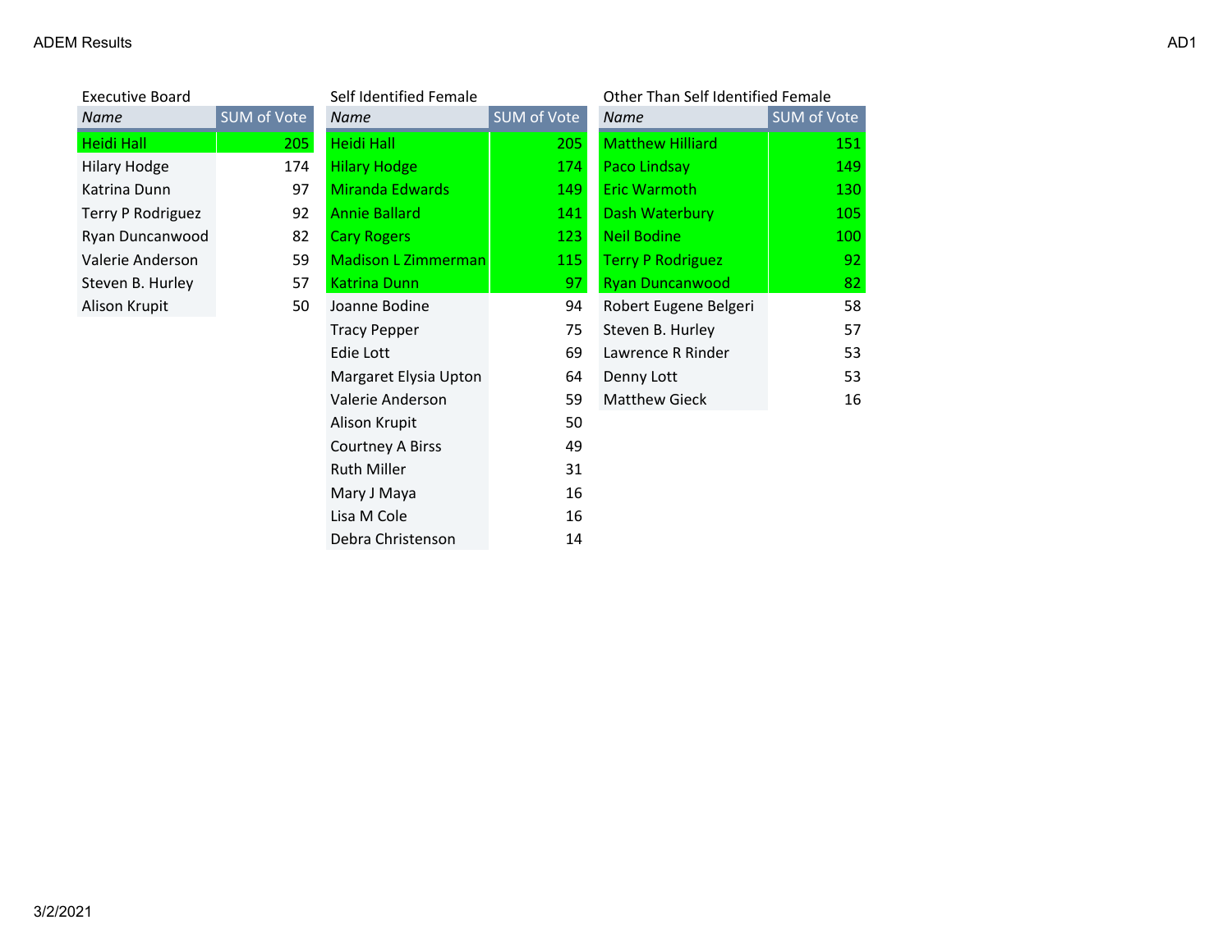ADEM Results

AD1

### Executive Board

| Name | SUM of Vote |
|---|---|
| Heidi Hall | 205 |
| Hilary Hodge | 174 |
| Katrina Dunn | 97 |
| Terry P Rodriguez | 92 |
| Ryan Duncanwood | 82 |
| Valerie Anderson | 59 |
| Steven B. Hurley | 57 |
| Alison Krupit | 50 |

### Self Identified Female

| Name | SUM of Vote |
|---|---|
| Heidi Hall | 205 |
| Hilary Hodge | 174 |
| Miranda Edwards | 149 |
| Annie Ballard | 141 |
| Cary Rogers | 123 |
| Madison L Zimmerman | 115 |
| Katrina Dunn | 97 |
| Joanne Bodine | 94 |
| Tracy Pepper | 75 |
| Edie Lott | 69 |
| Margaret Elysia Upton | 64 |
| Valerie Anderson | 59 |
| Alison Krupit | 50 |
| Courtney A Birss | 49 |
| Ruth Miller | 31 |
| Mary J Maya | 16 |
| Lisa M Cole | 16 |
| Debra Christenson | 14 |

### Other Than Self Identified Female

| Name | SUM of Vote |
|---|---|
| Matthew Hilliard | 151 |
| Paco Lindsay | 149 |
| Eric Warmoth | 130 |
| Dash Waterbury | 105 |
| Neil Bodine | 100 |
| Terry P Rodriguez | 92 |
| Ryan Duncanwood | 82 |
| Robert Eugene Belgeri | 58 |
| Steven B. Hurley | 57 |
| Lawrence R Rinder | 53 |
| Denny Lott | 53 |
| Matthew Gieck | 16 |

3/2/2021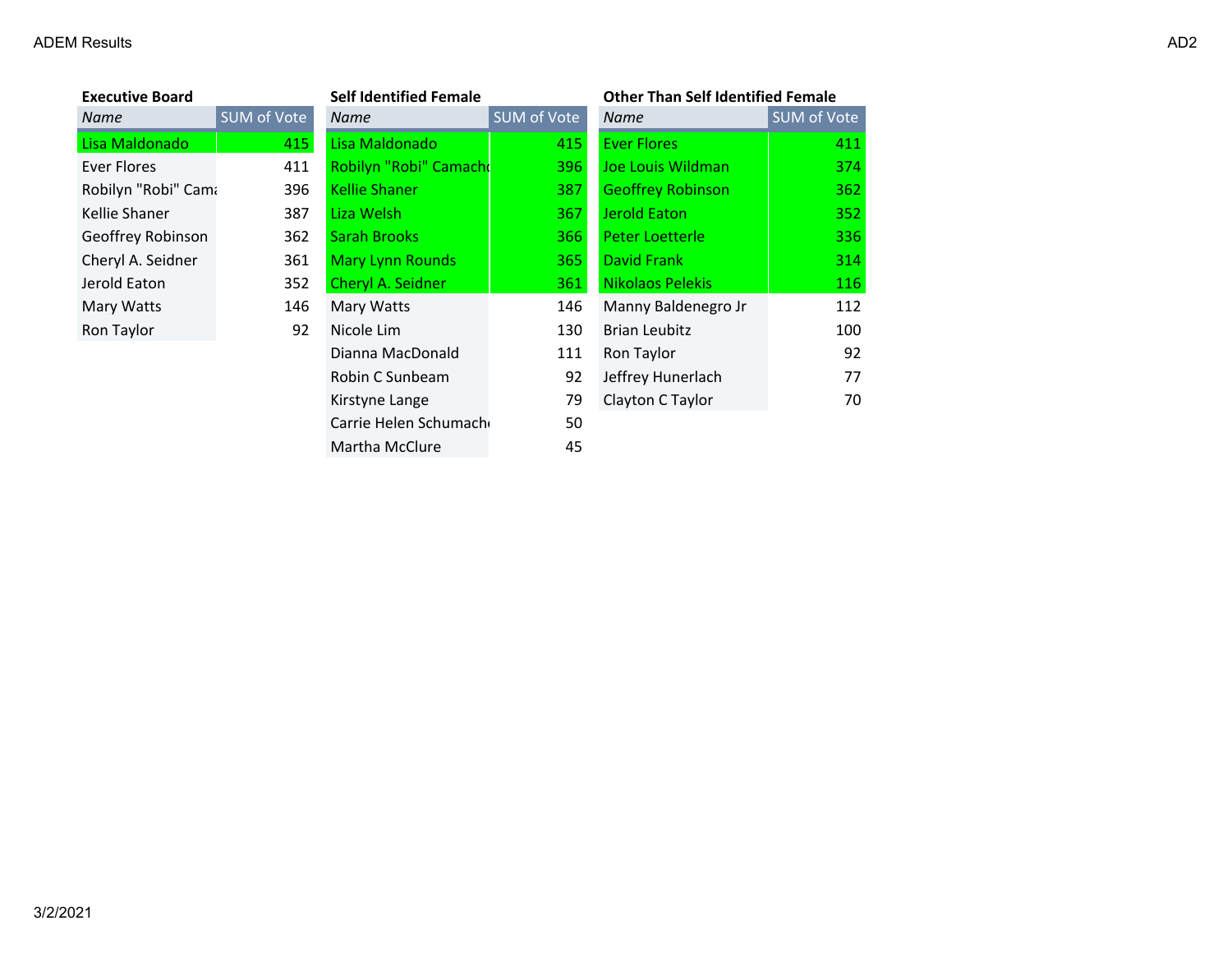# ADEM Results

### Executive Board

| Name | SUM of Vote |
|---|---|
| Lisa Maldonado | 415 |
| Ever Flores | 411 |
| Robilyn "Robi" Cama | 396 |
| Kellie Shaner | 387 |
| Geoffrey Robinson | 362 |
| Cheryl A. Seidner | 361 |
| Jerold Eaton | 352 |
| Mary Watts | 146 |
| Ron Taylor | 92 |

### Self Identified Female

| Name | SUM of Vote |
|---|---|
| Lisa Maldonado | 415 |
| Robilyn "Robi" Camacho | 396 |
| Kellie Shaner | 387 |
| Liza Welsh | 367 |
| Sarah Brooks | 366 |
| Mary Lynn Rounds | 365 |
| Cheryl A. Seidner | 361 |
| Mary Watts | 146 |
| Nicole Lim | 130 |
| Dianna MacDonald | 111 |
| Robin C Sunbeam | 92 |
| Kirstyne Lange | 79 |
| Carrie Helen Schumach | 50 |
| Martha McClure | 45 |

### Other Than Self Identified Female

| Name | SUM of Vote |
|---|---|
| Ever Flores | 411 |
| Joe Louis Wildman | 374 |
| Geoffrey Robinson | 362 |
| Jerold Eaton | 352 |
| Peter Loetterle | 336 |
| David Frank | 314 |
| Nikolaos Pelekis | 116 |
| Manny Baldenegro Jr | 112 |
| Brian Leubitz | 100 |
| Ron Taylor | 92 |
| Jeffrey Hunerlach | 77 |
| Clayton C Taylor | 70 |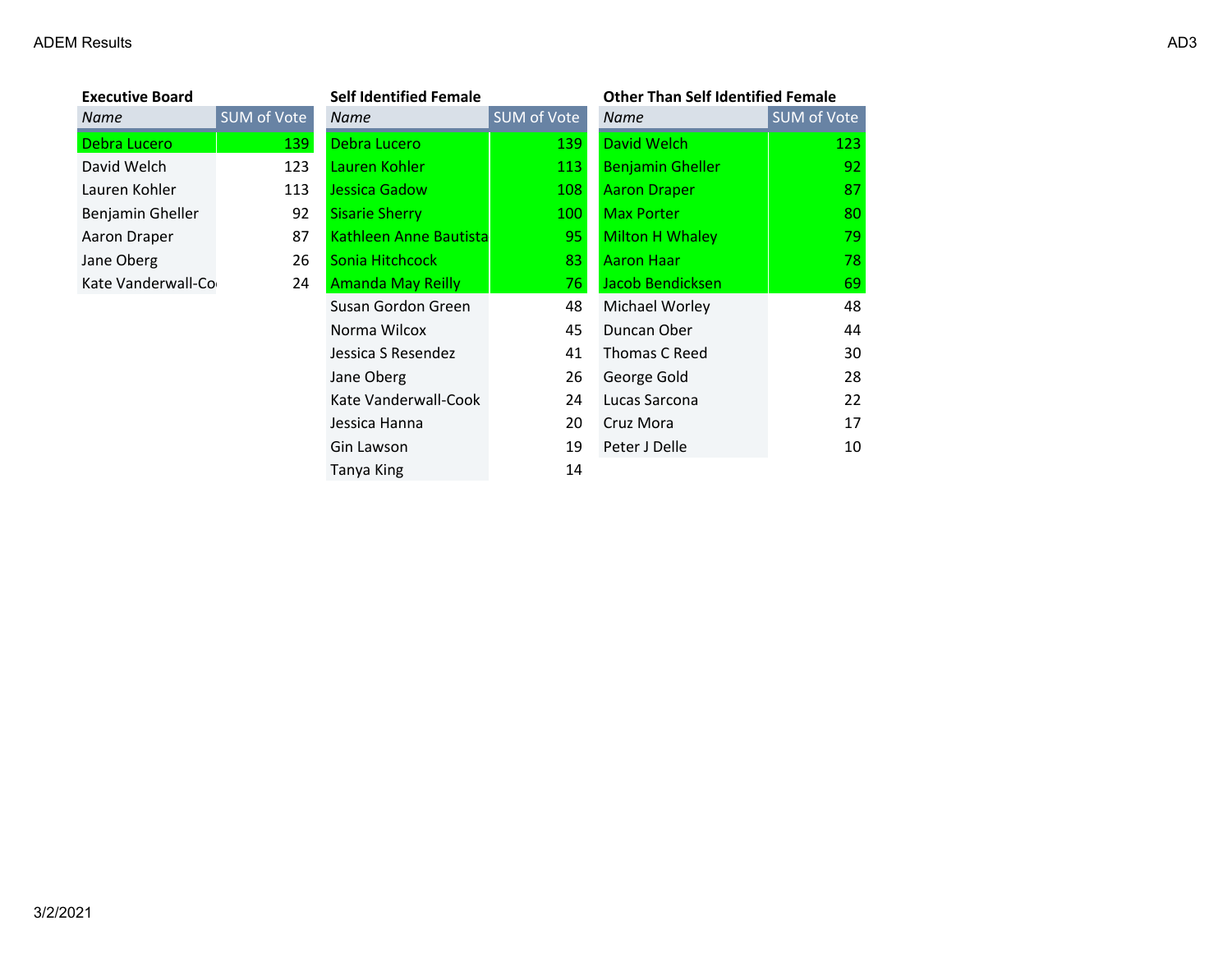ADEM Results

AD3

**Executive Board**

| Name | SUM of Vote |
|---|---|
| Debra Lucero | 139 |
| David Welch | 123 |
| Lauren Kohler | 113 |
| Benjamin Gheller | 92 |
| Aaron Draper | 87 |
| Jane Oberg | 26 |
| Kate Vanderwall-Co | 24 |

**Self Identified Female**

| Name | SUM of Vote |
|---|---|
| Debra Lucero | 139 |
| Lauren Kohler | 113 |
| Jessica Gadow | 108 |
| Sisarie Sherry | 100 |
| Kathleen Anne Bautista | 95 |
| Sonia Hitchcock | 83 |
| Amanda May Reilly | 76 |
| Susan Gordon Green | 48 |
| Norma Wilcox | 45 |
| Jessica S Resendez | 41 |
| Jane Oberg | 26 |
| Kate Vanderwall-Cook | 24 |
| Jessica Hanna | 20 |
| Gin Lawson | 19 |
| Tanya King | 14 |

**Other Than Self Identified Female**

| Name | SUM of Vote |
|---|---|
| David Welch | 123 |
| Benjamin Gheller | 92 |
| Aaron Draper | 87 |
| Max Porter | 80 |
| Milton H Whaley | 79 |
| Aaron Haar | 78 |
| Jacob Bendicksen | 69 |
| Michael Worley | 48 |
| Duncan Ober | 44 |
| Thomas C Reed | 30 |
| George Gold | 28 |
| Lucas Sarcona | 22 |
| Cruz Mora | 17 |
| Peter J Delle | 10 |

3/2/2021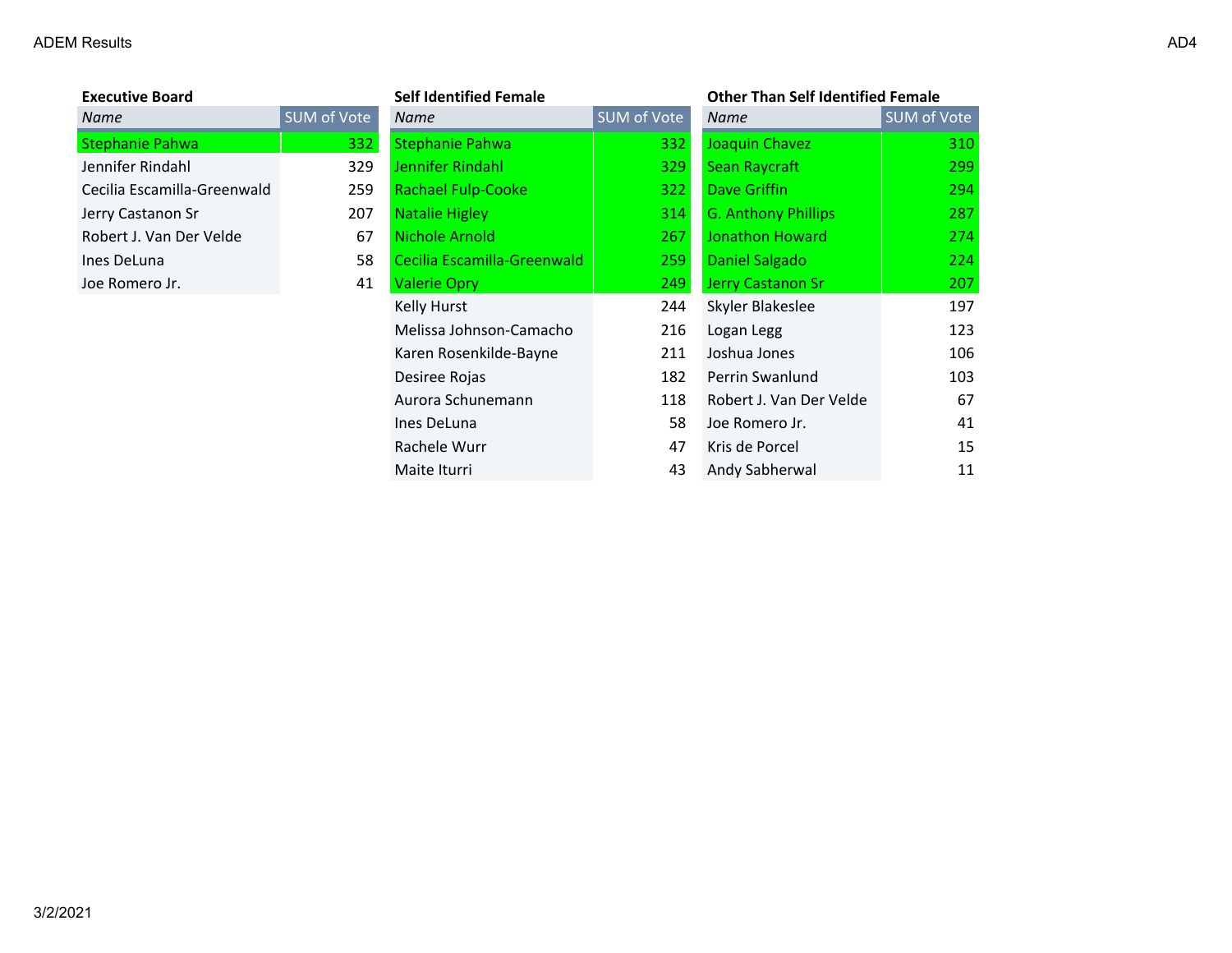ADEM Results

AD4

### Executive Board

| Name | SUM of Vote |
|---|---|
| Stephanie Pahwa | 332 |
| Jennifer Rindahl | 329 |
| Cecilia Escamilla-Greenwald | 259 |
| Jerry Castanon Sr | 207 |
| Robert J. Van Der Velde | 67 |
| Ines DeLuna | 58 |
| Joe Romero Jr. | 41 |

### Self Identified Female

| Name | SUM of Vote |
|---|---|
| Stephanie Pahwa | 332 |
| Jennifer Rindahl | 329 |
| Rachael Fulp-Cooke | 322 |
| Natalie Higley | 314 |
| Nichole Arnold | 267 |
| Cecilia Escamilla-Greenwald | 259 |
| Valerie Opry | 249 |
| Kelly Hurst | 244 |
| Melissa Johnson-Camacho | 216 |
| Karen Rosenkilde-Bayne | 211 |
| Desiree Rojas | 182 |
| Aurora Schunemann | 118 |
| Ines DeLuna | 58 |
| Rachele Wurr | 47 |
| Maite Iturri | 43 |

### Other Than Self Identified Female

| Name | SUM of Vote |
|---|---|
| Joaquin Chavez | 310 |
| Sean Raycraft | 299 |
| Dave Griffin | 294 |
| G. Anthony Phillips | 287 |
| Jonathon Howard | 274 |
| Daniel Salgado | 224 |
| Jerry Castanon Sr | 207 |
| Skyler Blakeslee | 197 |
| Logan Legg | 123 |
| Joshua Jones | 106 |
| Perrin Swanlund | 103 |
| Robert J. Van Der Velde | 67 |
| Joe Romero Jr. | 41 |
| Kris de Porcel | 15 |
| Andy Sabherwal | 11 |

3/2/2021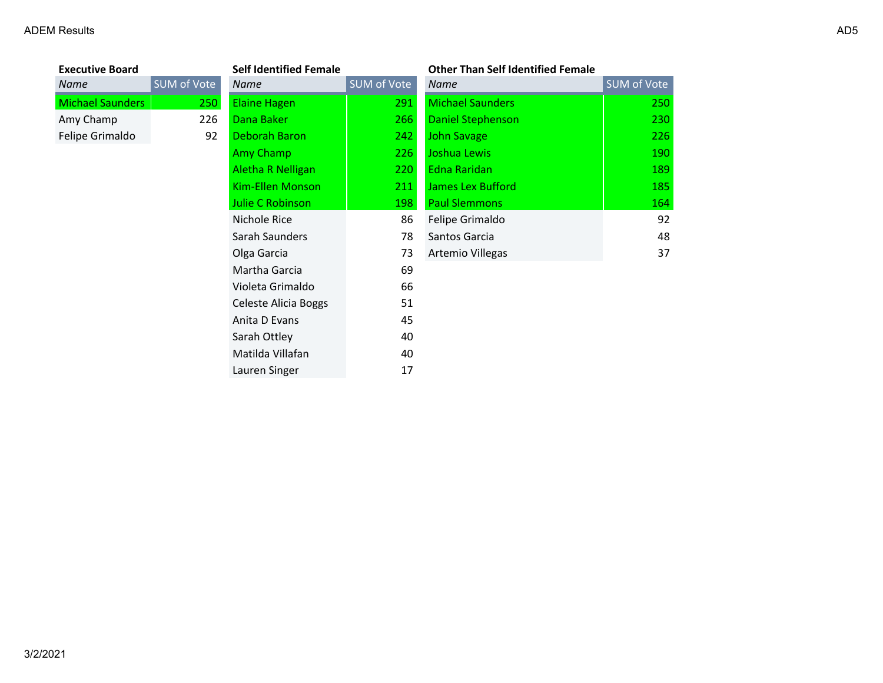ADEM Results

AD5

### Executive Board

| *Name* | SUM of Vote |
|---|---|
| Michael Saunders | 250 |
| Amy Champ | 226 |
| Felipe Grimaldo | 92 |

### Self Identified Female

| *Name* | SUM of Vote |
|---|---|
| Elaine Hagen | 291 |
| Dana Baker | 266 |
| Deborah Baron | 242 |
| Amy Champ | 226 |
| Aletha R Nelligan | 220 |
| Kim-Ellen Monson | 211 |
| Julie C Robinson | 198 |
| Nichole Rice | 86 |
| Sarah Saunders | 78 |
| Olga Garcia | 73 |
| Martha Garcia | 69 |
| Violeta Grimaldo | 66 |
| Celeste Alicia Boggs | 51 |
| Anita D Evans | 45 |
| Sarah Ottley | 40 |
| Matilda Villafan | 40 |
| Lauren Singer | 17 |

### Other Than Self Identified Female

| *Name* | SUM of Vote |
|---|---|
| Michael Saunders | 250 |
| Daniel Stephenson | 230 |
| John Savage | 226 |
| Joshua Lewis | 190 |
| Edna Raridan | 189 |
| James Lex Bufford | 185 |
| Paul Slemmons | 164 |
| Felipe Grimaldo | 92 |
| Santos Garcia | 48 |
| Artemio Villegas | 37 |

3/2/2021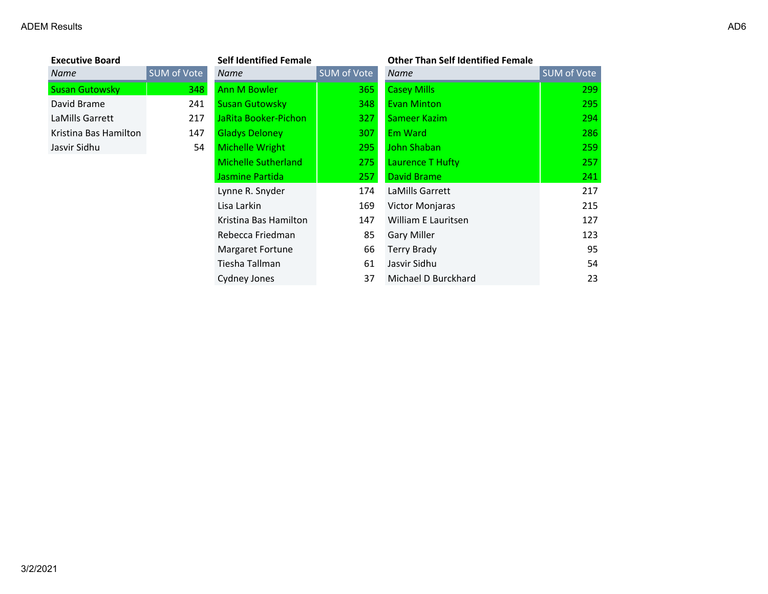ADEM Results

AD6

**Executive Board**

| Name | SUM of Vote |
|---|---|
| Susan Gutowsky | 348 |
| David Brame | 241 |
| LaMills Garrett | 217 |
| Kristina Bas Hamilton | 147 |
| Jasvir Sidhu | 54 |

**Self Identified Female**

| Name | SUM of Vote |
|---|---|
| Ann M Bowler | 365 |
| Susan Gutowsky | 348 |
| JaRita Booker-Pichon | 327 |
| Gladys Deloney | 307 |
| Michelle Wright | 295 |
| Michelle Sutherland | 275 |
| Jasmine Partida | 257 |
| Lynne R. Snyder | 174 |
| Lisa Larkin | 169 |
| Kristina Bas Hamilton | 147 |
| Rebecca Friedman | 85 |
| Margaret Fortune | 66 |
| Tiesha Tallman | 61 |
| Cydney Jones | 37 |

**Other Than Self Identified Female**

| Name | SUM of Vote |
|---|---|
| Casey Mills | 299 |
| Evan Minton | 295 |
| Sameer Kazim | 294 |
| Em Ward | 286 |
| John Shaban | 259 |
| Laurence T Hufty | 257 |
| David Brame | 241 |
| LaMills Garrett | 217 |
| Victor Monjaras | 215 |
| William E Lauritsen | 127 |
| Gary Miller | 123 |
| Terry Brady | 95 |
| Jasvir Sidhu | 54 |
| Michael D Burckhard | 23 |

3/2/2021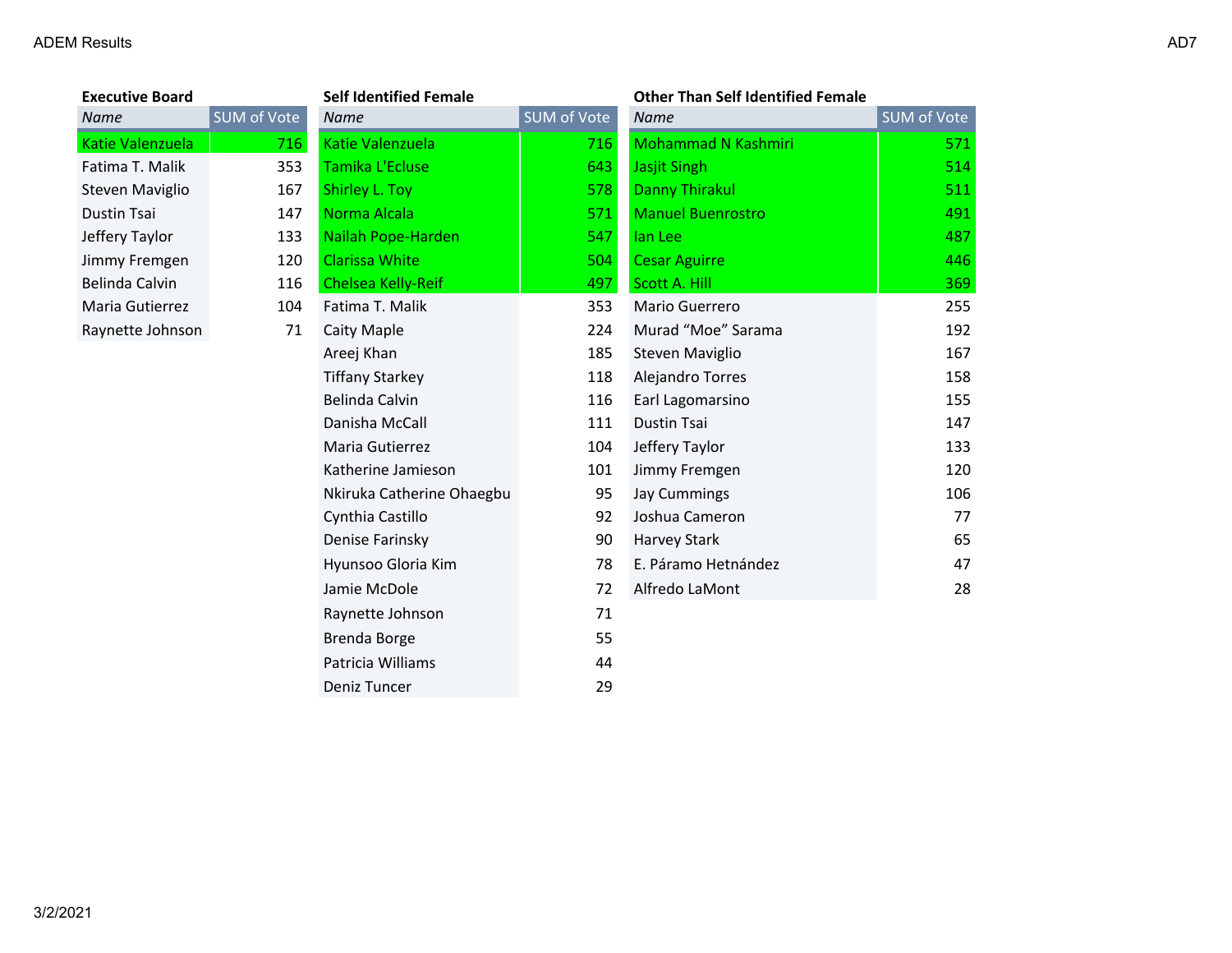ADEM Results

AD7

**Executive Board**

| Name | SUM of Vote |
|---|---|
| Katie Valenzuela | 716 |
| Fatima T. Malik | 353 |
| Steven Maviglio | 167 |
| Dustin Tsai | 147 |
| Jeffery Taylor | 133 |
| Jimmy Fremgen | 120 |
| Belinda Calvin | 116 |
| Maria Gutierrez | 104 |
| Raynette Johnson | 71 |

**Self Identified Female**

| Name | SUM of Vote |
|---|---|
| Katie Valenzuela | 716 |
| Tamika L'Ecluse | 643 |
| Shirley L. Toy | 578 |
| Norma Alcala | 571 |
| Nailah Pope-Harden | 547 |
| Clarissa White | 504 |
| Chelsea Kelly-Reif | 497 |
| Fatima T. Malik | 353 |
| Caity Maple | 224 |
| Areej Khan | 185 |
| Tiffany Starkey | 118 |
| Belinda Calvin | 116 |
| Danisha McCall | 111 |
| Maria Gutierrez | 104 |
| Katherine Jamieson | 101 |
| Nkiruka Catherine Ohaegbu | 95 |
| Cynthia Castillo | 92 |
| Denise Farinsky | 90 |
| Hyunsoo Gloria Kim | 78 |
| Jamie McDole | 72 |
| Raynette Johnson | 71 |
| Brenda Borge | 55 |
| Patricia Williams | 44 |
| Deniz Tuncer | 29 |

**Other Than Self Identified Female**

| Name | SUM of Vote |
|---|---|
| Mohammad N Kashmiri | 571 |
| Jasjit Singh | 514 |
| Danny Thirakul | 511 |
| Manuel Buenrostro | 491 |
| Ian Lee | 487 |
| Cesar Aguirre | 446 |
| Scott A. Hill | 369 |
| Mario Guerrero | 255 |
| Murad "Moe" Sarama | 192 |
| Steven Maviglio | 167 |
| Alejandro Torres | 158 |
| Earl Lagomarsino | 155 |
| Dustin Tsai | 147 |
| Jeffery Taylor | 133 |
| Jimmy Fremgen | 120 |
| Jay Cummings | 106 |
| Joshua Cameron | 77 |
| Harvey Stark | 65 |
| E. Páramo Hetnández | 47 |
| Alfredo LaMont | 28 |

3/2/2021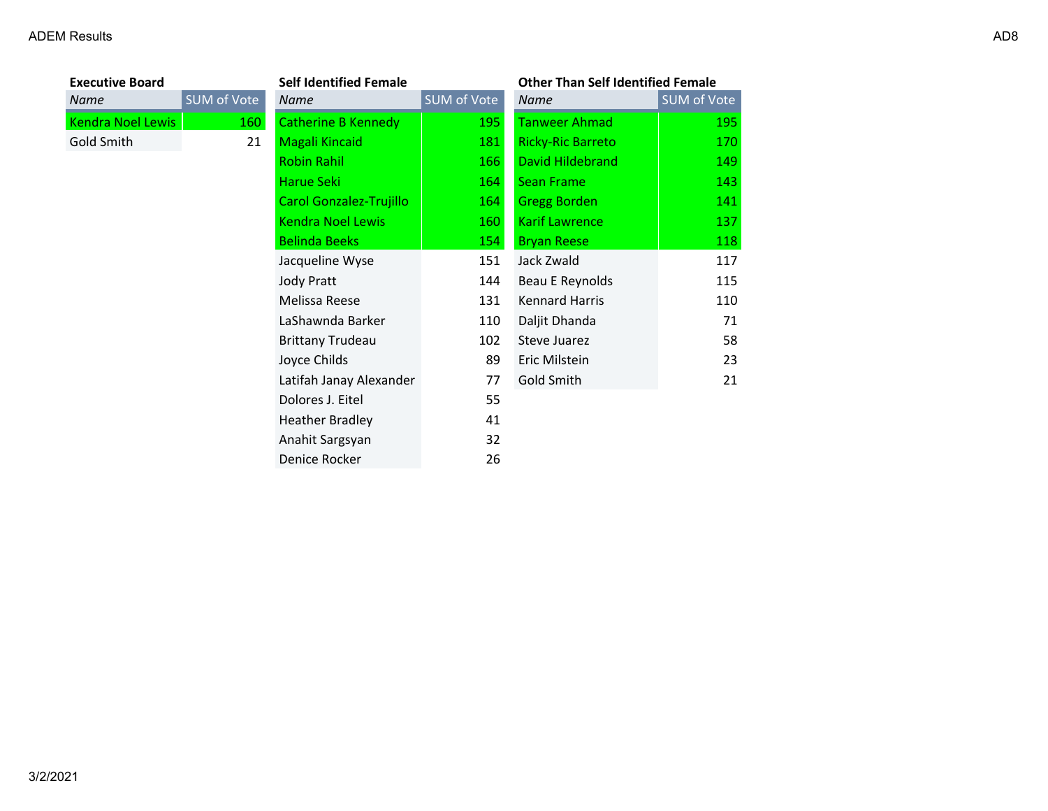### Executive Board

| Name | SUM of Vote |
|---|---|
| Kendra Noel Lewis | 160 |
| Gold Smith | 21 |

### Self Identified Female

| Name | SUM of Vote |
|---|---|
| Catherine B Kennedy | 195 |
| Magali Kincaid | 181 |
| Robin Rahil | 166 |
| Harue Seki | 164 |
| Carol Gonzalez-Trujillo | 164 |
| Kendra Noel Lewis | 160 |
| Belinda Beeks | 154 |
| Jacqueline Wyse | 151 |
| Jody Pratt | 144 |
| Melissa Reese | 131 |
| LaShawnda Barker | 110 |
| Brittany Trudeau | 102 |
| Joyce Childs | 89 |
| Latifah Janay Alexander | 77 |
| Dolores J. Eitel | 55 |
| Heather Bradley | 41 |
| Anahit Sargsyan | 32 |
| Denice Rocker | 26 |

### Other Than Self Identified Female

| Name | SUM of Vote |
|---|---|
| Tanweer Ahmad | 195 |
| Ricky-Ric Barreto | 170 |
| David Hildebrand | 149 |
| Sean Frame | 143 |
| Gregg Borden | 141 |
| Karif Lawrence | 137 |
| Bryan Reese | 118 |
| Jack Zwald | 117 |
| Beau E Reynolds | 115 |
| Kennard Harris | 110 |
| Daljit Dhanda | 71 |
| Steve Juarez | 58 |
| Eric Milstein | 23 |
| Gold Smith | 21 |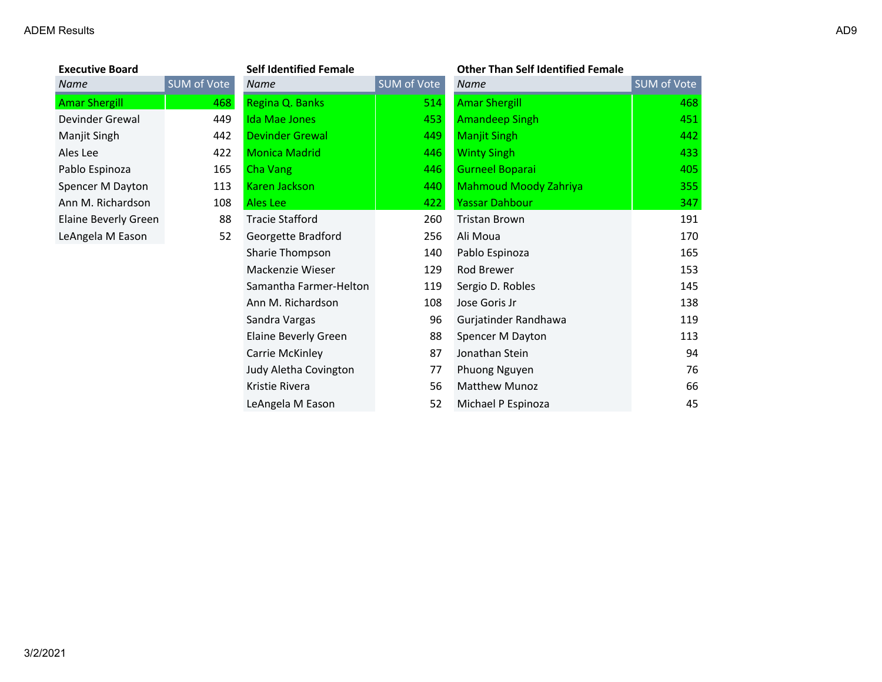ADEM Results

AD9

### Executive Board

| Name | SUM of Vote |
|---|---|
| Amar Shergill | 468 |
| Devinder Grewal | 449 |
| Manjit Singh | 442 |
| Ales Lee | 422 |
| Pablo Espinoza | 165 |
| Spencer M Dayton | 113 |
| Ann M. Richardson | 108 |
| Elaine Beverly Green | 88 |
| LeAngela M Eason | 52 |

### Self Identified Female

| Name | SUM of Vote |
|---|---|
| Regina Q. Banks | 514 |
| Ida Mae Jones | 453 |
| Devinder Grewal | 449 |
| Monica Madrid | 446 |
| Cha Vang | 446 |
| Karen Jackson | 440 |
| Ales Lee | 422 |
| Tracie Stafford | 260 |
| Georgette Bradford | 256 |
| Sharie Thompson | 140 |
| Mackenzie Wieser | 129 |
| Samantha Farmer-Helton | 119 |
| Ann M. Richardson | 108 |
| Sandra Vargas | 96 |
| Elaine Beverly Green | 88 |
| Carrie McKinley | 87 |
| Judy Aletha Covington | 77 |
| Kristie Rivera | 56 |
| LeAngela M Eason | 52 |

### Other Than Self Identified Female

| Name | SUM of Vote |
|---|---|
| Amar Shergill | 468 |
| Amandeep Singh | 451 |
| Manjit Singh | 442 |
| Winty Singh | 433 |
| Gurneel Boparai | 405 |
| Mahmoud Moody Zahriya | 355 |
| Yassar Dahbour | 347 |
| Tristan Brown | 191 |
| Ali Moua | 170 |
| Pablo Espinoza | 165 |
| Rod Brewer | 153 |
| Sergio D. Robles | 145 |
| Jose Goris Jr | 138 |
| Gurjatinder Randhawa | 119 |
| Spencer M Dayton | 113 |
| Jonathan Stein | 94 |
| Phuong Nguyen | 76 |
| Matthew Munoz | 66 |
| Michael P Espinoza | 45 |

3/2/2021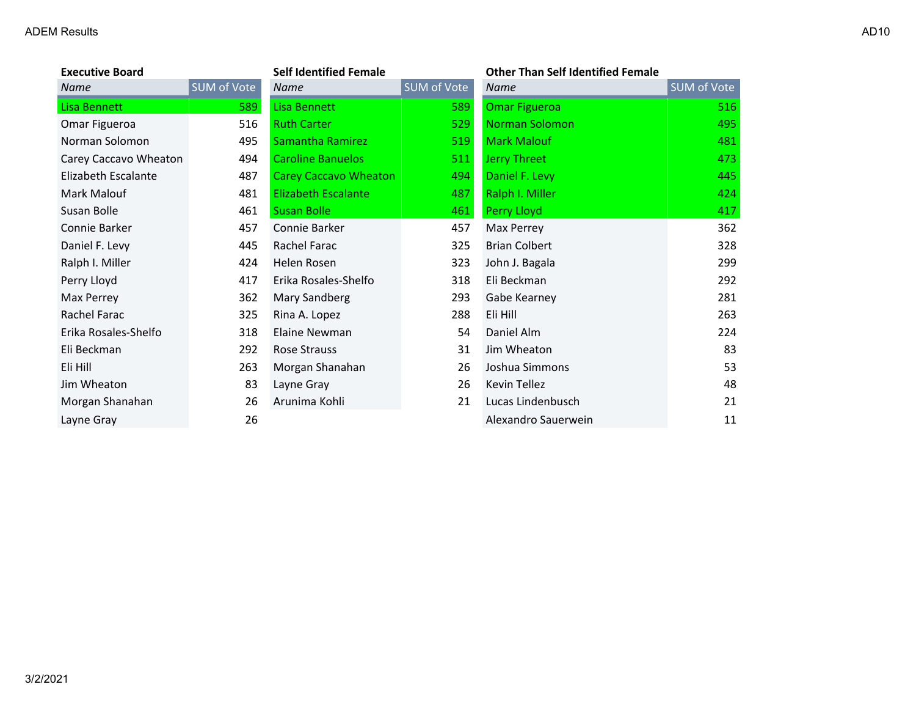**Executive Board**

| Name | SUM of Vote |
| --- | --- |
| Lisa Bennett | 589 |
| Omar Figueroa | 516 |
| Norman Solomon | 495 |
| Carey Caccavo Wheaton | 494 |
| Elizabeth Escalante | 487 |
| Mark Malouf | 481 |
| Susan Bolle | 461 |
| Connie Barker | 457 |
| Daniel F. Levy | 445 |
| Ralph I. Miller | 424 |
| Perry Lloyd | 417 |
| Max Perrey | 362 |
| Rachel Farac | 325 |
| Erika Rosales-Shelfo | 318 |
| Eli Beckman | 292 |
| Eli Hill | 263 |
| Jim Wheaton | 83 |
| Morgan Shanahan | 26 |
| Layne Gray | 26 |

**Self Identified Female**

| Name | SUM of Vote |
| --- | --- |
| Lisa Bennett | 589 |
| Ruth Carter | 529 |
| Samantha Ramirez | 519 |
| Caroline Banuelos | 511 |
| Carey Caccavo Wheaton | 494 |
| Elizabeth Escalante | 487 |
| Susan Bolle | 461 |
| Connie Barker | 457 |
| Rachel Farac | 325 |
| Helen Rosen | 323 |
| Erika Rosales-Shelfo | 318 |
| Mary Sandberg | 293 |
| Rina A. Lopez | 288 |
| Elaine Newman | 54 |
| Rose Strauss | 31 |
| Morgan Shanahan | 26 |
| Layne Gray | 26 |
| Arunima Kohli | 21 |

**Other Than Self Identified Female**

| Name | SUM of Vote |
| --- | --- |
| Omar Figueroa | 516 |
| Norman Solomon | 495 |
| Mark Malouf | 481 |
| Jerry Threet | 473 |
| Daniel F. Levy | 445 |
| Ralph I. Miller | 424 |
| Perry Lloyd | 417 |
| Max Perrey | 362 |
| Brian Colbert | 328 |
| John J. Bagala | 299 |
| Eli Beckman | 292 |
| Gabe Kearney | 281 |
| Eli Hill | 263 |
| Daniel Alm | 224 |
| Jim Wheaton | 83 |
| Joshua Simmons | 53 |
| Kevin Tellez | 48 |
| Lucas Lindenbusch | 21 |
| Alexandro Sauerwein | 11 |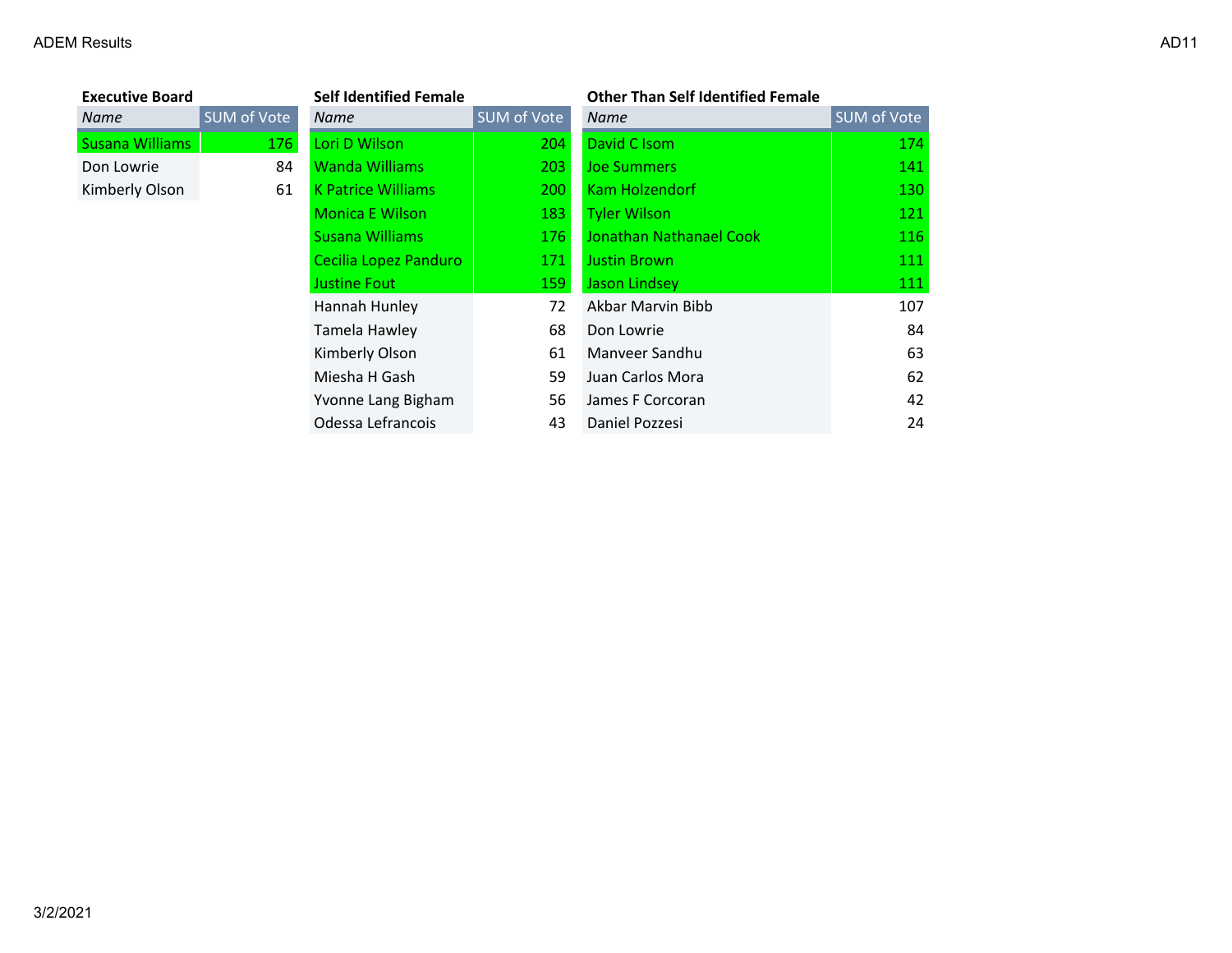**Executive Board**

| Name | SUM of Vote |
|---|---|
| Susana Williams | 176 |
| Don Lowrie | 84 |
| Kimberly Olson | 61 |

**Self Identified Female**

| Name | SUM of Vote |
|---|---|
| Lori D Wilson | 204 |
| Wanda Williams | 203 |
| K Patrice Williams | 200 |
| Monica E Wilson | 183 |
| Susana Williams | 176 |
| Cecilia Lopez Panduro | 171 |
| Justine Fout | 159 |
| Hannah Hunley | 72 |
| Tamela Hawley | 68 |
| Kimberly Olson | 61 |
| Miesha H Gash | 59 |
| Yvonne Lang Bigham | 56 |
| Odessa Lefrancois | 43 |

**Other Than Self Identified Female**

| Name | SUM of Vote |
|---|---|
| David C Isom | 174 |
| Joe Summers | 141 |
| Kam Holzendorf | 130 |
| Tyler Wilson | 121 |
| Jonathan Nathanael Cook | 116 |
| Justin Brown | 111 |
| Jason Lindsey | 111 |
| Akbar Marvin Bibb | 107 |
| Don Lowrie | 84 |
| Manveer Sandhu | 63 |
| Juan Carlos Mora | 62 |
| James F Corcoran | 42 |
| Daniel Pozzesi | 24 |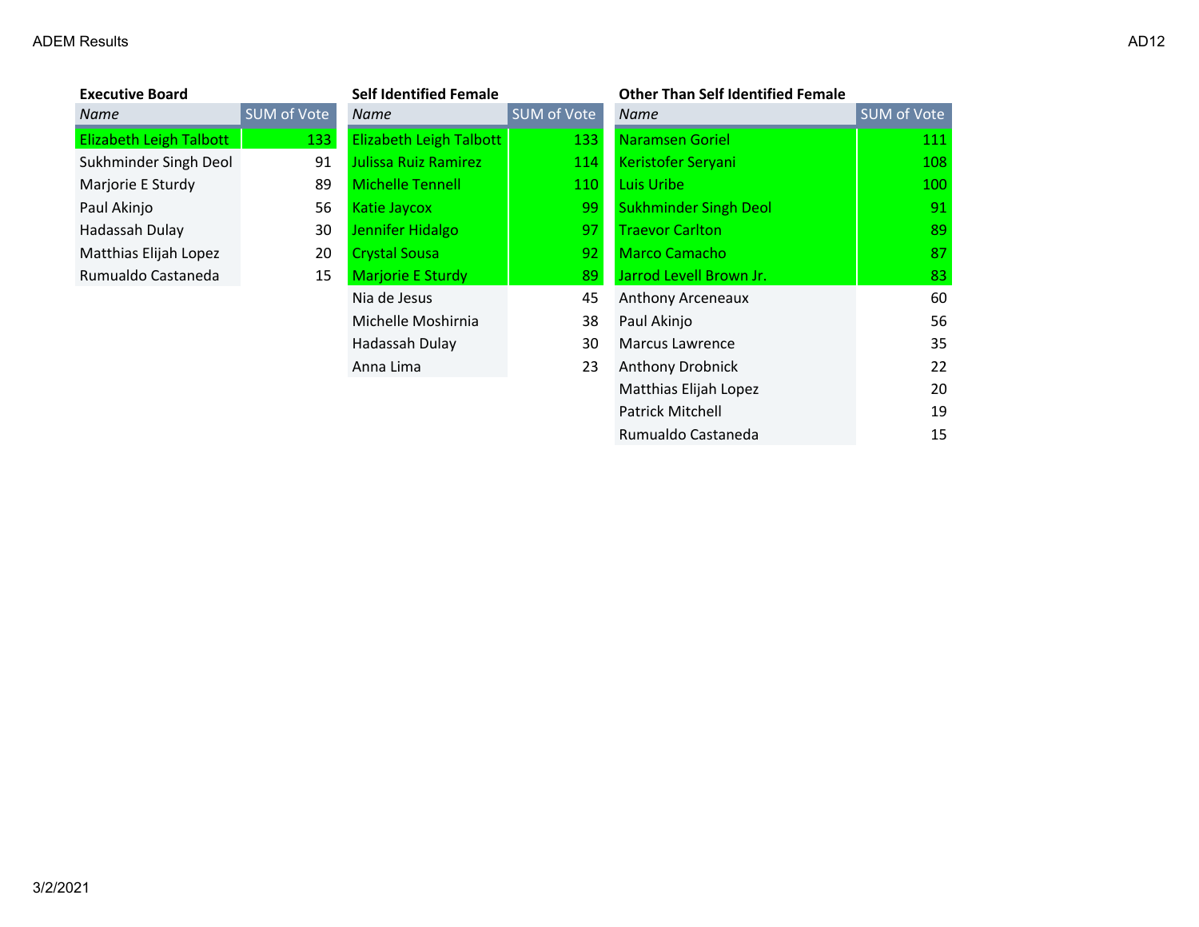ADEM Results

AD12

**Executive Board**

| Name | SUM of Vote |
|---|---|
| Elizabeth Leigh Talbott | 133 |
| Sukhminder Singh Deol | 91 |
| Marjorie E Sturdy | 89 |
| Paul Akinjo | 56 |
| Hadassah Dulay | 30 |
| Matthias Elijah Lopez | 20 |
| Rumualdo Castaneda | 15 |

**Self Identified Female**

| Name | SUM of Vote |
|---|---|
| Elizabeth Leigh Talbott | 133 |
| Julissa Ruiz Ramirez | 114 |
| Michelle Tennell | 110 |
| Katie Jaycox | 99 |
| Jennifer Hidalgo | 97 |
| Crystal Sousa | 92 |
| Marjorie E Sturdy | 89 |
| Nia de Jesus | 45 |
| Michelle Moshirnia | 38 |
| Hadassah Dulay | 30 |
| Anna Lima | 23 |

**Other Than Self Identified Female**

| Name | SUM of Vote |
|---|---|
| Naramsen Goriel | 111 |
| Keristofer Seryani | 108 |
| Luis Uribe | 100 |
| Sukhminder Singh Deol | 91 |
| Traevor Carlton | 89 |
| Marco Camacho | 87 |
| Jarrod Levell Brown Jr. | 83 |
| Anthony Arceneaux | 60 |
| Paul Akinjo | 56 |
| Marcus Lawrence | 35 |
| Anthony Drobnick | 22 |
| Matthias Elijah Lopez | 20 |
| Patrick Mitchell | 19 |
| Rumualdo Castaneda | 15 |

3/2/2021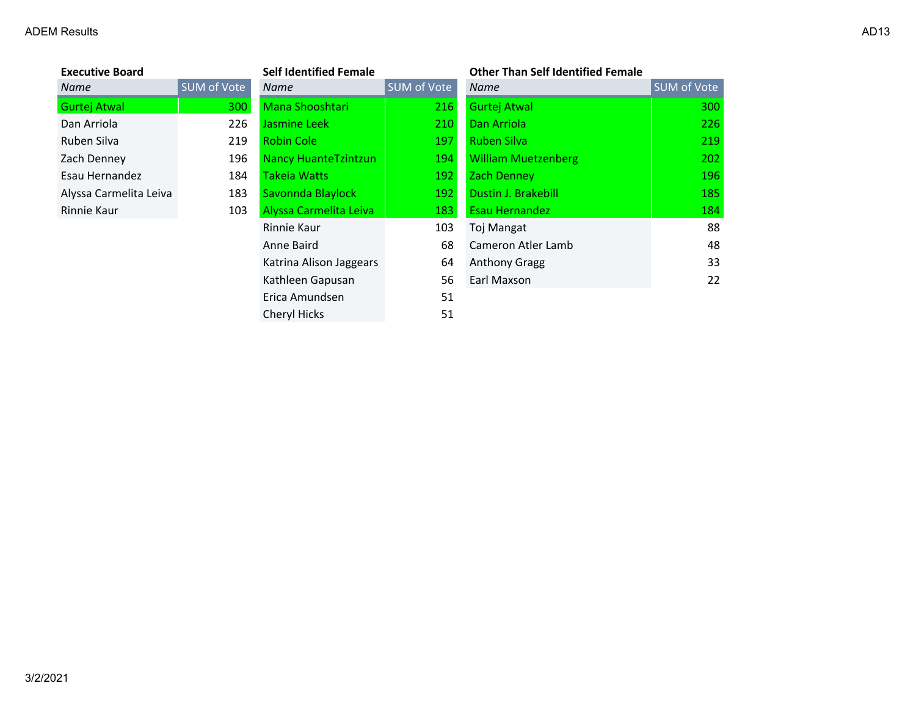ADEM Results

AD13

### Executive Board

| Name | SUM of Vote |
| --- | --- |
| Gurtej Atwal | 300 |
| Dan Arriola | 226 |
| Ruben Silva | 219 |
| Zach Denney | 196 |
| Esau Hernandez | 184 |
| Alyssa Carmelita Leiva | 183 |
| Rinnie Kaur | 103 |

### Self Identified Female

| Name | SUM of Vote |
| --- | --- |
| Mana Shooshtari | 216 |
| Jasmine Leek | 210 |
| Robin Cole | 197 |
| Nancy HuanteTzintzun | 194 |
| Takeia Watts | 192 |
| Savonnda Blaylock | 192 |
| Alyssa Carmelita Leiva | 183 |
| Rinnie Kaur | 103 |
| Anne Baird | 68 |
| Katrina Alison Jaggears | 64 |
| Kathleen Gapusan | 56 |
| Erica Amundsen | 51 |
| Cheryl Hicks | 51 |

### Other Than Self Identified Female

| Name | SUM of Vote |
| --- | --- |
| Gurtej Atwal | 300 |
| Dan Arriola | 226 |
| Ruben Silva | 219 |
| William Muetzenberg | 202 |
| Zach Denney | 196 |
| Dustin J. Brakebill | 185 |
| Esau Hernandez | 184 |
| Toj Mangat | 88 |
| Cameron Atler Lamb | 48 |
| Anthony Gragg | 33 |
| Earl Maxson | 22 |

3/2/2021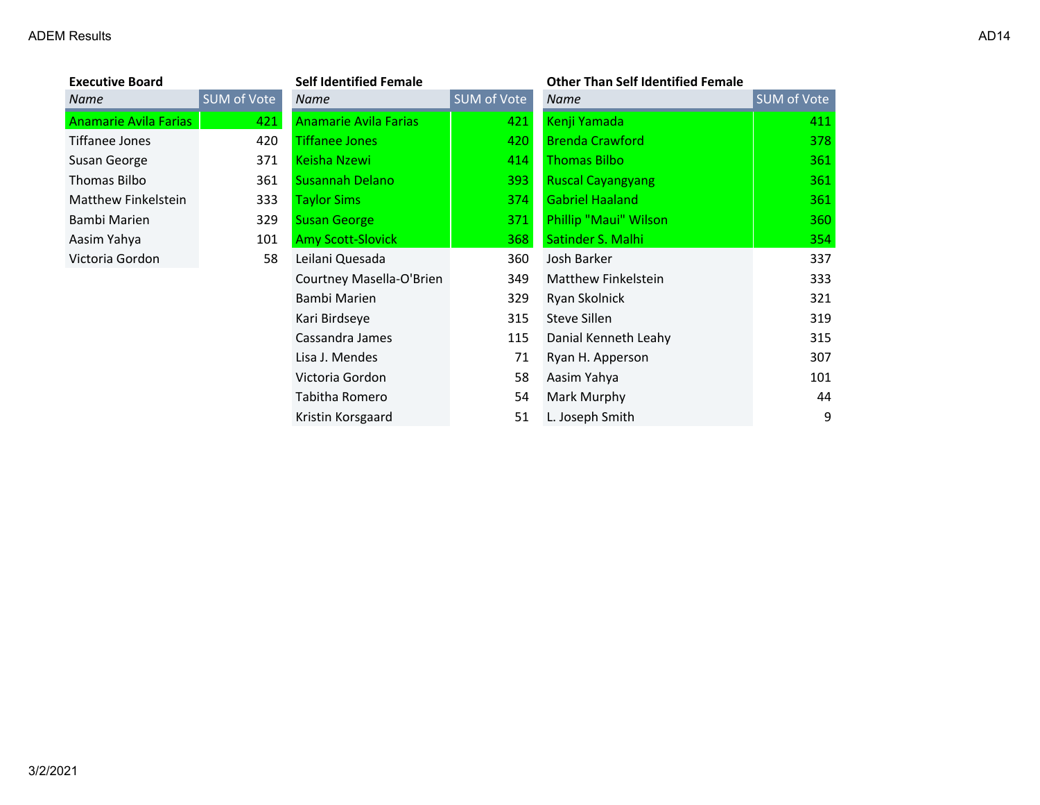ADEM Results

AD14

**Executive Board**

| Name | SUM of Vote |
|---|---|
| Anamarie Avila Farias | 421 |
| Tiffanee Jones | 420 |
| Susan George | 371 |
| Thomas Bilbo | 361 |
| Matthew Finkelstein | 333 |
| Bambi Marien | 329 |
| Aasim Yahya | 101 |
| Victoria Gordon | 58 |

**Self Identified Female**

| Name | SUM of Vote |
|---|---|
| Anamarie Avila Farias | 421 |
| Tiffanee Jones | 420 |
| Keisha Nzewi | 414 |
| Susannah Delano | 393 |
| Taylor Sims | 374 |
| Susan George | 371 |
| Amy Scott-Slovick | 368 |
| Leilani Quesada | 360 |
| Courtney Masella-O'Brien | 349 |
| Bambi Marien | 329 |
| Kari Birdseye | 315 |
| Cassandra James | 115 |
| Lisa J. Mendes | 71 |
| Victoria Gordon | 58 |
| Tabitha Romero | 54 |
| Kristin Korsgaard | 51 |

**Other Than Self Identified Female**

| Name | SUM of Vote |
|---|---|
| Kenji Yamada | 411 |
| Brenda Crawford | 378 |
| Thomas Bilbo | 361 |
| Ruscal Cayangyang | 361 |
| Gabriel Haaland | 361 |
| Phillip "Maui" Wilson | 360 |
| Satinder S. Malhi | 354 |
| Josh Barker | 337 |
| Matthew Finkelstein | 333 |
| Ryan Skolnick | 321 |
| Steve Sillen | 319 |
| Danial Kenneth Leahy | 315 |
| Ryan H. Apperson | 307 |
| Aasim Yahya | 101 |
| Mark Murphy | 44 |
| L. Joseph Smith | 9 |

3/2/2021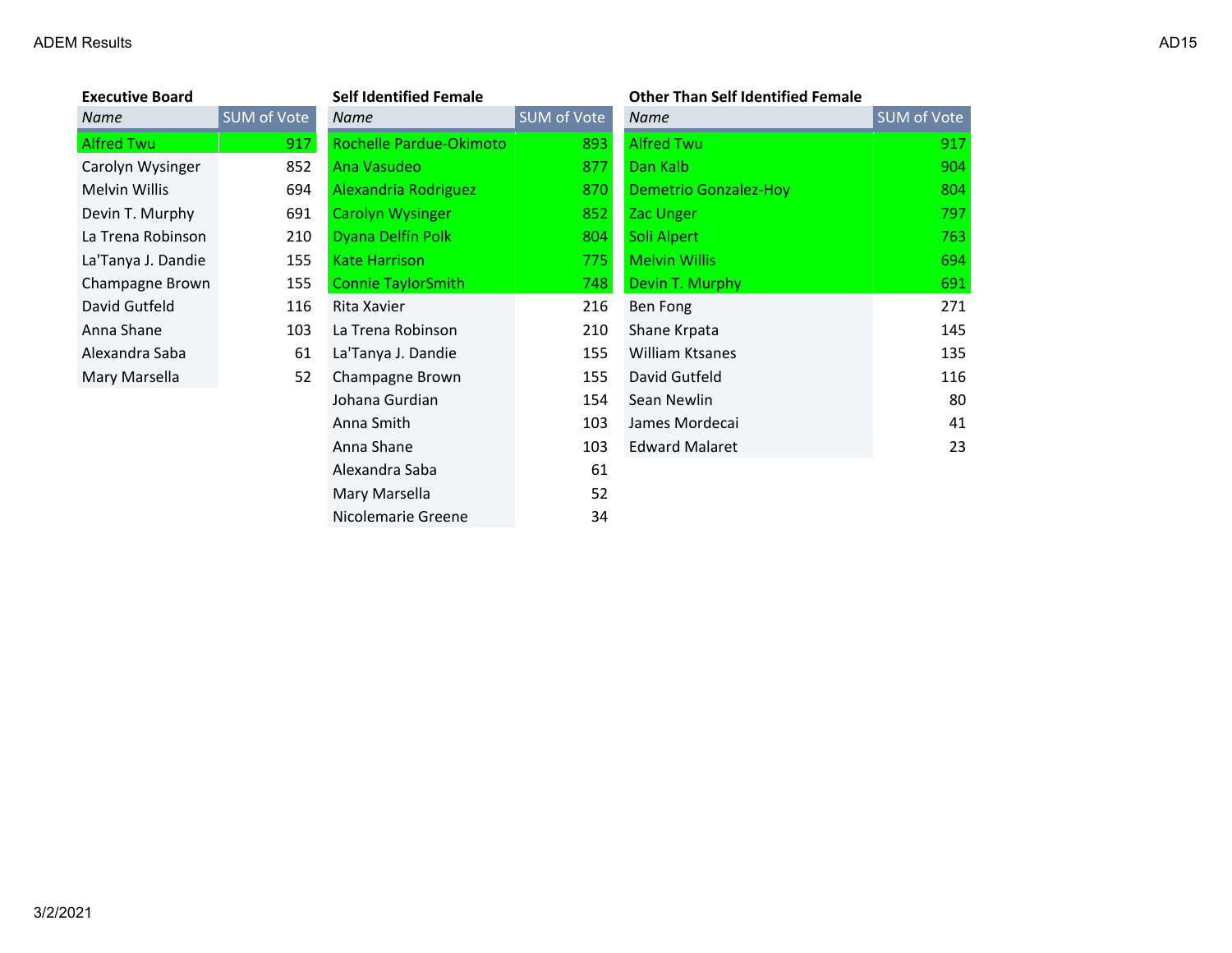ADEM Results

AD15

### Executive Board

| Name | SUM of Vote |
| --- | --- |
| Alfred Twu | 917 |
| Carolyn Wysinger | 852 |
| Melvin Willis | 694 |
| Devin T. Murphy | 691 |
| La Trena Robinson | 210 |
| La'Tanya J. Dandie | 155 |
| Champagne Brown | 155 |
| David Gutfeld | 116 |
| Anna Shane | 103 |
| Alexandra Saba | 61 |
| Mary Marsella | 52 |

### Self Identified Female

| Name | SUM of Vote |
| --- | --- |
| Rochelle Pardue-Okimoto | 893 |
| Ana Vasudeo | 877 |
| Alexandria Rodriguez | 870 |
| Carolyn Wysinger | 852 |
| Dyana Delfín Polk | 804 |
| Kate Harrison | 775 |
| Connie TaylorSmith | 748 |
| Rita Xavier | 216 |
| La Trena Robinson | 210 |
| La'Tanya J. Dandie | 155 |
| Champagne Brown | 155 |
| Johana Gurdian | 154 |
| Anna Smith | 103 |
| Anna Shane | 103 |
| Alexandra Saba | 61 |
| Mary Marsella | 52 |
| Nicolemarie Greene | 34 |

### Other Than Self Identified Female

| Name | SUM of Vote |
| --- | --- |
| Alfred Twu | 917 |
| Dan Kalb | 904 |
| Demetrio Gonzalez-Hoy | 804 |
| Zac Unger | 797 |
| Soli Alpert | 763 |
| Melvin Willis | 694 |
| Devin T. Murphy | 691 |
| Ben Fong | 271 |
| Shane Krpata | 145 |
| William Ktsanes | 135 |
| David Gutfeld | 116 |
| Sean Newlin | 80 |
| James Mordecai | 41 |
| Edward Malaret | 23 |

3/2/2021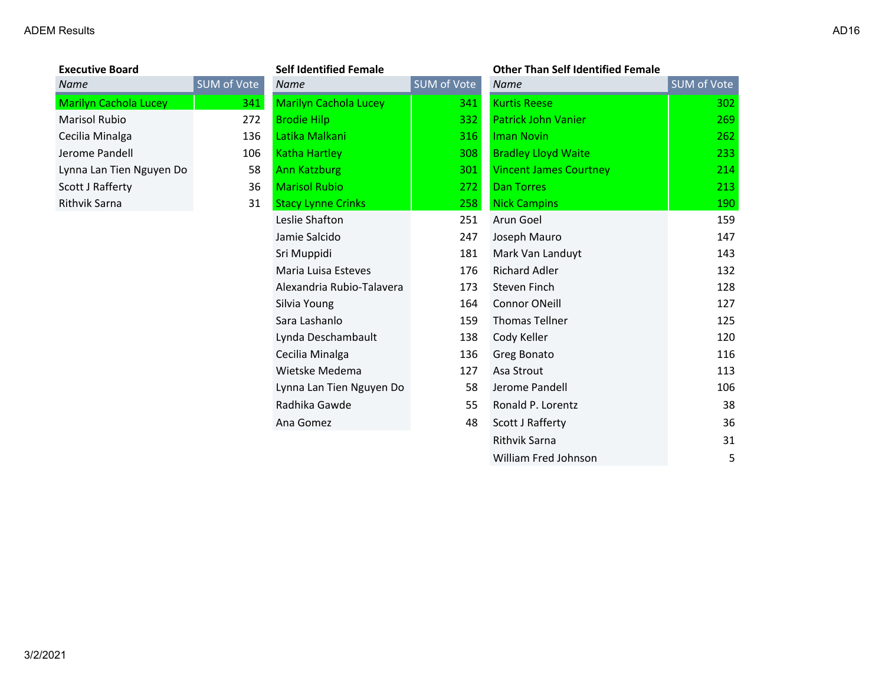ADEM Results

AD16

### Executive Board

| Name | SUM of Vote |
|---|---|
| Marilyn Cachola Lucey | 341 |
| Marisol Rubio | 272 |
| Cecilia Minalga | 136 |
| Jerome Pandell | 106 |
| Lynna Lan Tien Nguyen Do | 58 |
| Scott J Rafferty | 36 |
| Rithvik Sarna | 31 |

### Self Identified Female

| Name | SUM of Vote |
|---|---|
| Marilyn Cachola Lucey | 341 |
| Brodie Hilp | 332 |
| Latika Malkani | 316 |
| Katha Hartley | 308 |
| Ann Katzburg | 301 |
| Marisol Rubio | 272 |
| Stacy Lynne Crinks | 258 |
| Leslie Shafton | 251 |
| Jamie Salcido | 247 |
| Sri Muppidi | 181 |
| Maria Luisa Esteves | 176 |
| Alexandria Rubio-Talavera | 173 |
| Silvia Young | 164 |
| Sara Lashanlo | 159 |
| Lynda Deschambault | 138 |
| Cecilia Minalga | 136 |
| Wietske Medema | 127 |
| Lynna Lan Tien Nguyen Do | 58 |
| Radhika Gawde | 55 |
| Ana Gomez | 48 |

### Other Than Self Identified Female

| Name | SUM of Vote |
|---|---|
| Kurtis Reese | 302 |
| Patrick John Vanier | 269 |
| Iman Novin | 262 |
| Bradley Lloyd Waite | 233 |
| Vincent James Courtney | 214 |
| Dan Torres | 213 |
| Nick Campins | 190 |
| Arun Goel | 159 |
| Joseph Mauro | 147 |
| Mark Van Landuyt | 143 |
| Richard Adler | 132 |
| Steven Finch | 128 |
| Connor ONeill | 127 |
| Thomas Tellner | 125 |
| Cody Keller | 120 |
| Greg Bonato | 116 |
| Asa Strout | 113 |
| Jerome Pandell | 106 |
| Ronald P. Lorentz | 38 |
| Scott J Rafferty | 36 |
| Rithvik Sarna | 31 |
| William Fred Johnson | 5 |

3/2/2021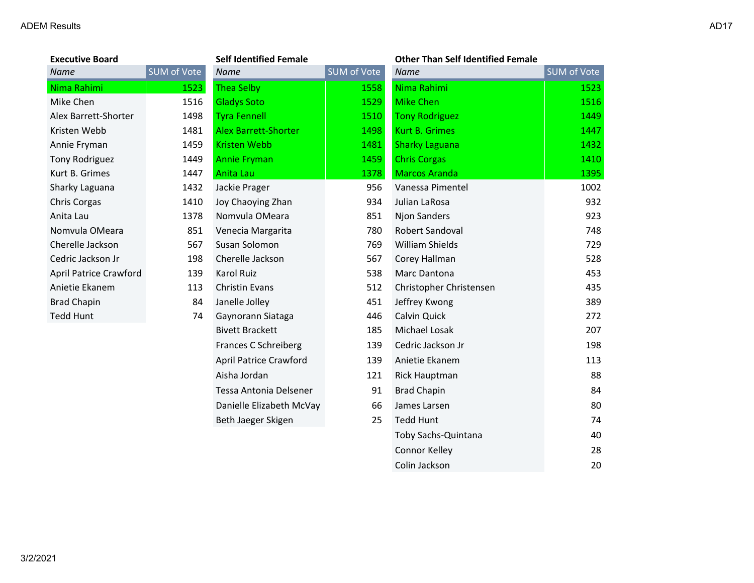ADEM Results

AD17

**Executive Board**

| Name | SUM of Vote |
|---|---|
| Nima Rahimi | 1523 |
| Mike Chen | 1516 |
| Alex Barrett-Shorter | 1498 |
| Kristen Webb | 1481 |
| Annie Fryman | 1459 |
| Tony Rodriguez | 1449 |
| Kurt B. Grimes | 1447 |
| Sharky Laguana | 1432 |
| Chris Corgas | 1410 |
| Anita Lau | 1378 |
| Nomvula OMeara | 851 |
| Cherelle Jackson | 567 |
| Cedric Jackson Jr | 198 |
| April Patrice Crawford | 139 |
| Anietie Ekanem | 113 |
| Brad Chapin | 84 |
| Tedd Hunt | 74 |

**Self Identified Female**

| Name | SUM of Vote |
|---|---|
| Thea Selby | 1558 |
| Gladys Soto | 1529 |
| Tyra Fennell | 1510 |
| Alex Barrett-Shorter | 1498 |
| Kristen Webb | 1481 |
| Annie Fryman | 1459 |
| Anita Lau | 1378 |
| Jackie Prager | 956 |
| Joy Chaoying Zhan | 934 |
| Nomvula OMeara | 851 |
| Venecia Margarita | 780 |
| Susan Solomon | 769 |
| Cherelle Jackson | 567 |
| Karol Ruiz | 538 |
| Christin Evans | 512 |
| Janelle Jolley | 451 |
| Gaynorann Siataga | 446 |
| Bivett Brackett | 185 |
| Frances C Schreiberg | 139 |
| April Patrice Crawford | 139 |
| Aisha Jordan | 121 |
| Tessa Antonia Delsener | 91 |
| Danielle Elizabeth McVay | 66 |
| Beth Jaeger Skigen | 25 |

**Other Than Self Identified Female**

| Name | SUM of Vote |
|---|---|
| Nima Rahimi | 1523 |
| Mike Chen | 1516 |
| Tony Rodriguez | 1449 |
| Kurt B. Grimes | 1447 |
| Sharky Laguana | 1432 |
| Chris Corgas | 1410 |
| Marcos Aranda | 1395 |
| Vanessa Pimentel | 1002 |
| Julian LaRosa | 932 |
| Njon Sanders | 923 |
| Robert Sandoval | 748 |
| William Shields | 729 |
| Corey Hallman | 528 |
| Marc Dantona | 453 |
| Christopher Christensen | 435 |
| Jeffrey Kwong | 389 |
| Calvin Quick | 272 |
| Michael Losak | 207 |
| Cedric Jackson Jr | 198 |
| Anietie Ekanem | 113 |
| Rick Hauptman | 88 |
| Brad Chapin | 84 |
| James Larsen | 80 |
| Tedd Hunt | 74 |
| Toby Sachs-Quintana | 40 |
| Connor Kelley | 28 |
| Colin Jackson | 20 |

3/2/2021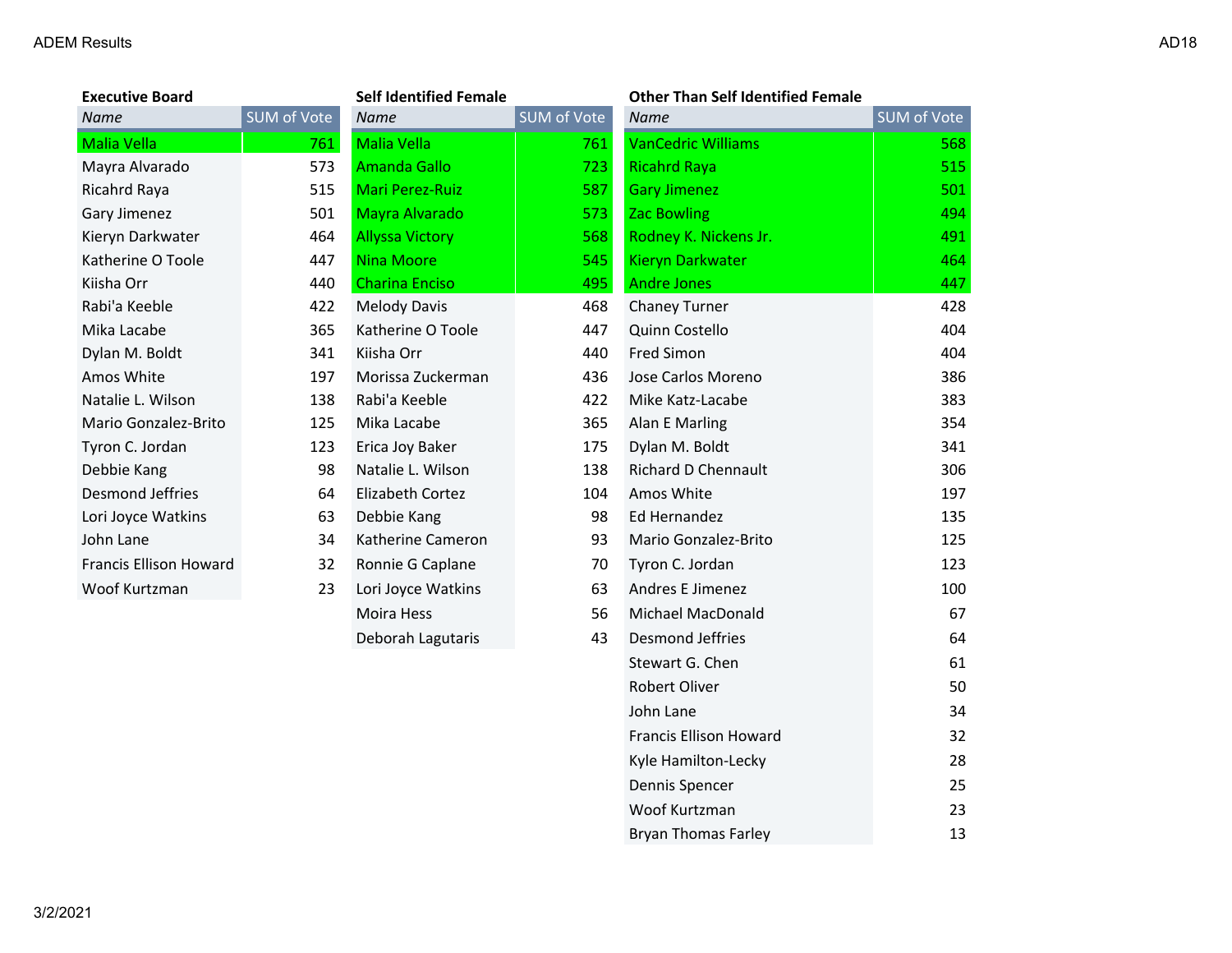ADEM Results

AD18

**Executive Board**

| Name | SUM of Vote |
| --- | --- |
| Malia Vella | 761 |
| Mayra Alvarado | 573 |
| Ricahrd Raya | 515 |
| Gary Jimenez | 501 |
| Kieryn Darkwater | 464 |
| Katherine O Toole | 447 |
| Kiisha Orr | 440 |
| Rabi'a Keeble | 422 |
| Mika Lacabe | 365 |
| Dylan M. Boldt | 341 |
| Amos White | 197 |
| Natalie L. Wilson | 138 |
| Mario Gonzalez-Brito | 125 |
| Tyron C. Jordan | 123 |
| Debbie Kang | 98 |
| Desmond Jeffries | 64 |
| Lori Joyce Watkins | 63 |
| John Lane | 34 |
| Francis Ellison Howard | 32 |
| Woof Kurtzman | 23 |

**Self Identified Female**

| Name | SUM of Vote |
| --- | --- |
| Malia Vella | 761 |
| Amanda Gallo | 723 |
| Mari Perez-Ruiz | 587 |
| Mayra Alvarado | 573 |
| Allyssa Victory | 568 |
| Nina Moore | 545 |
| Charina Enciso | 495 |
| Melody Davis | 468 |
| Katherine O Toole | 447 |
| Kiisha Orr | 440 |
| Morissa Zuckerman | 436 |
| Rabi'a Keeble | 422 |
| Mika Lacabe | 365 |
| Erica Joy Baker | 175 |
| Natalie L. Wilson | 138 |
| Elizabeth Cortez | 104 |
| Debbie Kang | 98 |
| Katherine Cameron | 93 |
| Ronnie G Caplane | 70 |
| Lori Joyce Watkins | 63 |
| Moira Hess | 56 |
| Deborah Lagutaris | 43 |

**Other Than Self Identified Female**

| Name | SUM of Vote |
| --- | --- |
| VanCedric Williams | 568 |
| Ricahrd Raya | 515 |
| Gary Jimenez | 501 |
| Zac Bowling | 494 |
| Rodney K. Nickens Jr. | 491 |
| Kieryn Darkwater | 464 |
| Andre Jones | 447 |
| Chaney Turner | 428 |
| Quinn Costello | 404 |
| Fred Simon | 404 |
| Jose Carlos Moreno | 386 |
| Mike Katz-Lacabe | 383 |
| Alan E Marling | 354 |
| Dylan M. Boldt | 341 |
| Richard D Chennault | 306 |
| Amos White | 197 |
| Ed Hernandez | 135 |
| Mario Gonzalez-Brito | 125 |
| Tyron C. Jordan | 123 |
| Andres E Jimenez | 100 |
| Michael MacDonald | 67 |
| Desmond Jeffries | 64 |
| Stewart G. Chen | 61 |
| Robert Oliver | 50 |
| John Lane | 34 |
| Francis Ellison Howard | 32 |
| Kyle Hamilton-Lecky | 28 |
| Dennis Spencer | 25 |
| Woof Kurtzman | 23 |
| Bryan Thomas Farley | 13 |

3/2/2021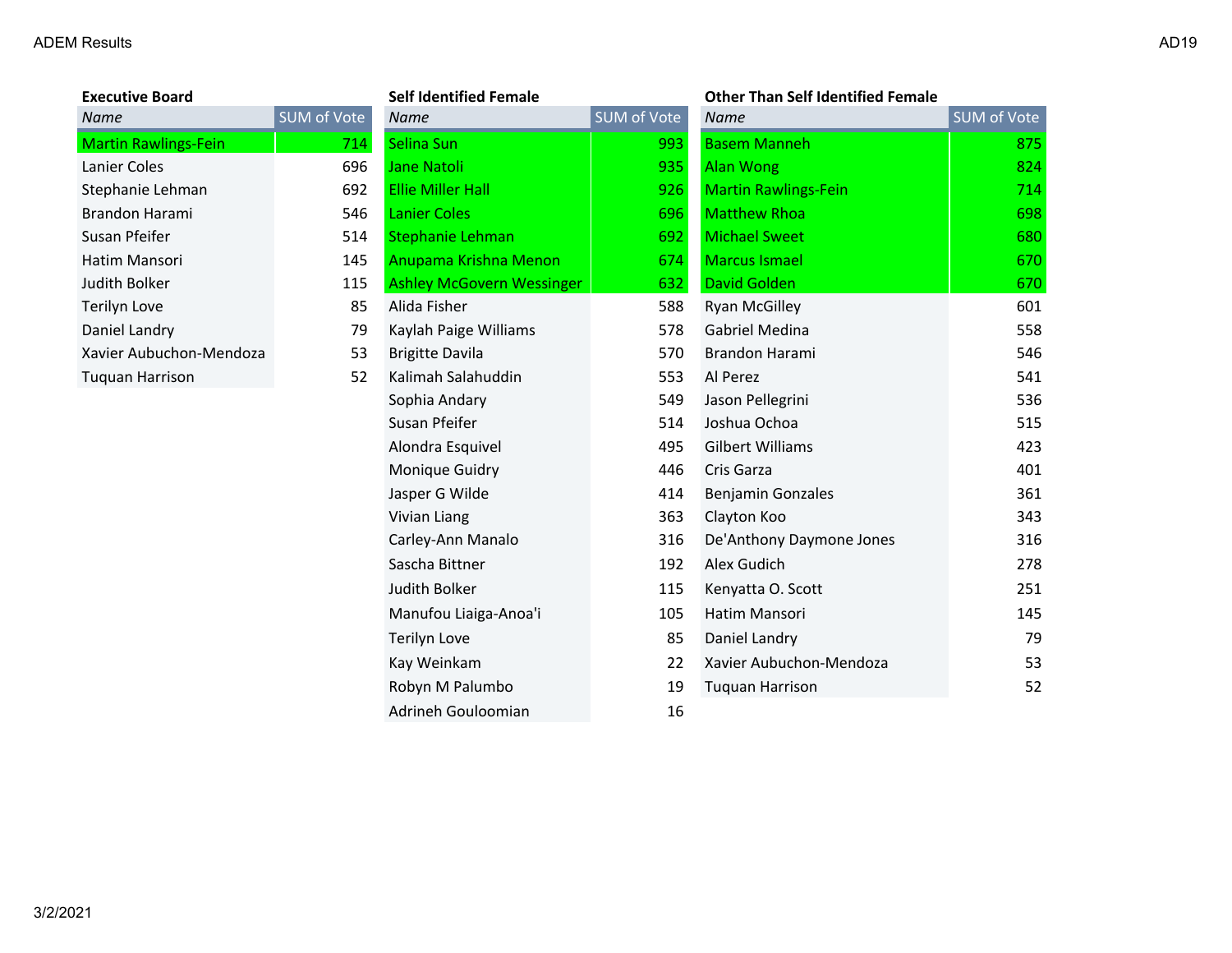### Executive Board

| Name | SUM of Vote |
|---|---|
| Martin Rawlings-Fein | 714 |
| Lanier Coles | 696 |
| Stephanie Lehman | 692 |
| Brandon Harami | 546 |
| Susan Pfeifer | 514 |
| Hatim Mansori | 145 |
| Judith Bolker | 115 |
| Terilyn Love | 85 |
| Daniel Landry | 79 |
| Xavier Aubuchon-Mendoza | 53 |
| Tuquan Harrison | 52 |

### Self Identified Female

| Name | SUM of Vote |
|---|---|
| Selina Sun | 993 |
| Jane Natoli | 935 |
| Ellie Miller Hall | 926 |
| Lanier Coles | 696 |
| Stephanie Lehman | 692 |
| Anupama Krishna Menon | 674 |
| Ashley McGovern Wessinger | 632 |
| Alida Fisher | 588 |
| Kaylah Paige Williams | 578 |
| Brigitte Davila | 570 |
| Kalimah Salahuddin | 553 |
| Sophia Andary | 549 |
| Susan Pfeifer | 514 |
| Alondra Esquivel | 495 |
| Monique Guidry | 446 |
| Jasper G Wilde | 414 |
| Vivian Liang | 363 |
| Carley-Ann Manalo | 316 |
| Sascha Bittner | 192 |
| Judith Bolker | 115 |
| Manufou Liaiga-Anoa'i | 105 |
| Terilyn Love | 85 |
| Kay Weinkam | 22 |
| Robyn M Palumbo | 19 |
| Adrineh Gouloomian | 16 |

### Other Than Self Identified Female

| Name | SUM of Vote |
|---|---|
| Basem Manneh | 875 |
| Alan Wong | 824 |
| Martin Rawlings-Fein | 714 |
| Matthew Rhoa | 698 |
| Michael Sweet | 680 |
| Marcus Ismael | 670 |
| David Golden | 670 |
| Ryan McGilley | 601 |
| Gabriel Medina | 558 |
| Brandon Harami | 546 |
| Al Perez | 541 |
| Jason Pellegrini | 536 |
| Joshua Ochoa | 515 |
| Gilbert Williams | 423 |
| Cris Garza | 401 |
| Benjamin Gonzales | 361 |
| Clayton Koo | 343 |
| De'Anthony Daymone Jones | 316 |
| Alex Gudich | 278 |
| Kenyatta O. Scott | 251 |
| Hatim Mansori | 145 |
| Daniel Landry | 79 |
| Xavier Aubuchon-Mendoza | 53 |
| Tuquan Harrison | 52 |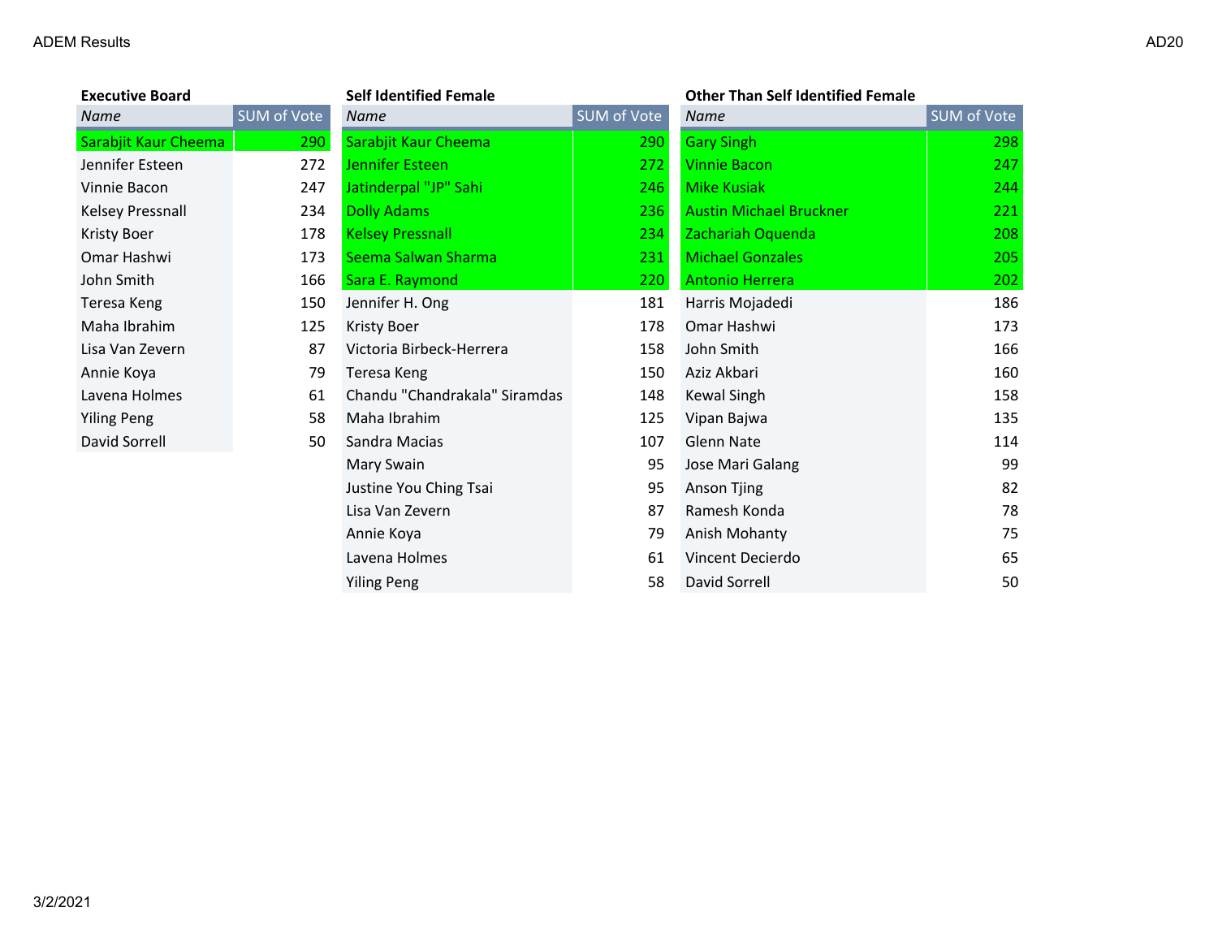ADEM Results

AD20

**Executive Board**

| Name | SUM of Vote |
|---|---|
| Sarabjit Kaur Cheema | 290 |
| Jennifer Esteen | 272 |
| Vinnie Bacon | 247 |
| Kelsey Pressnall | 234 |
| Kristy Boer | 178 |
| Omar Hashwi | 173 |
| John Smith | 166 |
| Teresa Keng | 150 |
| Maha Ibrahim | 125 |
| Lisa Van Zevern | 87 |
| Annie Koya | 79 |
| Lavena Holmes | 61 |
| Yiling Peng | 58 |
| David Sorrell | 50 |

**Self Identified Female**

| Name | SUM of Vote |
|---|---|
| Sarabjit Kaur Cheema | 290 |
| Jennifer Esteen | 272 |
| Jatinderpal "JP" Sahi | 246 |
| Dolly Adams | 236 |
| Kelsey Pressnall | 234 |
| Seema Salwan Sharma | 231 |
| Sara E. Raymond | 220 |
| Jennifer H. Ong | 181 |
| Kristy Boer | 178 |
| Victoria Birbeck-Herrera | 158 |
| Teresa Keng | 150 |
| Chandu "Chandrakala" Siramdas | 148 |
| Maha Ibrahim | 125 |
| Sandra Macias | 107 |
| Mary Swain | 95 |
| Justine You Ching Tsai | 95 |
| Lisa Van Zevern | 87 |
| Annie Koya | 79 |
| Lavena Holmes | 61 |
| Yiling Peng | 58 |

**Other Than Self Identified Female**

| Name | SUM of Vote |
|---|---|
| Gary Singh | 298 |
| Vinnie Bacon | 247 |
| Mike Kusiak | 244 |
| Austin Michael Bruckner | 221 |
| Zachariah Oquenda | 208 |
| Michael Gonzales | 205 |
| Antonio Herrera | 202 |
| Harris Mojadedi | 186 |
| Omar Hashwi | 173 |
| John Smith | 166 |
| Aziz Akbari | 160 |
| Kewal Singh | 158 |
| Vipan Bajwa | 135 |
| Glenn Nate | 114 |
| Jose Mari Galang | 99 |
| Anson Tjing | 82 |
| Ramesh Konda | 78 |
| Anish Mohanty | 75 |
| Vincent Decierdo | 65 |
| David Sorrell | 50 |

3/2/2021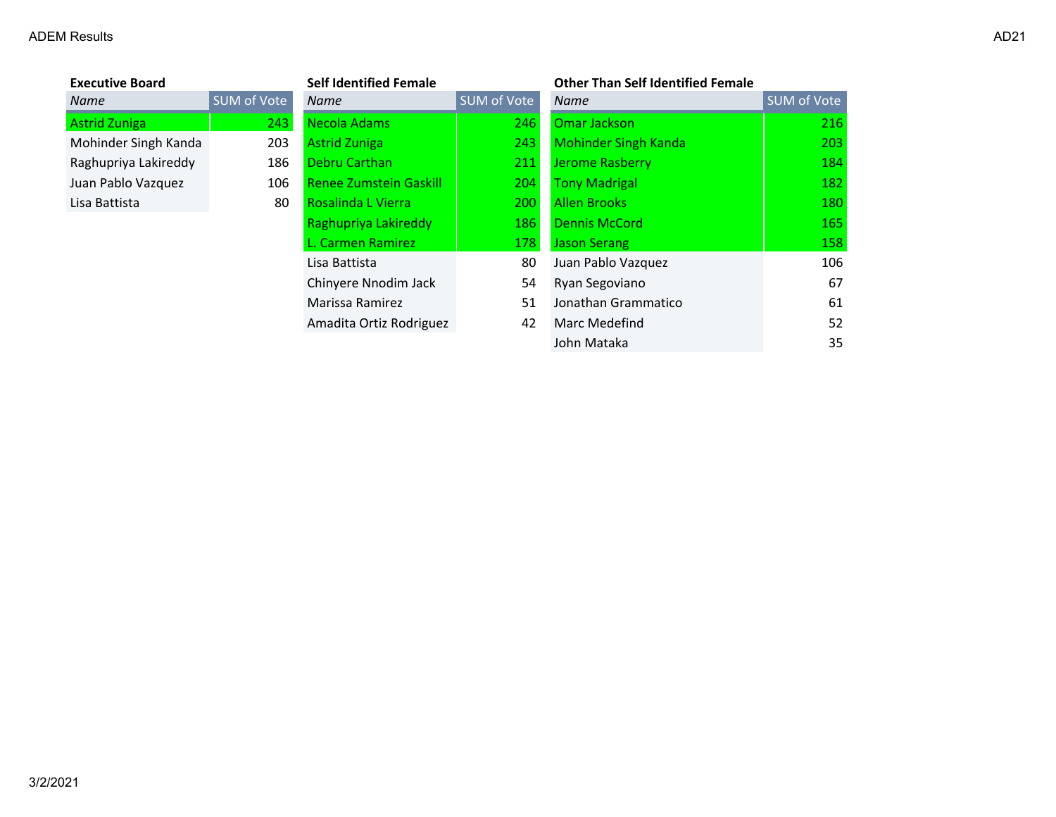ADEM Results

AD21

### Executive Board

| Name | SUM of Vote |
|---|---|
| Astrid Zuniga | 243 |
| Mohinder Singh Kanda | 203 |
| Raghupriya Lakireddy | 186 |
| Juan Pablo Vazquez | 106 |
| Lisa Battista | 80 |

### Self Identified Female

| Name | SUM of Vote |
|---|---|
| Necola Adams | 246 |
| Astrid Zuniga | 243 |
| Debru Carthan | 211 |
| Renee Zumstein Gaskill | 204 |
| Rosalinda L Vierra | 200 |
| Raghupriya Lakireddy | 186 |
| L. Carmen Ramirez | 178 |
| Lisa Battista | 80 |
| Chinyere Nnodim Jack | 54 |
| Marissa Ramirez | 51 |
| Amadita Ortiz Rodriguez | 42 |

### Other Than Self Identified Female

| Name | SUM of Vote |
|---|---|
| Omar Jackson | 216 |
| Mohinder Singh Kanda | 203 |
| Jerome Rasberry | 184 |
| Tony Madrigal | 182 |
| Allen Brooks | 180 |
| Dennis McCord | 165 |
| Jason Serang | 158 |
| Juan Pablo Vazquez | 106 |
| Ryan Segoviano | 67 |
| Jonathan Grammatico | 61 |
| Marc Medefind | 52 |
| John Mataka | 35 |

3/2/2021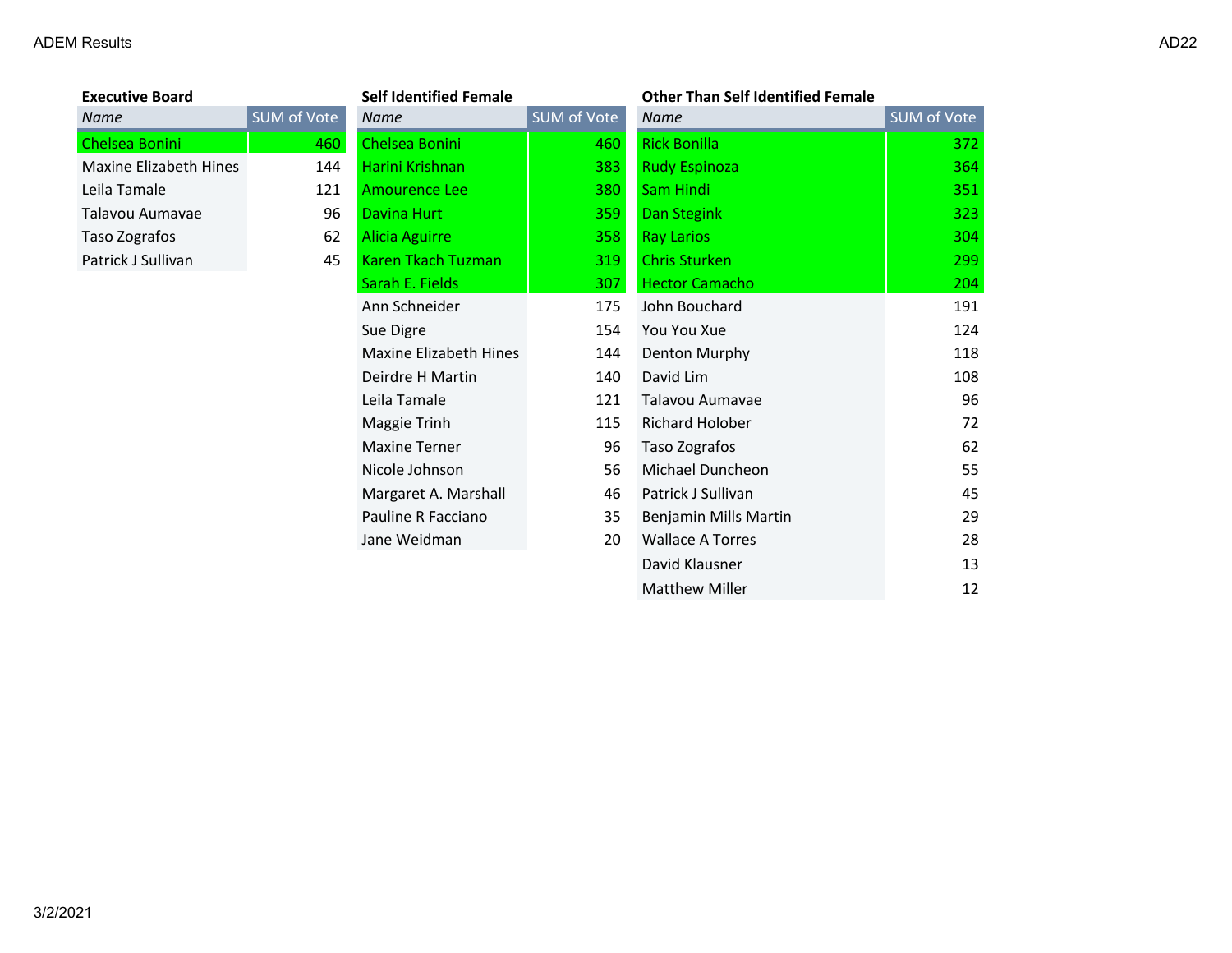### Executive Board

| Name | SUM of Vote |
|---|---|
| Chelsea Bonini | 460 |
| Maxine Elizabeth Hines | 144 |
| Leila Tamale | 121 |
| Talavou Aumavae | 96 |
| Taso Zografos | 62 |
| Patrick J Sullivan | 45 |

### Self Identified Female

| Name | SUM of Vote |
|---|---|
| Chelsea Bonini | 460 |
| Harini Krishnan | 383 |
| Amourence Lee | 380 |
| Davina Hurt | 359 |
| Alicia Aguirre | 358 |
| Karen Tkach Tuzman | 319 |
| Sarah E. Fields | 307 |
| Ann Schneider | 175 |
| Sue Digre | 154 |
| Maxine Elizabeth Hines | 144 |
| Deirdre H Martin | 140 |
| Leila Tamale | 121 |
| Maggie Trinh | 115 |
| Maxine Terner | 96 |
| Nicole Johnson | 56 |
| Margaret A. Marshall | 46 |
| Pauline R Facciano | 35 |
| Jane Weidman | 20 |

### Other Than Self Identified Female

| Name | SUM of Vote |
|---|---|
| Rick Bonilla | 372 |
| Rudy Espinoza | 364 |
| Sam Hindi | 351 |
| Dan Stegink | 323 |
| Ray Larios | 304 |
| Chris Sturken | 299 |
| Hector Camacho | 204 |
| John Bouchard | 191 |
| You You Xue | 124 |
| Denton Murphy | 118 |
| David Lim | 108 |
| Talavou Aumavae | 96 |
| Richard Holober | 72 |
| Taso Zografos | 62 |
| Michael Duncheon | 55 |
| Patrick J Sullivan | 45 |
| Benjamin Mills Martin | 29 |
| Wallace A Torres | 28 |
| David Klausner | 13 |
| Matthew Miller | 12 |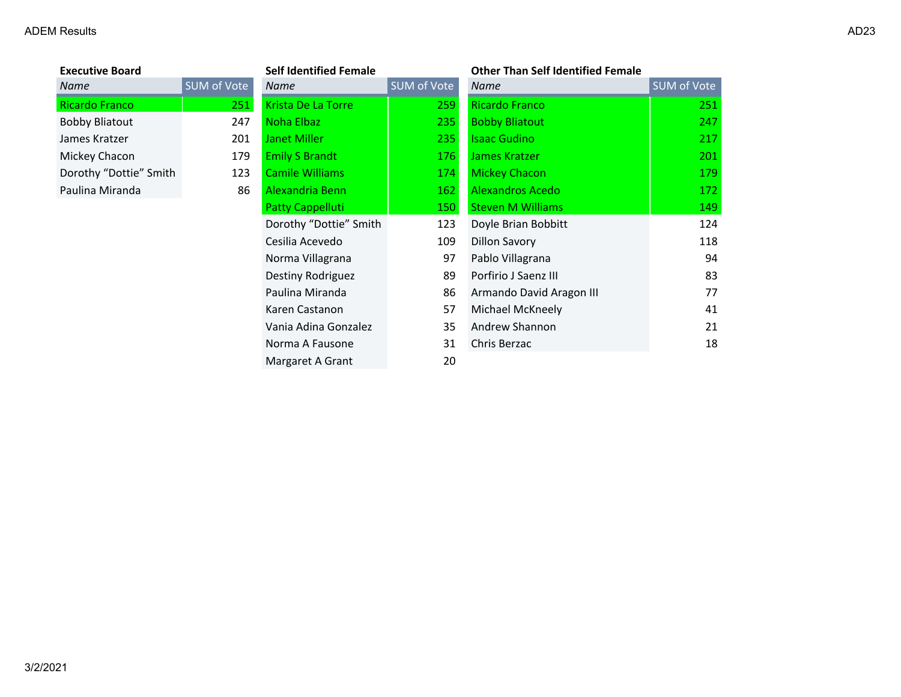ADEM Results

AD23

### Executive Board

| Name | SUM of Vote |
|---|---|
| Ricardo Franco | 251 |
| Bobby Bliatout | 247 |
| James Kratzer | 201 |
| Mickey Chacon | 179 |
| Dorothy “Dottie” Smith | 123 |
| Paulina Miranda | 86 |

### Self Identified Female

| Name | SUM of Vote |
|---|---|
| Krista De La Torre | 259 |
| Noha Elbaz | 235 |
| Janet Miller | 235 |
| Emily S Brandt | 176 |
| Camile Williams | 174 |
| Alexandria Benn | 162 |
| Patty Cappelluti | 150 |
| Dorothy “Dottie” Smith | 123 |
| Cesilia Acevedo | 109 |
| Norma Villagrana | 97 |
| Destiny Rodriguez | 89 |
| Paulina Miranda | 86 |
| Karen Castanon | 57 |
| Vania Adina Gonzalez | 35 |
| Norma A Fausone | 31 |
| Margaret A Grant | 20 |

### Other Than Self Identified Female

| Name | SUM of Vote |
|---|---|
| Ricardo Franco | 251 |
| Bobby Bliatout | 247 |
| Isaac Gudino | 217 |
| James Kratzer | 201 |
| Mickey Chacon | 179 |
| Alexandros Acedo | 172 |
| Steven M Williams | 149 |
| Doyle Brian Bobbitt | 124 |
| Dillon Savory | 118 |
| Pablo Villagrana | 94 |
| Porfirio J Saenz III | 83 |
| Armando David Aragon III | 77 |
| Michael McKneely | 41 |
| Andrew Shannon | 21 |
| Chris Berzac | 18 |

3/2/2021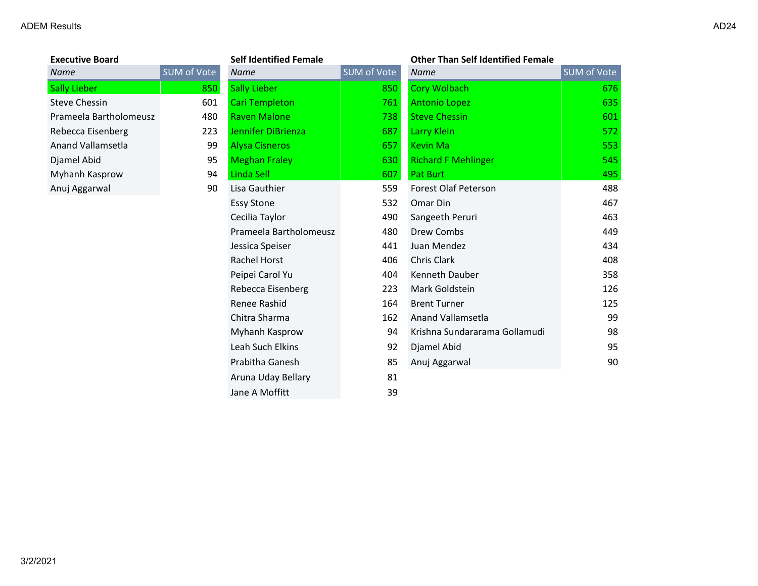ADEM Results

AD24

### Executive Board

| Name | SUM of Vote |
|---|---|
| Sally Lieber | 850 |
| Steve Chessin | 601 |
| Prameela Bartholomeusz | 480 |
| Rebecca Eisenberg | 223 |
| Anand Vallamsetla | 99 |
| Djamel Abid | 95 |
| Myhanh Kasprow | 94 |
| Anuj Aggarwal | 90 |

### Self Identified Female

| Name | SUM of Vote |
|---|---|
| Sally Lieber | 850 |
| Cari Templeton | 761 |
| Raven Malone | 738 |
| Jennifer DiBrienza | 687 |
| Alysa Cisneros | 657 |
| Meghan Fraley | 630 |
| Linda Sell | 607 |
| Lisa Gauthier | 559 |
| Essy Stone | 532 |
| Cecilia Taylor | 490 |
| Prameela Bartholomeusz | 480 |
| Jessica Speiser | 441 |
| Rachel Horst | 406 |
| Peipei Carol Yu | 404 |
| Rebecca Eisenberg | 223 |
| Renee Rashid | 164 |
| Chitra Sharma | 162 |
| Myhanh Kasprow | 94 |
| Leah Such Elkins | 92 |
| Prabitha Ganesh | 85 |
| Aruna Uday Bellary | 81 |
| Jane A Moffitt | 39 |

### Other Than Self Identified Female

| Name | SUM of Vote |
|---|---|
| Cory Wolbach | 676 |
| Antonio Lopez | 635 |
| Steve Chessin | 601 |
| Larry Klein | 572 |
| Kevin Ma | 553 |
| Richard F Mehlinger | 545 |
| Pat Burt | 495 |
| Forest Olaf Peterson | 488 |
| Omar Din | 467 |
| Sangeeth Peruri | 463 |
| Drew Combs | 449 |
| Juan Mendez | 434 |
| Chris Clark | 408 |
| Kenneth Dauber | 358 |
| Mark Goldstein | 126 |
| Brent Turner | 125 |
| Anand Vallamsetla | 99 |
| Krishna Sundararama Gollamudi | 98 |
| Djamel Abid | 95 |
| Anuj Aggarwal | 90 |

3/2/2021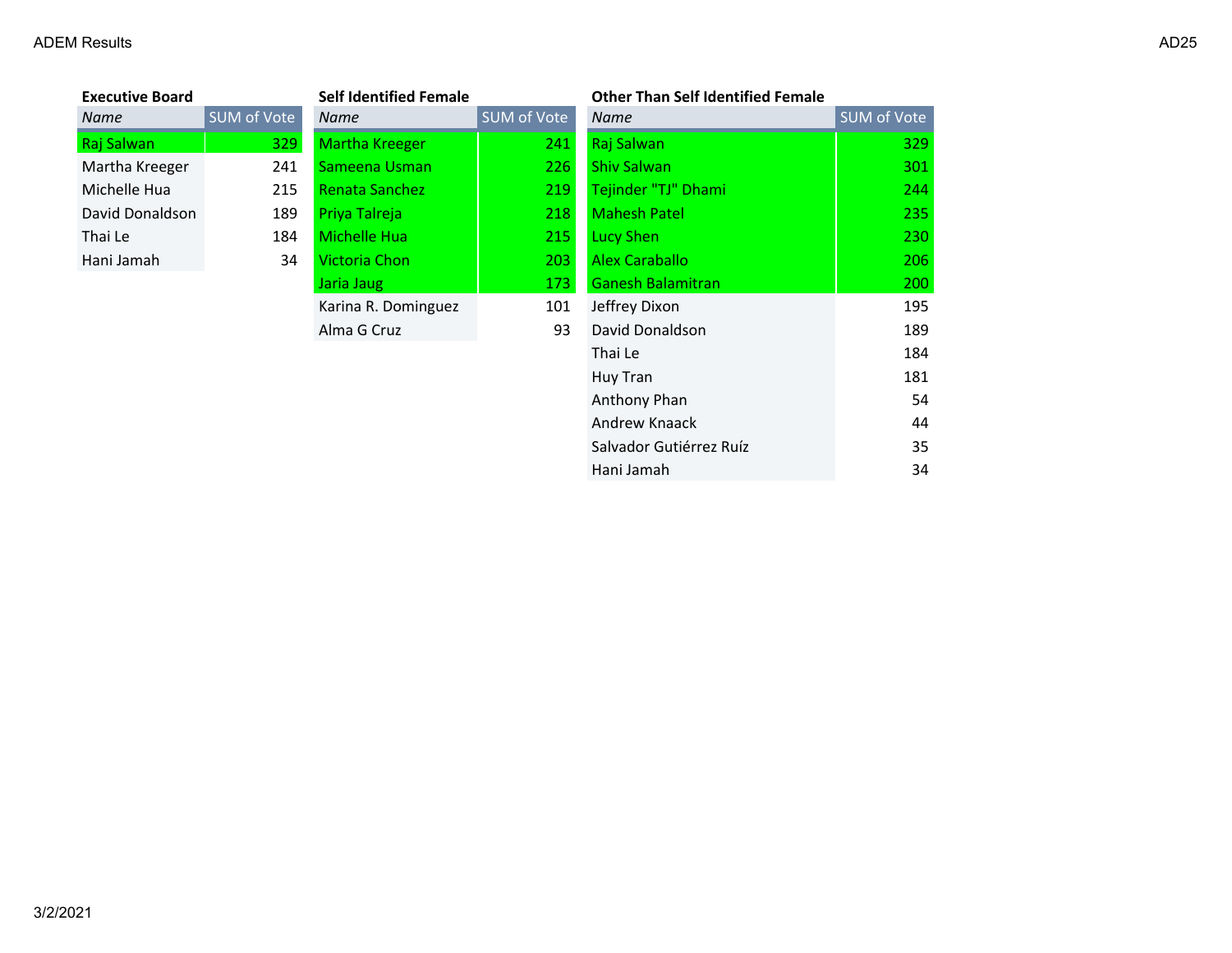ADEM Results

AD25

### Executive Board

| Name | SUM of Vote |
|---|---|
| Raj Salwan | 329 |
| Martha Kreeger | 241 |
| Michelle Hua | 215 |
| David Donaldson | 189 |
| Thai Le | 184 |
| Hani Jamah | 34 |

### Self Identified Female

| Name | SUM of Vote |
|---|---|
| Martha Kreeger | 241 |
| Sameena Usman | 226 |
| Renata Sanchez | 219 |
| Priya Talreja | 218 |
| Michelle Hua | 215 |
| Victoria Chon | 203 |
| Jaria Jaug | 173 |
| Karina R. Dominguez | 101 |
| Alma G Cruz | 93 |

### Other Than Self Identified Female

| Name | SUM of Vote |
|---|---|
| Raj Salwan | 329 |
| Shiv Salwan | 301 |
| Tejinder "TJ" Dhami | 244 |
| Mahesh Patel | 235 |
| Lucy Shen | 230 |
| Alex Caraballo | 206 |
| Ganesh Balamitran | 200 |
| Jeffrey Dixon | 195 |
| David Donaldson | 189 |
| Thai Le | 184 |
| Huy Tran | 181 |
| Anthony Phan | 54 |
| Andrew Knaack | 44 |
| Salvador Gutiérrez Ruíz | 35 |
| Hani Jamah | 34 |

3/2/2021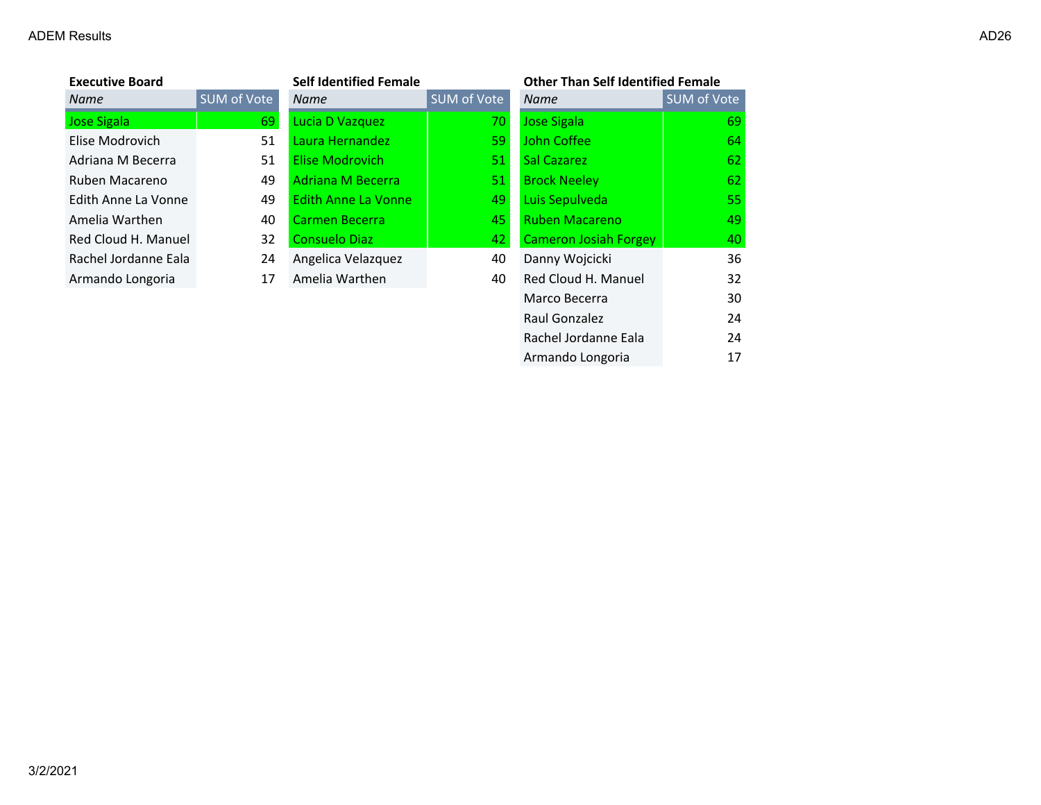## Executive Board

| Name | SUM of Vote |
|---|---|
| Jose Sigala | 69 |
| Elise Modrovich | 51 |
| Adriana M Becerra | 51 |
| Ruben Macareno | 49 |
| Edith Anne La Vonne | 49 |
| Amelia Warthen | 40 |
| Red Cloud H. Manuel | 32 |
| Rachel Jordanne Eala | 24 |
| Armando Longoria | 17 |

## Self Identified Female

| Name | SUM of Vote |
|---|---|
| Lucia D Vazquez | 70 |
| Laura Hernandez | 59 |
| Elise Modrovich | 51 |
| Adriana M Becerra | 51 |
| Edith Anne La Vonne | 49 |
| Carmen Becerra | 45 |
| Consuelo Diaz | 42 |
| Angelica Velazquez | 40 |
| Amelia Warthen | 40 |

## Other Than Self Identified Female

| Name | SUM of Vote |
|---|---|
| Jose Sigala | 69 |
| John Coffee | 64 |
| Sal Cazarez | 62 |
| Brock Neeley | 62 |
| Luis Sepulveda | 55 |
| Ruben Macareno | 49 |
| Cameron Josiah Forgey | 40 |
| Danny Wojcicki | 36 |
| Red Cloud H. Manuel | 32 |
| Marco Becerra | 30 |
| Raul Gonzalez | 24 |
| Rachel Jordanne Eala | 24 |
| Armando Longoria | 17 |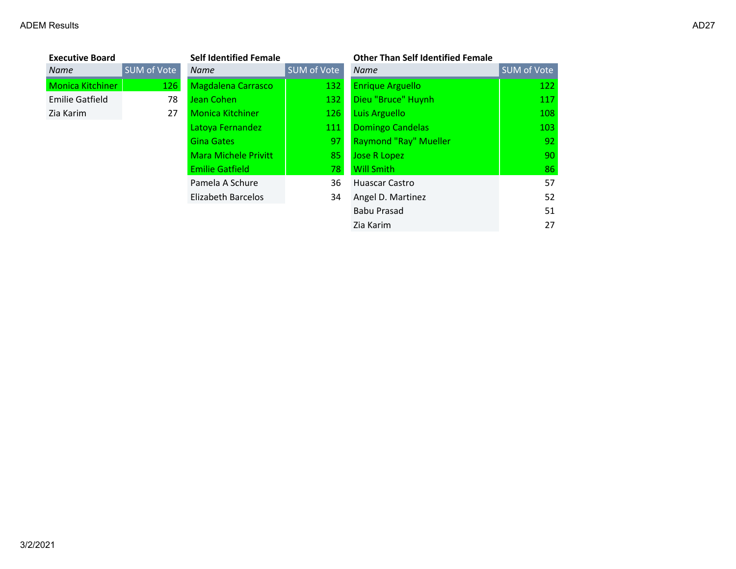### Executive Board

| Name | SUM of Vote |
|---|---|
| Monica Kitchiner | 126 |
| Emilie Gatfield | 78 |
| Zia Karim | 27 |

### Self Identified Female

| Name | SUM of Vote |
|---|---|
| Magdalena Carrasco | 132 |
| Jean Cohen | 132 |
| Monica Kitchiner | 126 |
| Latoya Fernandez | 111 |
| Gina Gates | 97 |
| Mara Michele Privitt | 85 |
| Emilie Gatfield | 78 |
| Pamela A Schure | 36 |
| Elizabeth Barcelos | 34 |

### Other Than Self Identified Female

| Name | SUM of Vote |
|---|---|
| Enrique Arguello | 122 |
| Dieu "Bruce" Huynh | 117 |
| Luis Arguello | 108 |
| Domingo Candelas | 103 |
| Raymond "Ray" Mueller | 92 |
| Jose R Lopez | 90 |
| Will Smith | 86 |
| Huascar Castro | 57 |
| Angel D. Martinez | 52 |
| Babu Prasad | 51 |
| Zia Karim | 27 |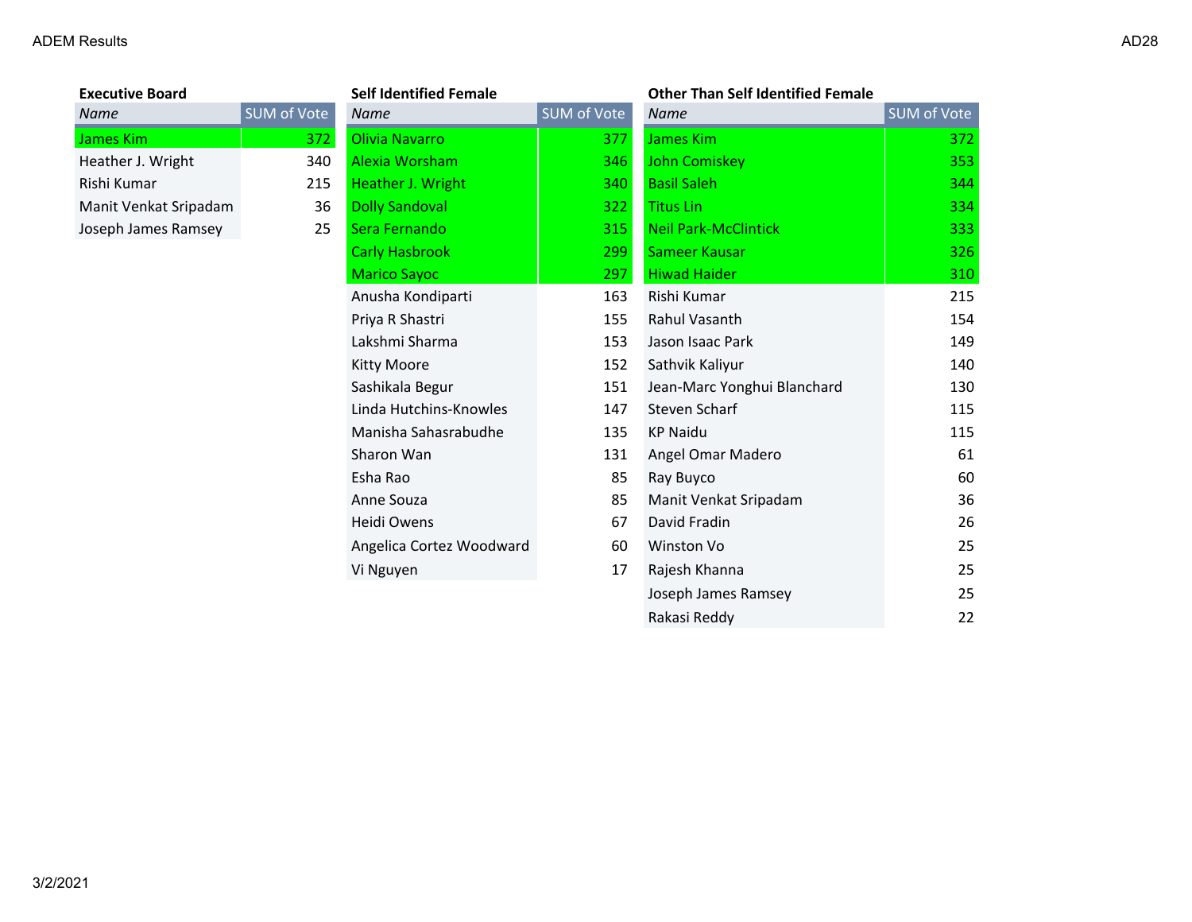### Executive Board

| Name | SUM of Vote |
|---|---|
| James Kim | 372 |
| Heather J. Wright | 340 |
| Rishi Kumar | 215 |
| Manit Venkat Sripadam | 36 |
| Joseph James Ramsey | 25 |

### Self Identified Female

| Name | SUM of Vote |
|---|---|
| Olivia Navarro | 377 |
| Alexia Worsham | 346 |
| Heather J. Wright | 340 |
| Dolly Sandoval | 322 |
| Sera Fernando | 315 |
| Carly Hasbrook | 299 |
| Marico Sayoc | 297 |
| Anusha Kondiparti | 163 |
| Priya R Shastri | 155 |
| Lakshmi Sharma | 153 |
| Kitty Moore | 152 |
| Sashikala Begur | 151 |
| Linda Hutchins-Knowles | 147 |
| Manisha Sahasrabudhe | 135 |
| Sharon Wan | 131 |
| Esha Rao | 85 |
| Anne Souza | 85 |
| Heidi Owens | 67 |
| Angelica Cortez Woodward | 60 |
| Vi Nguyen | 17 |

### Other Than Self Identified Female

| Name | SUM of Vote |
|---|---|
| James Kim | 372 |
| John Comiskey | 353 |
| Basil Saleh | 344 |
| Titus Lin | 334 |
| Neil Park-McClintick | 333 |
| Sameer Kausar | 326 |
| Hiwad Haider | 310 |
| Rishi Kumar | 215 |
| Rahul Vasanth | 154 |
| Jason Isaac Park | 149 |
| Sathvik Kaliyur | 140 |
| Jean-Marc Yonghui Blanchard | 130 |
| Steven Scharf | 115 |
| KP Naidu | 115 |
| Angel Omar Madero | 61 |
| Ray Buyco | 60 |
| Manit Venkat Sripadam | 36 |
| David Fradin | 26 |
| Winston Vo | 25 |
| Rajesh Khanna | 25 |
| Joseph James Ramsey | 25 |
| Rakasi Reddy | 22 |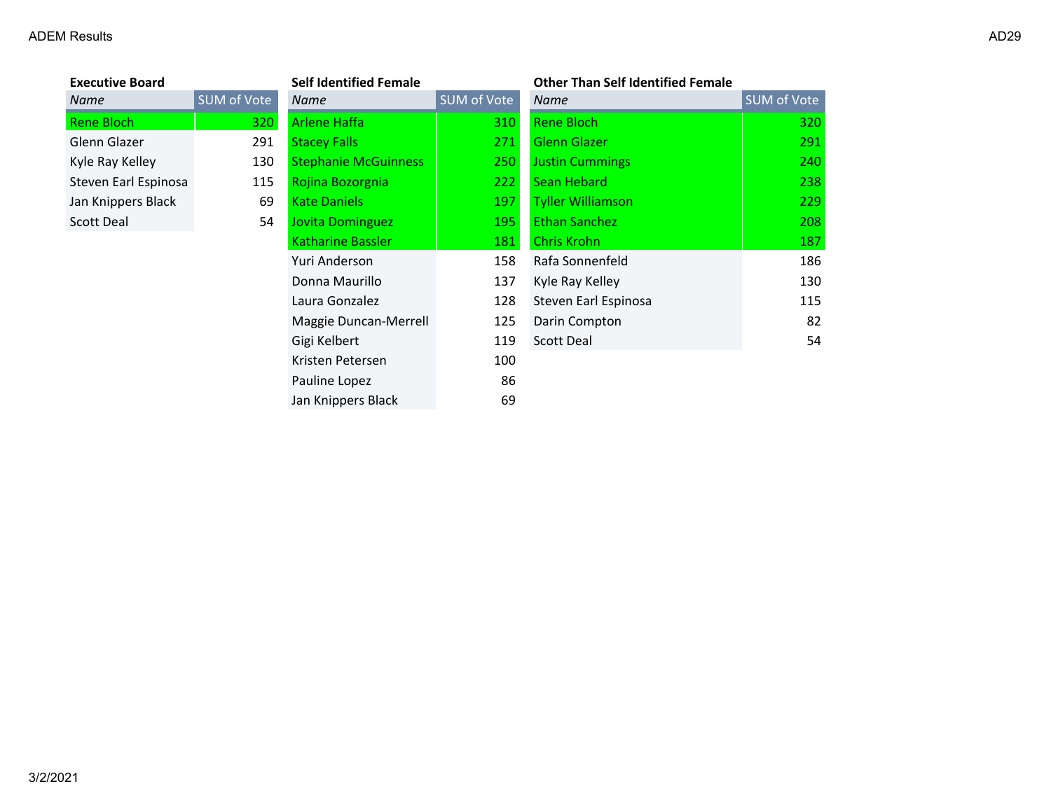ADEM Results

AD29

### Executive Board

| Name | SUM of Vote |
|---|---|
| Rene Bloch | 320 |
| Glenn Glazer | 291 |
| Kyle Ray Kelley | 130 |
| Steven Earl Espinosa | 115 |
| Jan Knippers Black | 69 |
| Scott Deal | 54 |

### Self Identified Female

| Name | SUM of Vote |
|---|---|
| Arlene Haffa | 310 |
| Stacey Falls | 271 |
| Stephanie McGuinness | 250 |
| Rojina Bozorgnia | 222 |
| Kate Daniels | 197 |
| Jovita Dominguez | 195 |
| Katharine Bassler | 181 |
| Yuri Anderson | 158 |
| Donna Maurillo | 137 |
| Laura Gonzalez | 128 |
| Maggie Duncan-Merrell | 125 |
| Gigi Kelbert | 119 |
| Kristen Petersen | 100 |
| Pauline Lopez | 86 |
| Jan Knippers Black | 69 |

### Other Than Self Identified Female

| Name | SUM of Vote |
|---|---|
| Rene Bloch | 320 |
| Glenn Glazer | 291 |
| Justin Cummings | 240 |
| Sean Hebard | 238 |
| Tyller Williamson | 229 |
| Ethan Sanchez | 208 |
| Chris Krohn | 187 |
| Rafa Sonnenfeld | 186 |
| Kyle Ray Kelley | 130 |
| Steven Earl Espinosa | 115 |
| Darin Compton | 82 |
| Scott Deal | 54 |

3/2/2021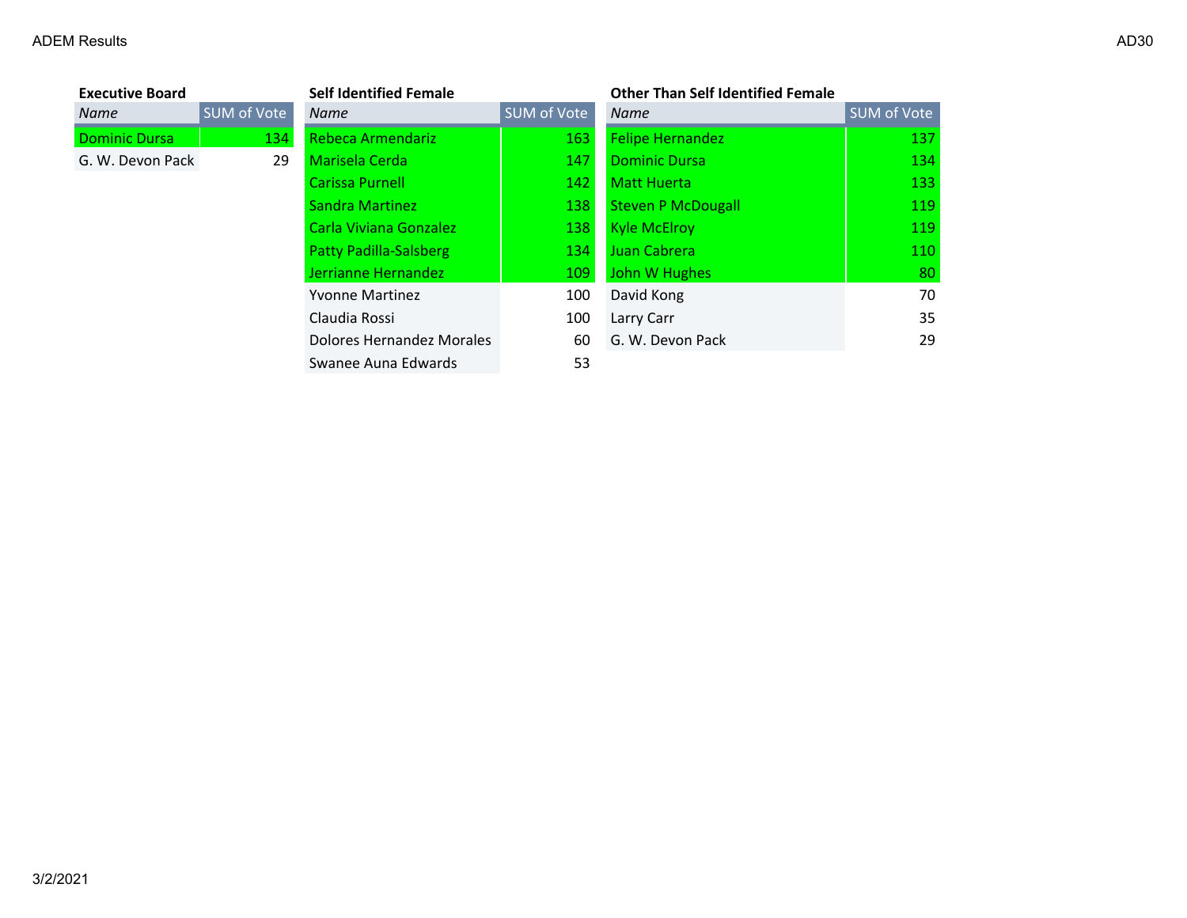### Executive Board

| Name | SUM of Vote |
|---|---|
| Dominic Dursa | 134 |
| G. W. Devon Pack | 29 |

### Self Identified Female

| Name | SUM of Vote |
|---|---|
| Rebeca Armendariz | 163 |
| Marisela Cerda | 147 |
| Carissa Purnell | 142 |
| Sandra Martinez | 138 |
| Carla Viviana Gonzalez | 138 |
| Patty Padilla-Salsberg | 134 |
| Jerrianne Hernandez | 109 |
| Yvonne Martinez | 100 |
| Claudia Rossi | 100 |
| Dolores Hernandez Morales | 60 |
| Swanee Auna Edwards | 53 |

### Other Than Self Identified Female

| Name | SUM of Vote |
|---|---|
| Felipe Hernandez | 137 |
| Dominic Dursa | 134 |
| Matt Huerta | 133 |
| Steven P McDougall | 119 |
| Kyle McElroy | 119 |
| Juan Cabrera | 110 |
| John W Hughes | 80 |
| David Kong | 70 |
| Larry Carr | 35 |
| G. W. Devon Pack | 29 |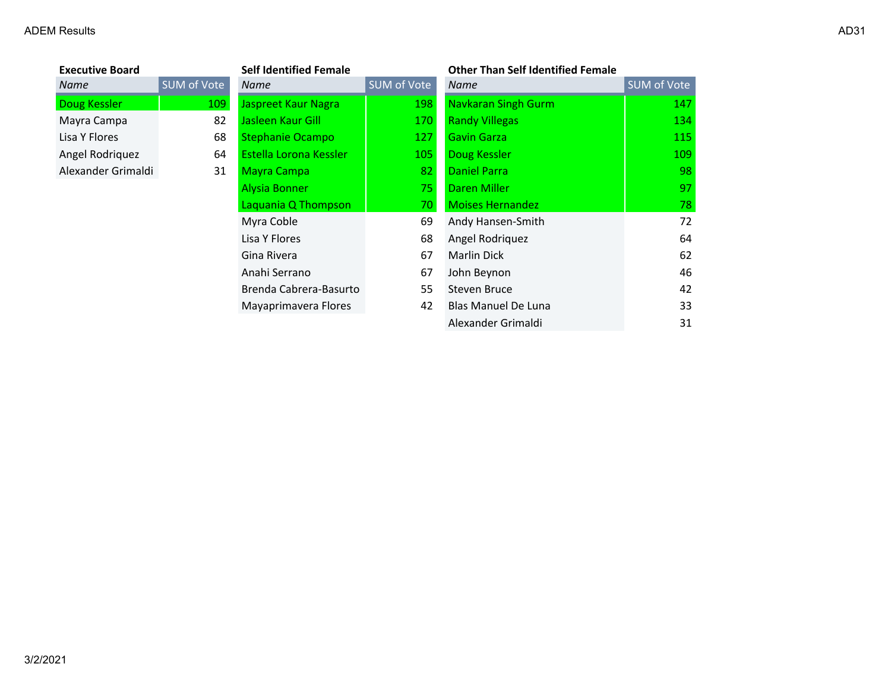ADEM Results

AD31

**Executive Board**

| Name | SUM of Vote |
|---|---|
| Doug Kessler | 109 |
| Mayra Campa | 82 |
| Lisa Y Flores | 68 |
| Angel Rodriquez | 64 |
| Alexander Grimaldi | 31 |

**Self Identified Female**

| Name | SUM of Vote |
|---|---|
| Jaspreet Kaur Nagra | 198 |
| Jasleen Kaur Gill | 170 |
| Stephanie Ocampo | 127 |
| Estella Lorona Kessler | 105 |
| Mayra Campa | 82 |
| Alysia Bonner | 75 |
| Laquania Q Thompson | 70 |
| Myra Coble | 69 |
| Lisa Y Flores | 68 |
| Gina Rivera | 67 |
| Anahi Serrano | 67 |
| Brenda Cabrera-Basurto | 55 |
| Mayaprimavera Flores | 42 |

**Other Than Self Identified Female**

| Name | SUM of Vote |
|---|---|
| Navkaran Singh Gurm | 147 |
| Randy Villegas | 134 |
| Gavin Garza | 115 |
| Doug Kessler | 109 |
| Daniel Parra | 98 |
| Daren Miller | 97 |
| Moises Hernandez | 78 |
| Andy Hansen-Smith | 72 |
| Angel Rodriquez | 64 |
| Marlin Dick | 62 |
| John Beynon | 46 |
| Steven Bruce | 42 |
| Blas Manuel De Luna | 33 |
| Alexander Grimaldi | 31 |

3/2/2021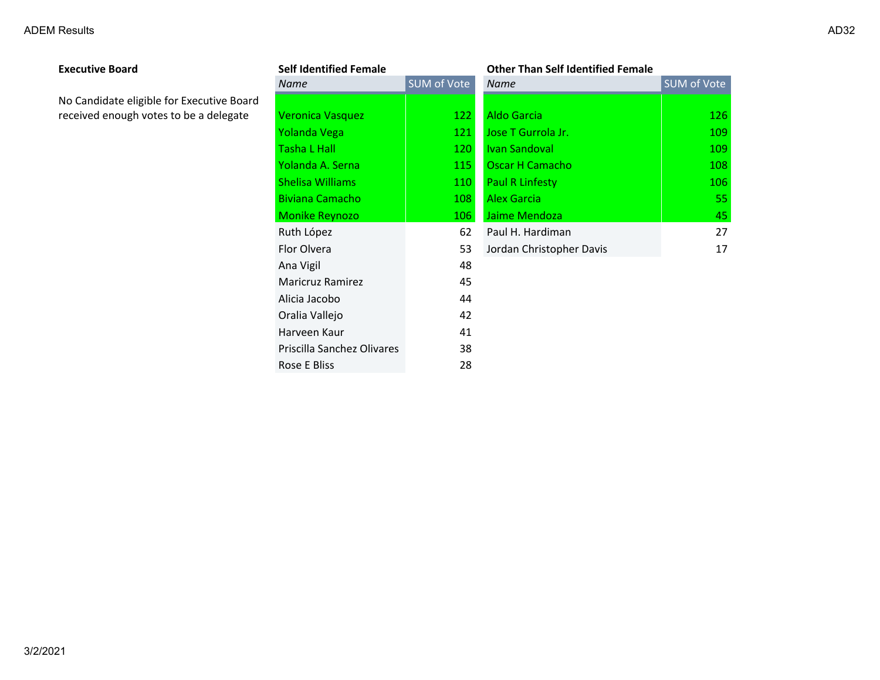**Executive Board**

No Candidate eligible for Executive Board received enough votes to be a delegate

**Self Identified Female**

| Name | SUM of Vote |
|---|---|
| Veronica Vasquez | 122 |
| Yolanda Vega | 121 |
| Tasha L Hall | 120 |
| Yolanda A. Serna | 115 |
| Shelisa Williams | 110 |
| Biviana Camacho | 108 |
| Monike Reynozo | 106 |
| Ruth López | 62 |
| Flor Olvera | 53 |
| Ana Vigil | 48 |
| Maricruz Ramirez | 45 |
| Alicia Jacobo | 44 |
| Oralia Vallejo | 42 |
| Harveen Kaur | 41 |
| Priscilla Sanchez Olivares | 38 |
| Rose E Bliss | 28 |

**Other Than Self Identified Female**

| Name | SUM of Vote |
|---|---|
| Aldo Garcia | 126 |
| Jose T Gurrola Jr. | 109 |
| Ivan Sandoval | 109 |
| Oscar H Camacho | 108 |
| Paul R Linfesty | 106 |
| Alex Garcia | 55 |
| Jaime Mendoza | 45 |
| Paul H. Hardiman | 27 |
| Jordan Christopher Davis | 17 |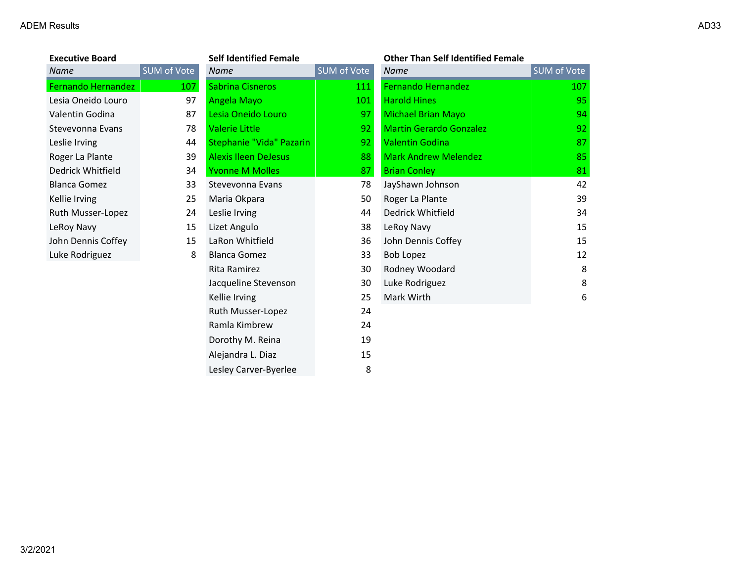ADEM Results

AD33

**Executive Board**

| Name | SUM of Vote |
|---|---|
| Fernando Hernandez | 107 |
| Lesia Oneido Louro | 97 |
| Valentin Godina | 87 |
| Stevevonna Evans | 78 |
| Leslie Irving | 44 |
| Roger La Plante | 39 |
| Dedrick Whitfield | 34 |
| Blanca Gomez | 33 |
| Kellie Irving | 25 |
| Ruth Musser-Lopez | 24 |
| LeRoy Navy | 15 |
| John Dennis Coffey | 15 |
| Luke Rodriguez | 8 |

**Self Identified Female**

| Name | SUM of Vote |
|---|---|
| Sabrina Cisneros | 111 |
| Angela Mayo | 101 |
| Lesia Oneido Louro | 97 |
| Valerie Little | 92 |
| Stephanie "Vida" Pazarin | 92 |
| Alexis Ileen DeJesus | 88 |
| Yvonne M Molles | 87 |
| Stevevonna Evans | 78 |
| Maria Okpara | 50 |
| Leslie Irving | 44 |
| Lizet Angulo | 38 |
| LaRon Whitfield | 36 |
| Blanca Gomez | 33 |
| Rita Ramirez | 30 |
| Jacqueline Stevenson | 30 |
| Kellie Irving | 25 |
| Ruth Musser-Lopez | 24 |
| Ramla Kimbrew | 24 |
| Dorothy M. Reina | 19 |
| Alejandra L. Diaz | 15 |
| Lesley Carver-Byerlee | 8 |

**Other Than Self Identified Female**

| Name | SUM of Vote |
|---|---|
| Fernando Hernandez | 107 |
| Harold Hines | 95 |
| Michael Brian Mayo | 94 |
| Martin Gerardo Gonzalez | 92 |
| Valentin Godina | 87 |
| Mark Andrew Melendez | 85 |
| Brian Conley | 81 |
| JayShawn Johnson | 42 |
| Roger La Plante | 39 |
| Dedrick Whitfield | 34 |
| LeRoy Navy | 15 |
| John Dennis Coffey | 15 |
| Bob Lopez | 12 |
| Rodney Woodard | 8 |
| Luke Rodriguez | 8 |
| Mark Wirth | 6 |

3/2/2021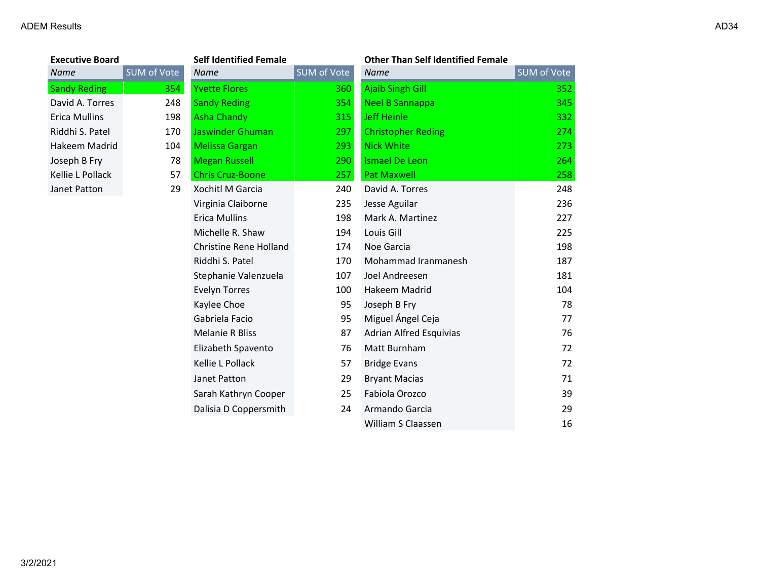### Executive Board

| Name | SUM of Vote |
| --- | --- |
| Sandy Reding | 354 |
| David A. Torres | 248 |
| Erica Mullins | 198 |
| Riddhi S. Patel | 170 |
| Hakeem Madrid | 104 |
| Joseph B Fry | 78 |
| Kellie L Pollack | 57 |
| Janet Patton | 29 |

### Self Identified Female

| Name | SUM of Vote |
| --- | --- |
| Yvette Flores | 360 |
| Sandy Reding | 354 |
| Asha Chandy | 315 |
| Jaswinder Ghuman | 297 |
| Melissa Gargan | 293 |
| Megan Russell | 290 |
| Chris Cruz-Boone | 257 |
| Xochitl M Garcia | 240 |
| Virginia Claiborne | 235 |
| Erica Mullins | 198 |
| Michelle R. Shaw | 194 |
| Christine Rene Holland | 174 |
| Riddhi S. Patel | 170 |
| Stephanie Valenzuela | 107 |
| Evelyn Torres | 100 |
| Kaylee Choe | 95 |
| Gabriela Facio | 95 |
| Melanie R Bliss | 87 |
| Elizabeth Spavento | 76 |
| Kellie L Pollack | 57 |
| Janet Patton | 29 |
| Sarah Kathryn Cooper | 25 |
| Dalisia D Coppersmith | 24 |

### Other Than Self Identified Female

| Name | SUM of Vote |
| --- | --- |
| Ajaib Singh Gill | 352 |
| Neel B Sannappa | 345 |
| Jeff Heinle | 332 |
| Christopher Reding | 274 |
| Nick White | 273 |
| Ismael De Leon | 264 |
| Pat Maxwell | 258 |
| David A. Torres | 248 |
| Jesse Aguilar | 236 |
| Mark A. Martinez | 227 |
| Louis Gill | 225 |
| Noe Garcia | 198 |
| Mohammad Iranmanesh | 187 |
| Joel Andreesen | 181 |
| Hakeem Madrid | 104 |
| Joseph B Fry | 78 |
| Miguel Ángel Ceja | 77 |
| Adrian Alfred Esquivias | 76 |
| Matt Burnham | 72 |
| Bridge Evans | 72 |
| Bryant Macias | 71 |
| Fabiola Orozco | 39 |
| Armando Garcia | 29 |
| William S Claassen | 16 |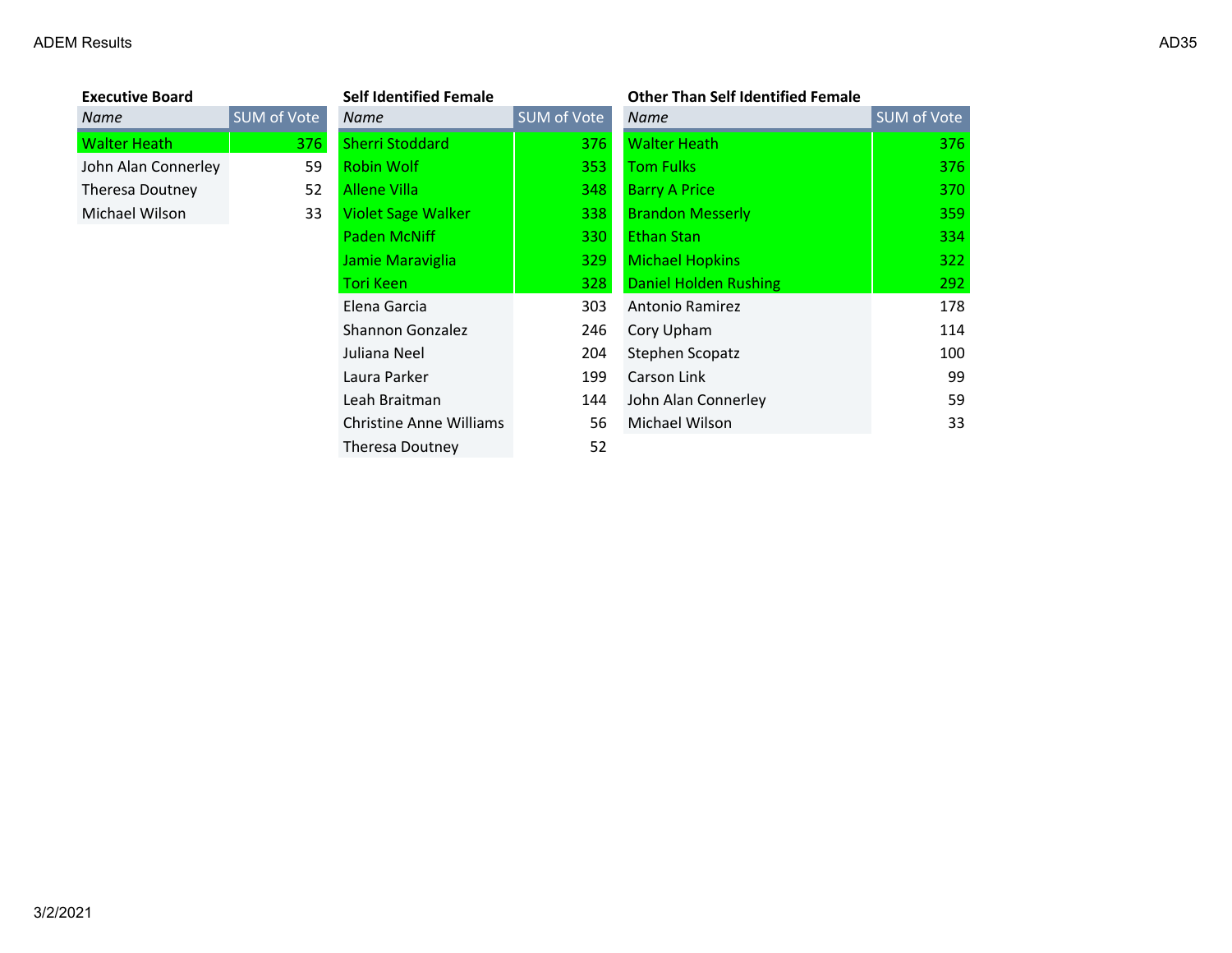ADEM Results

AD35

### Executive Board

| Name | SUM of Vote |
|---|---|
| Walter Heath | 376 |
| John Alan Connerley | 59 |
| Theresa Doutney | 52 |
| Michael Wilson | 33 |

### Self Identified Female

| Name | SUM of Vote |
|---|---|
| Sherri Stoddard | 376 |
| Robin Wolf | 353 |
| Allene Villa | 348 |
| Violet Sage Walker | 338 |
| Paden McNiff | 330 |
| Jamie Maraviglia | 329 |
| Tori Keen | 328 |
| Elena Garcia | 303 |
| Shannon Gonzalez | 246 |
| Juliana Neel | 204 |
| Laura Parker | 199 |
| Leah Braitman | 144 |
| Christine Anne Williams | 56 |
| Theresa Doutney | 52 |

### Other Than Self Identified Female

| Name | SUM of Vote |
|---|---|
| Walter Heath | 376 |
| Tom Fulks | 376 |
| Barry A Price | 370 |
| Brandon Messerly | 359 |
| Ethan Stan | 334 |
| Michael Hopkins | 322 |
| Daniel Holden Rushing | 292 |
| Antonio Ramirez | 178 |
| Cory Upham | 114 |
| Stephen Scopatz | 100 |
| Carson Link | 99 |
| John Alan Connerley | 59 |
| Michael Wilson | 33 |

3/2/2021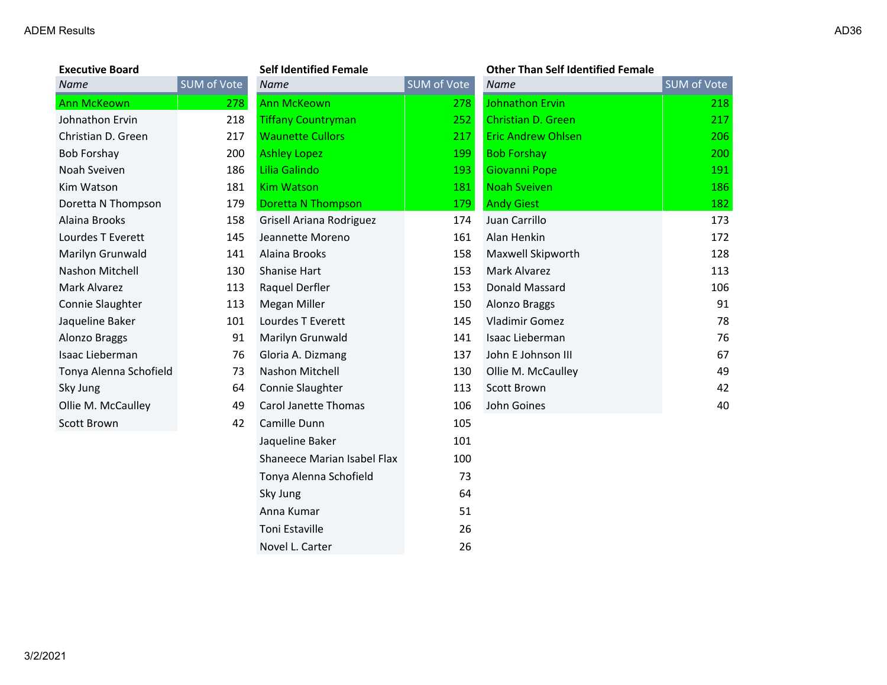ADEM Results

AD36

**Executive Board**

| Name | SUM of Vote |
|---|---|
| Ann McKeown | 278 |
| Johnathon Ervin | 218 |
| Christian D. Green | 217 |
| Bob Forshay | 200 |
| Noah Sveiven | 186 |
| Kim Watson | 181 |
| Doretta N Thompson | 179 |
| Alaina Brooks | 158 |
| Lourdes T Everett | 145 |
| Marilyn Grunwald | 141 |
| Nashon Mitchell | 130 |
| Mark Alvarez | 113 |
| Connie Slaughter | 113 |
| Jaqueline Baker | 101 |
| Alonzo Braggs | 91 |
| Isaac Lieberman | 76 |
| Tonya Alenna Schofield | 73 |
| Sky Jung | 64 |
| Ollie M. McCaulley | 49 |
| Scott Brown | 42 |

**Self Identified Female**

| Name | SUM of Vote |
|---|---|
| Ann McKeown | 278 |
| Tiffany Countryman | 252 |
| Waunette Cullors | 217 |
| Ashley Lopez | 199 |
| Lilia Galindo | 193 |
| Kim Watson | 181 |
| Doretta N Thompson | 179 |
| Grisell Ariana Rodriguez | 174 |
| Jeannette Moreno | 161 |
| Alaina Brooks | 158 |
| Shanise Hart | 153 |
| Raquel Derfler | 153 |
| Megan Miller | 150 |
| Lourdes T Everett | 145 |
| Marilyn Grunwald | 141 |
| Gloria A. Dizmang | 137 |
| Nashon Mitchell | 130 |
| Connie Slaughter | 113 |
| Carol Janette Thomas | 106 |
| Camille Dunn | 105 |
| Jaqueline Baker | 101 |
| Shaneece Marian Isabel Flax | 100 |
| Tonya Alenna Schofield | 73 |
| Sky Jung | 64 |
| Anna Kumar | 51 |
| Toni Estaville | 26 |
| Novel L. Carter | 26 |

**Other Than Self Identified Female**

| Name | SUM of Vote |
|---|---|
| Johnathon Ervin | 218 |
| Christian D. Green | 217 |
| Eric Andrew Ohlsen | 206 |
| Bob Forshay | 200 |
| Giovanni Pope | 191 |
| Noah Sveiven | 186 |
| Andy Giest | 182 |
| Juan Carrillo | 173 |
| Alan Henkin | 172 |
| Maxwell Skipworth | 128 |
| Mark Alvarez | 113 |
| Donald Massard | 106 |
| Alonzo Braggs | 91 |
| Vladimir Gomez | 78 |
| Isaac Lieberman | 76 |
| John E Johnson III | 67 |
| Ollie M. McCaulley | 49 |
| Scott Brown | 42 |
| John Goines | 40 |

3/2/2021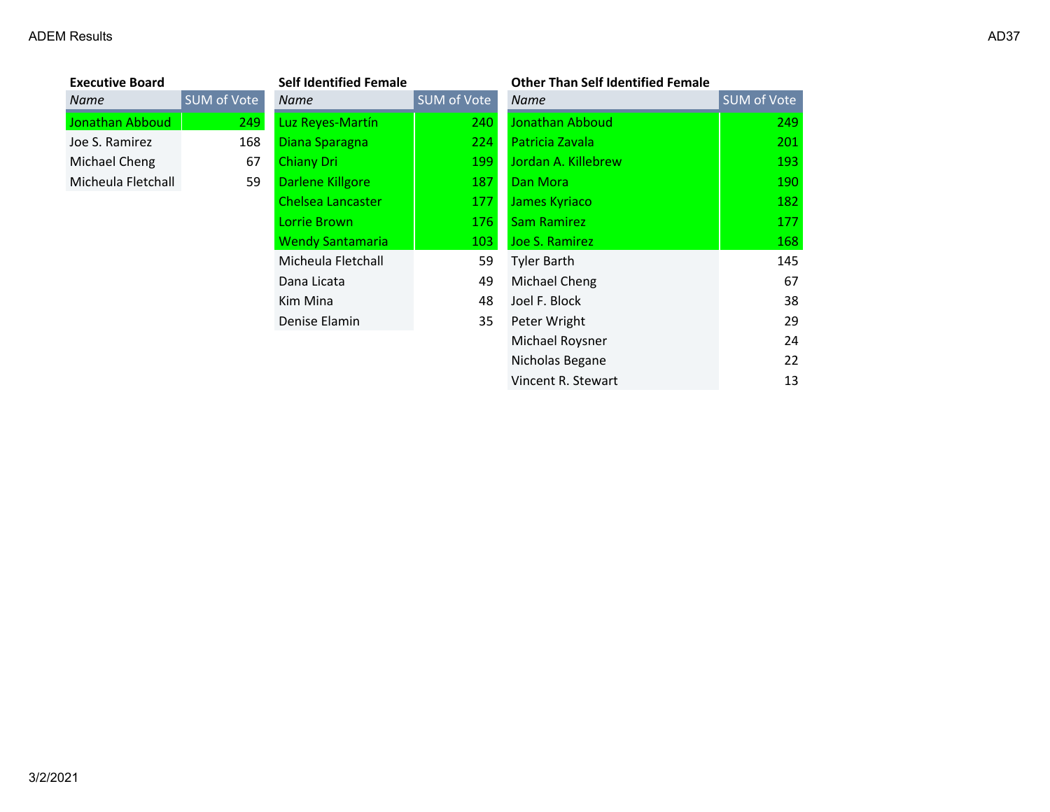### Executive Board

| Name | SUM of Vote |
|---|---|
| Jonathan Abboud | 249 |
| Joe S. Ramirez | 168 |
| Michael Cheng | 67 |
| Micheula Fletchall | 59 |

### Self Identified Female

| Name | SUM of Vote |
|---|---|
| Luz Reyes-Martín | 240 |
| Diana Sparagna | 224 |
| Chiany Dri | 199 |
| Darlene Killgore | 187 |
| Chelsea Lancaster | 177 |
| Lorrie Brown | 176 |
| Wendy Santamaria | 103 |
| Micheula Fletchall | 59 |
| Dana Licata | 49 |
| Kim Mina | 48 |
| Denise Elamin | 35 |

### Other Than Self Identified Female

| Name | SUM of Vote |
|---|---|
| Jonathan Abboud | 249 |
| Patricia Zavala | 201 |
| Jordan A. Killebrew | 193 |
| Dan Mora | 190 |
| James Kyriaco | 182 |
| Sam Ramirez | 177 |
| Joe S. Ramirez | 168 |
| Tyler Barth | 145 |
| Michael Cheng | 67 |
| Joel F. Block | 38 |
| Peter Wright | 29 |
| Michael Roysner | 24 |
| Nicholas Begane | 22 |
| Vincent R. Stewart | 13 |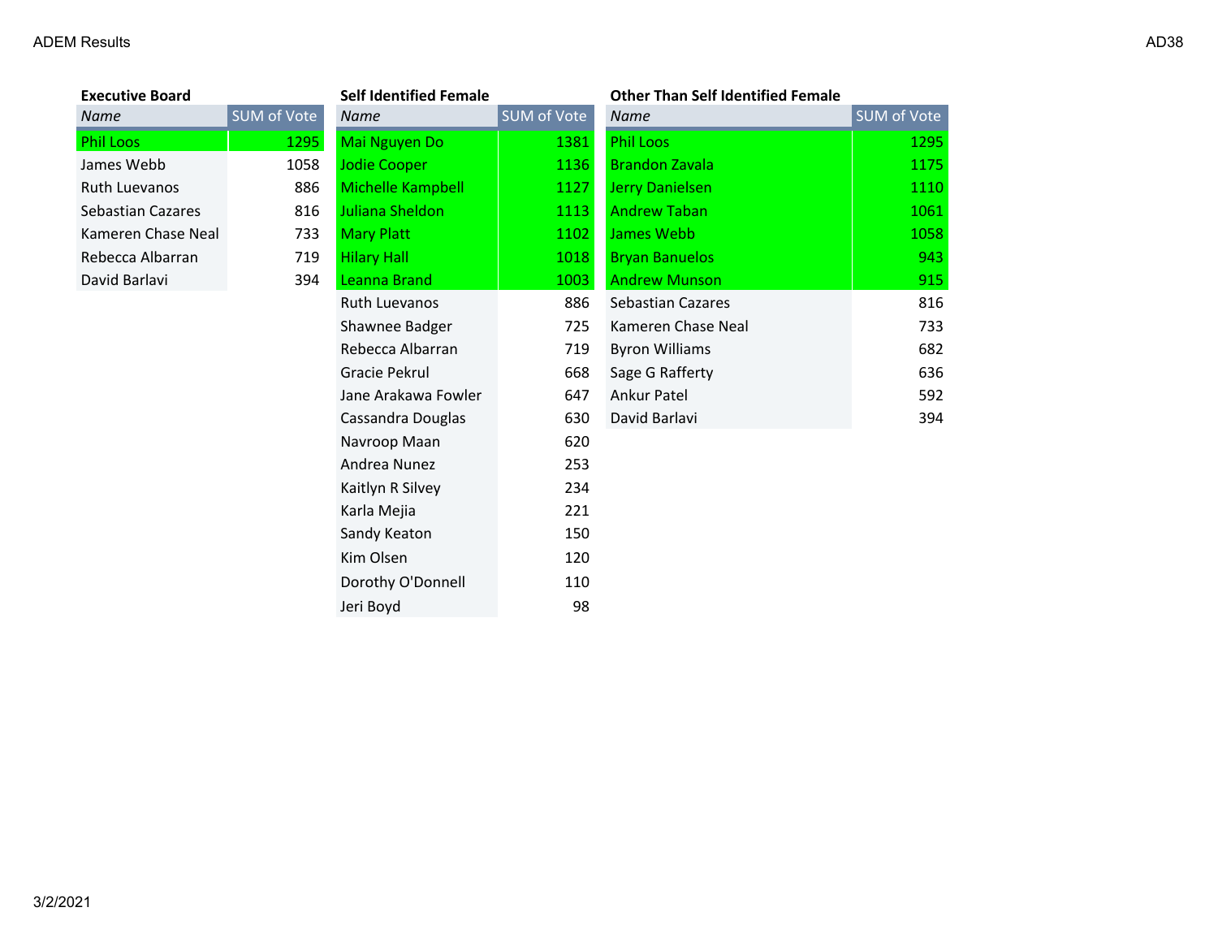### Executive Board

| Name | SUM of Vote |
|---|---|
| Phil Loos | 1295 |
| James Webb | 1058 |
| Ruth Luevanos | 886 |
| Sebastian Cazares | 816 |
| Kameren Chase Neal | 733 |
| Rebecca Albarran | 719 |
| David Barlavi | 394 |

### Self Identified Female

| Name | SUM of Vote |
|---|---|
| Mai Nguyen Do | 1381 |
| Jodie Cooper | 1136 |
| Michelle Kampbell | 1127 |
| Juliana Sheldon | 1113 |
| Mary Platt | 1102 |
| Hilary Hall | 1018 |
| Leanna Brand | 1003 |
| Ruth Luevanos | 886 |
| Shawnee Badger | 725 |
| Rebecca Albarran | 719 |
| Gracie Pekrul | 668 |
| Jane Arakawa Fowler | 647 |
| Cassandra Douglas | 630 |
| Navroop Maan | 620 |
| Andrea Nunez | 253 |
| Kaitlyn R Silvey | 234 |
| Karla Mejia | 221 |
| Sandy Keaton | 150 |
| Kim Olsen | 120 |
| Dorothy O'Donnell | 110 |
| Jeri Boyd | 98 |

### Other Than Self Identified Female

| Name | SUM of Vote |
|---|---|
| Phil Loos | 1295 |
| Brandon Zavala | 1175 |
| Jerry Danielsen | 1110 |
| Andrew Taban | 1061 |
| James Webb | 1058 |
| Bryan Banuelos | 943 |
| Andrew Munson | 915 |
| Sebastian Cazares | 816 |
| Kameren Chase Neal | 733 |
| Byron Williams | 682 |
| Sage G Rafferty | 636 |
| Ankur Patel | 592 |
| David Barlavi | 394 |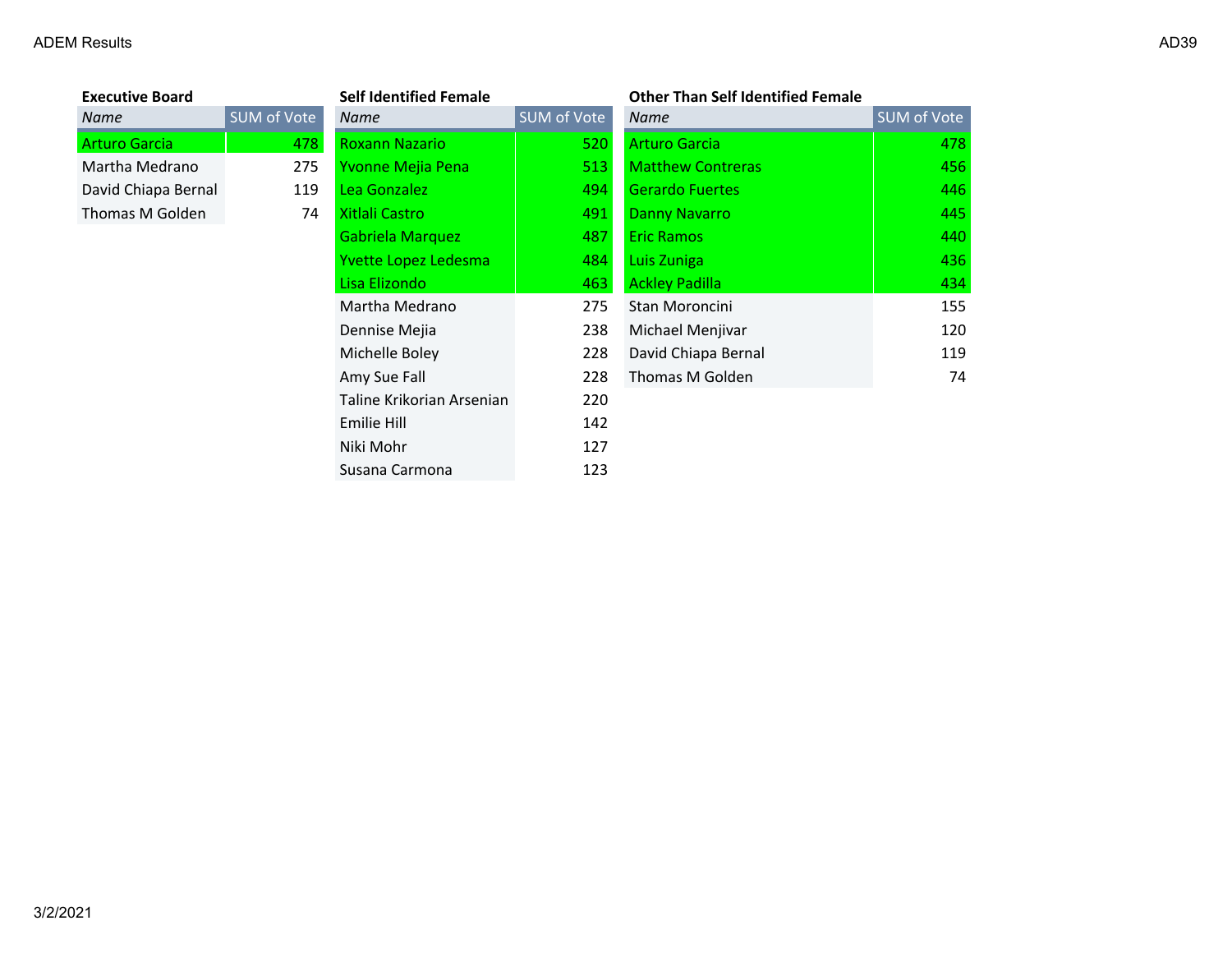### Executive Board

| Name | SUM of Vote |
|---|---|
| Arturo Garcia | 478 |
| Martha Medrano | 275 |
| David Chiapa Bernal | 119 |
| Thomas M Golden | 74 |

### Self Identified Female

| Name | SUM of Vote |
|---|---|
| Roxann Nazario | 520 |
| Yvonne Mejia Pena | 513 |
| Lea Gonzalez | 494 |
| Xitlali Castro | 491 |
| Gabriela Marquez | 487 |
| Yvette Lopez Ledesma | 484 |
| Lisa Elizondo | 463 |
| Martha Medrano | 275 |
| Dennise Mejia | 238 |
| Michelle Boley | 228 |
| Amy Sue Fall | 228 |
| Taline Krikorian Arsenian | 220 |
| Emilie Hill | 142 |
| Niki Mohr | 127 |
| Susana Carmona | 123 |

### Other Than Self Identified Female

| Name | SUM of Vote |
|---|---|
| Arturo Garcia | 478 |
| Matthew Contreras | 456 |
| Gerardo Fuertes | 446 |
| Danny Navarro | 445 |
| Eric Ramos | 440 |
| Luis Zuniga | 436 |
| Ackley Padilla | 434 |
| Stan Moroncini | 155 |
| Michael Menjivar | 120 |
| David Chiapa Bernal | 119 |
| Thomas M Golden | 74 |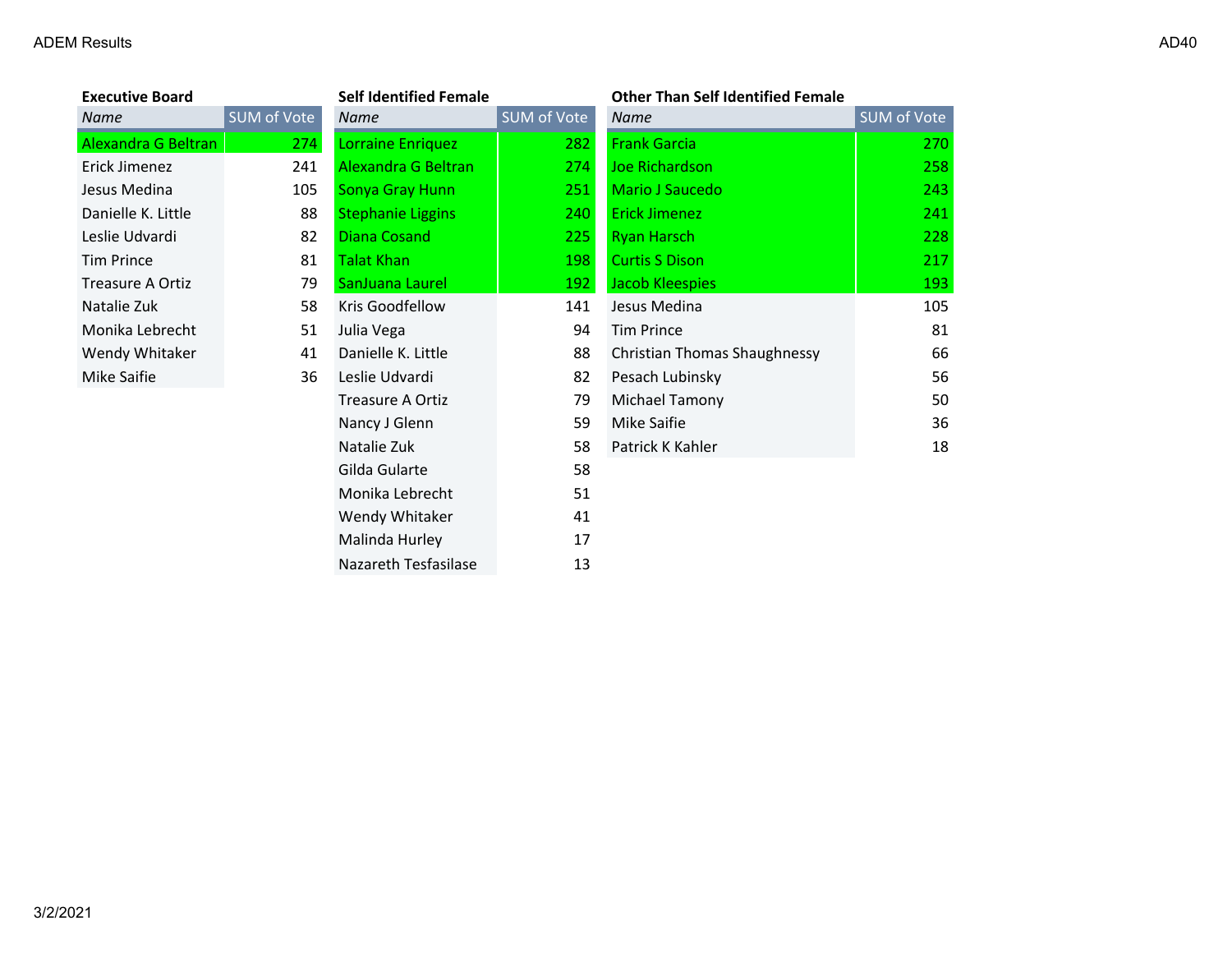ADEM Results

AD40

### Executive Board

| Name | SUM of Vote |
|---|---|
| Alexandra G Beltran | 274 |
| Erick Jimenez | 241 |
| Jesus Medina | 105 |
| Danielle K. Little | 88 |
| Leslie Udvardi | 82 |
| Tim Prince | 81 |
| Treasure A Ortiz | 79 |
| Natalie Zuk | 58 |
| Monika Lebrecht | 51 |
| Wendy Whitaker | 41 |
| Mike Saifie | 36 |

### Self Identified Female

| Name | SUM of Vote |
|---|---|
| Lorraine Enriquez | 282 |
| Alexandra G Beltran | 274 |
| Sonya Gray Hunn | 251 |
| Stephanie Liggins | 240 |
| Diana Cosand | 225 |
| Talat Khan | 198 |
| SanJuana Laurel | 192 |
| Kris Goodfellow | 141 |
| Julia Vega | 94 |
| Danielle K. Little | 88 |
| Leslie Udvardi | 82 |
| Treasure A Ortiz | 79 |
| Nancy J Glenn | 59 |
| Natalie Zuk | 58 |
| Gilda Gularte | 58 |
| Monika Lebrecht | 51 |
| Wendy Whitaker | 41 |
| Malinda Hurley | 17 |
| Nazareth Tesfasilase | 13 |

### Other Than Self Identified Female

| Name | SUM of Vote |
|---|---|
| Frank Garcia | 270 |
| Joe Richardson | 258 |
| Mario J Saucedo | 243 |
| Erick Jimenez | 241 |
| Ryan Harsch | 228 |
| Curtis S Dison | 217 |
| Jacob Kleespies | 193 |
| Jesus Medina | 105 |
| Tim Prince | 81 |
| Christian Thomas Shaughnessy | 66 |
| Pesach Lubinsky | 56 |
| Michael Tamony | 50 |
| Mike Saifie | 36 |
| Patrick K Kahler | 18 |

3/2/2021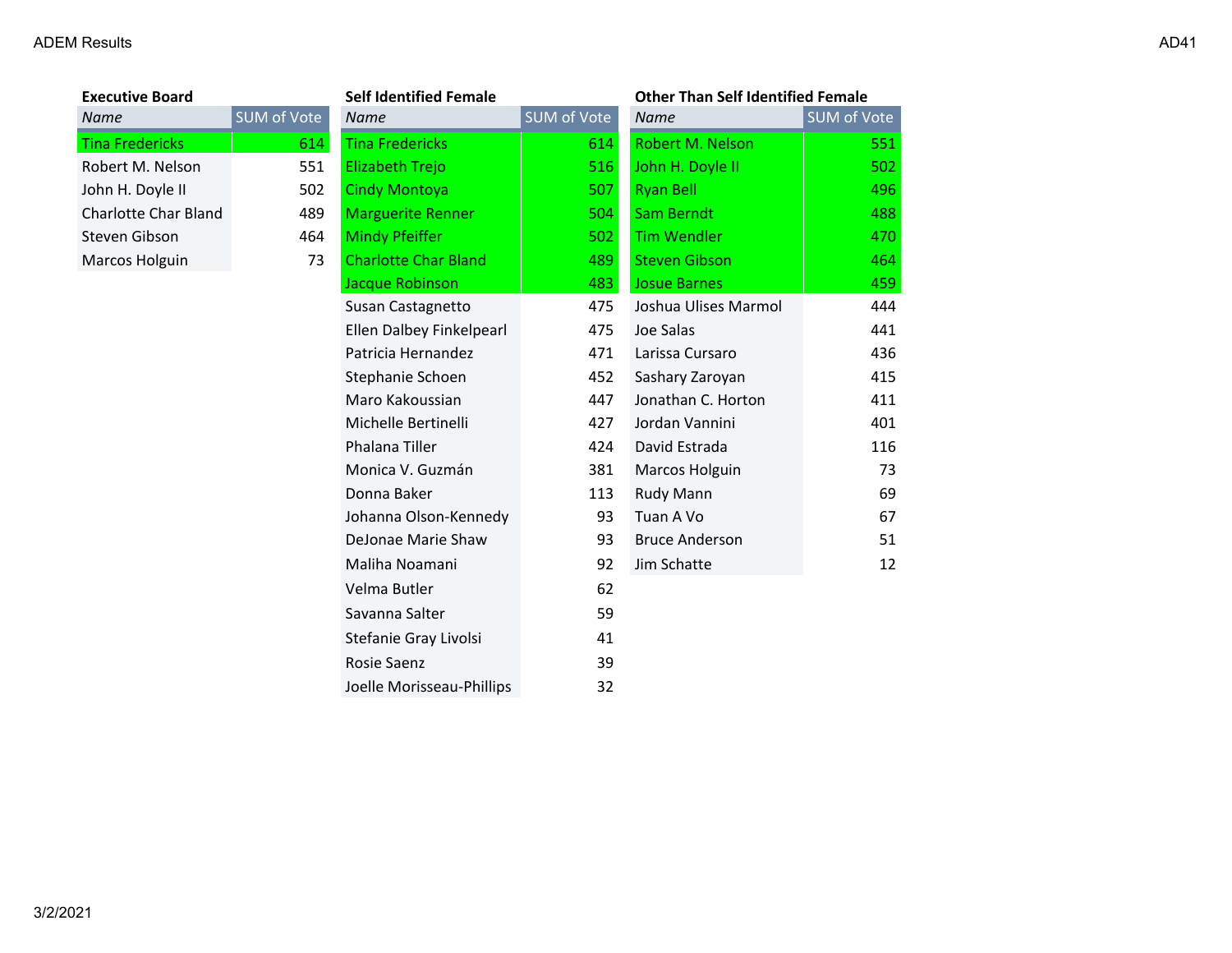ADEM Results

AD41

**Executive Board**

| Name | SUM of Vote |
|---|---|
| Tina Fredericks | 614 |
| Robert M. Nelson | 551 |
| John H. Doyle II | 502 |
| Charlotte Char Bland | 489 |
| Steven Gibson | 464 |
| Marcos Holguin | 73 |

**Self Identified Female**

| Name | SUM of Vote |
|---|---|
| Tina Fredericks | 614 |
| Elizabeth Trejo | 516 |
| Cindy Montoya | 507 |
| Marguerite Renner | 504 |
| Mindy Pfeiffer | 502 |
| Charlotte Char Bland | 489 |
| Jacque Robinson | 483 |
| Susan Castagnetto | 475 |
| Ellen Dalbey Finkelpearl | 475 |
| Patricia Hernandez | 471 |
| Stephanie Schoen | 452 |
| Maro Kakoussian | 447 |
| Michelle Bertinelli | 427 |
| Phalana Tiller | 424 |
| Monica V. Guzmán | 381 |
| Donna Baker | 113 |
| Johanna Olson-Kennedy | 93 |
| DeJonae Marie Shaw | 93 |
| Maliha Noamani | 92 |
| Velma Butler | 62 |
| Savanna Salter | 59 |
| Stefanie Gray Livolsi | 41 |
| Rosie Saenz | 39 |
| Joelle Morisseau-Phillips | 32 |

**Other Than Self Identified Female**

| Name | SUM of Vote |
|---|---|
| Robert M. Nelson | 551 |
| John H. Doyle II | 502 |
| Ryan Bell | 496 |
| Sam Berndt | 488 |
| Tim Wendler | 470 |
| Steven Gibson | 464 |
| Josue Barnes | 459 |
| Joshua Ulises Marmol | 444 |
| Joe Salas | 441 |
| Larissa Cursaro | 436 |
| Sashary Zaroyan | 415 |
| Jonathan C. Horton | 411 |
| Jordan Vannini | 401 |
| David Estrada | 116 |
| Marcos Holguin | 73 |
| Rudy Mann | 69 |
| Tuan A Vo | 67 |
| Bruce Anderson | 51 |
| Jim Schatte | 12 |

3/2/2021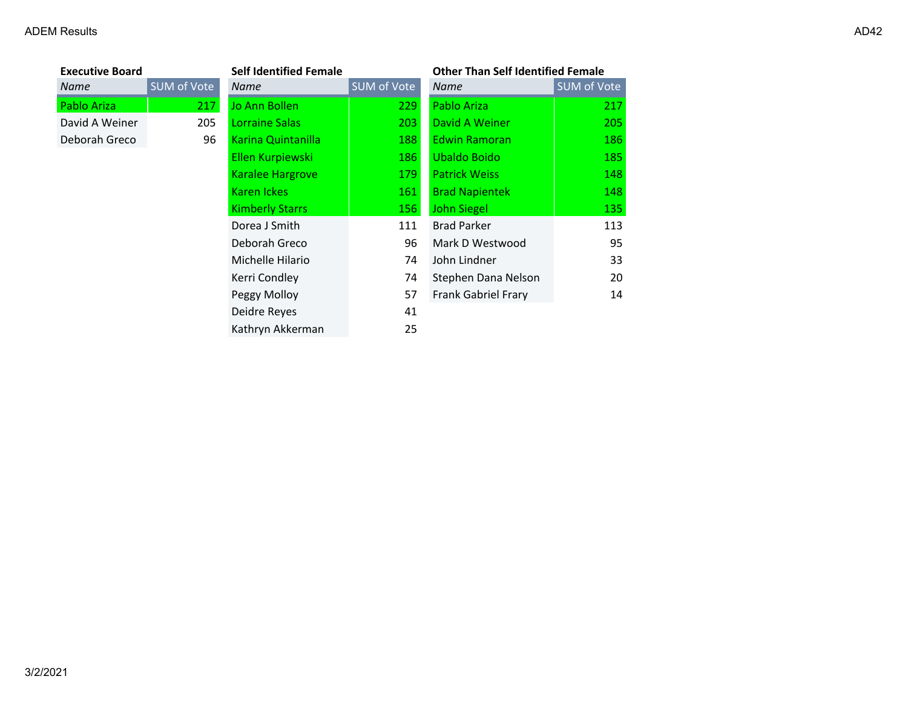ADEM Results

AD42

### Executive Board

| Name | SUM of Vote |
|---|---|
| Pablo Ariza | 217 |
| David A Weiner | 205 |
| Deborah Greco | 96 |

### Self Identified Female

| Name | SUM of Vote |
|---|---|
| Jo Ann Bollen | 229 |
| Lorraine Salas | 203 |
| Karina Quintanilla | 188 |
| Ellen Kurpiewski | 186 |
| Karalee Hargrove | 179 |
| Karen Ickes | 161 |
| Kimberly Starrs | 156 |
| Dorea J Smith | 111 |
| Deborah Greco | 96 |
| Michelle Hilario | 74 |
| Kerri Condley | 74 |
| Peggy Molloy | 57 |
| Deidre Reyes | 41 |
| Kathryn Akkerman | 25 |

### Other Than Self Identified Female

| Name | SUM of Vote |
|---|---|
| Pablo Ariza | 217 |
| David A Weiner | 205 |
| Edwin Ramoran | 186 |
| Ubaldo Boido | 185 |
| Patrick Weiss | 148 |
| Brad Napientek | 148 |
| John Siegel | 135 |
| Brad Parker | 113 |
| Mark D Westwood | 95 |
| John Lindner | 33 |
| Stephen Dana Nelson | 20 |
| Frank Gabriel Frary | 14 |

3/2/2021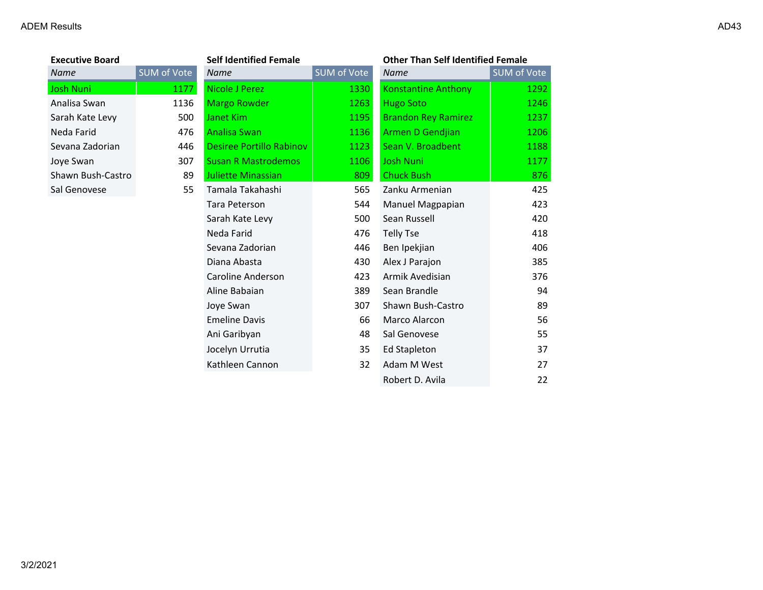### Executive Board

| Name | SUM of Vote |
|---|---|
| Josh Nuni | 1177 |
| Analisa Swan | 1136 |
| Sarah Kate Levy | 500 |
| Neda Farid | 476 |
| Sevana Zadorian | 446 |
| Joye Swan | 307 |
| Shawn Bush-Castro | 89 |
| Sal Genovese | 55 |

### Self Identified Female

| Name | SUM of Vote |
|---|---|
| Nicole J Perez | 1330 |
| Margo Rowder | 1263 |
| Janet Kim | 1195 |
| Analisa Swan | 1136 |
| Desiree Portillo Rabinov | 1123 |
| Susan R Mastrodemos | 1106 |
| Juliette Minassian | 809 |
| Tamala Takahashi | 565 |
| Tara Peterson | 544 |
| Sarah Kate Levy | 500 |
| Neda Farid | 476 |
| Sevana Zadorian | 446 |
| Diana Abasta | 430 |
| Caroline Anderson | 423 |
| Aline Babaian | 389 |
| Joye Swan | 307 |
| Emeline Davis | 66 |
| Ani Garibyan | 48 |
| Jocelyn Urrutia | 35 |
| Kathleen Cannon | 32 |

### Other Than Self Identified Female

| Name | SUM of Vote |
|---|---|
| Konstantine Anthony | 1292 |
| Hugo Soto | 1246 |
| Brandon Rey Ramirez | 1237 |
| Armen D Gendjian | 1206 |
| Sean V. Broadbent | 1188 |
| Josh Nuni | 1177 |
| Chuck Bush | 876 |
| Zanku Armenian | 425 |
| Manuel Magpapian | 423 |
| Sean Russell | 420 |
| Telly Tse | 418 |
| Ben Ipekjian | 406 |
| Alex J Parajon | 385 |
| Armik Avedisian | 376 |
| Sean Brandle | 94 |
| Shawn Bush-Castro | 89 |
| Marco Alarcon | 56 |
| Sal Genovese | 55 |
| Ed Stapleton | 37 |
| Adam M West | 27 |
| Robert D. Avila | 22 |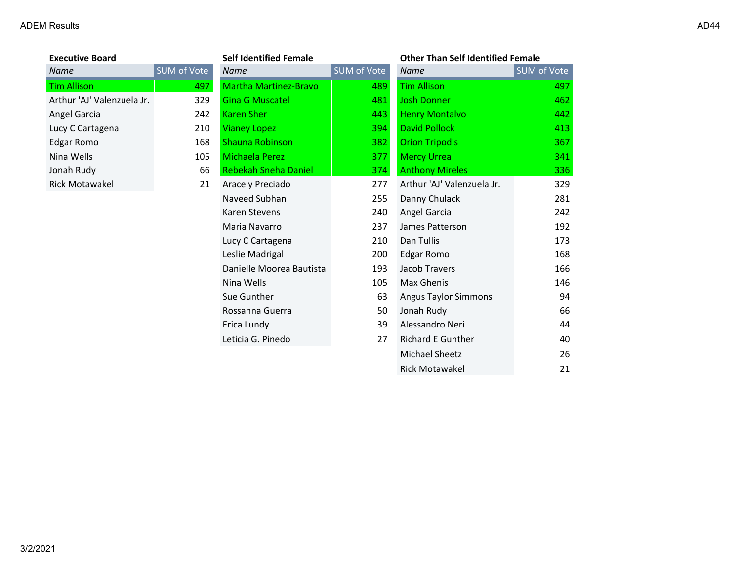ADEM Results

AD44

**Executive Board**

| Name | SUM of Vote |
|---|---|
| Tim Allison | 497 |
| Arthur 'AJ' Valenzuela Jr. | 329 |
| Angel Garcia | 242 |
| Lucy C Cartagena | 210 |
| Edgar Romo | 168 |
| Nina Wells | 105 |
| Jonah Rudy | 66 |
| Rick Motawakel | 21 |

**Self Identified Female**

| Name | SUM of Vote |
|---|---|
| Martha Martinez-Bravo | 489 |
| Gina G Muscatel | 481 |
| Karen Sher | 443 |
| Vianey Lopez | 394 |
| Shauna Robinson | 382 |
| Michaela Perez | 377 |
| Rebekah Sneha Daniel | 374 |
| Aracely Preciado | 277 |
| Naveed Subhan | 255 |
| Karen Stevens | 240 |
| Maria Navarro | 237 |
| Lucy C Cartagena | 210 |
| Leslie Madrigal | 200 |
| Danielle Moorea Bautista | 193 |
| Nina Wells | 105 |
| Sue Gunther | 63 |
| Rossanna Guerra | 50 |
| Erica Lundy | 39 |
| Leticia G. Pinedo | 27 |

**Other Than Self Identified Female**

| Name | SUM of Vote |
|---|---|
| Tim Allison | 497 |
| Josh Donner | 462 |
| Henry Montalvo | 442 |
| David Pollock | 413 |
| Orion Tripodis | 367 |
| Mercy Urrea | 341 |
| Anthony Mireles | 336 |
| Arthur 'AJ' Valenzuela Jr. | 329 |
| Danny Chulack | 281 |
| Angel Garcia | 242 |
| James Patterson | 192 |
| Dan Tullis | 173 |
| Edgar Romo | 168 |
| Jacob Travers | 166 |
| Max Ghenis | 146 |
| Angus Taylor Simmons | 94 |
| Jonah Rudy | 66 |
| Alessandro Neri | 44 |
| Richard E Gunther | 40 |
| Michael Sheetz | 26 |
| Rick Motawakel | 21 |

3/2/2021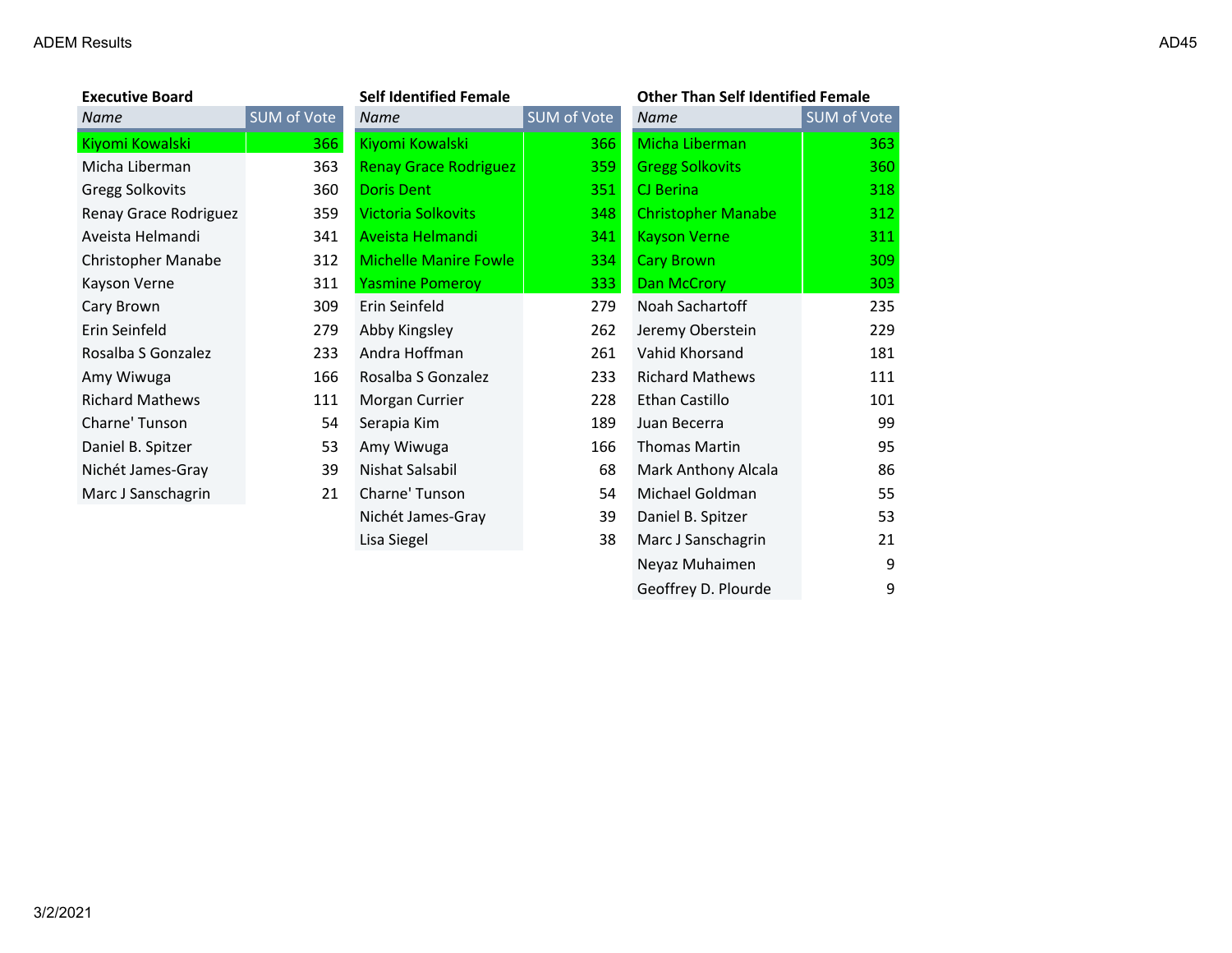ADEM Results

AD45

### Executive Board

| Name | SUM of Vote |
|---|---|
| Kiyomi Kowalski | 366 |
| Micha Liberman | 363 |
| Gregg Solkovits | 360 |
| Renay Grace Rodriguez | 359 |
| Aveista Helmandi | 341 |
| Christopher Manabe | 312 |
| Kayson Verne | 311 |
| Cary Brown | 309 |
| Erin Seinfeld | 279 |
| Rosalba S Gonzalez | 233 |
| Amy Wiwuga | 166 |
| Richard Mathews | 111 |
| Charne' Tunson | 54 |
| Daniel B. Spitzer | 53 |
| Nichét James-Gray | 39 |
| Marc J Sanschagrin | 21 |

### Self Identified Female

| Name | SUM of Vote |
|---|---|
| Kiyomi Kowalski | 366 |
| Renay Grace Rodriguez | 359 |
| Doris Dent | 351 |
| Victoria Solkovits | 348 |
| Aveista Helmandi | 341 |
| Michelle Manire Fowle | 334 |
| Yasmine Pomeroy | 333 |
| Erin Seinfeld | 279 |
| Abby Kingsley | 262 |
| Andra Hoffman | 261 |
| Rosalba S Gonzalez | 233 |
| Morgan Currier | 228 |
| Serapia Kim | 189 |
| Amy Wiwuga | 166 |
| Nishat Salsabil | 68 |
| Charne' Tunson | 54 |
| Nichét James-Gray | 39 |
| Lisa Siegel | 38 |

### Other Than Self Identified Female

| Name | SUM of Vote |
|---|---|
| Micha Liberman | 363 |
| Gregg Solkovits | 360 |
| CJ Berina | 318 |
| Christopher Manabe | 312 |
| Kayson Verne | 311 |
| Cary Brown | 309 |
| Dan McCrory | 303 |
| Noah Sachartoff | 235 |
| Jeremy Oberstein | 229 |
| Vahid Khorsand | 181 |
| Richard Mathews | 111 |
| Ethan Castillo | 101 |
| Juan Becerra | 99 |
| Thomas Martin | 95 |
| Mark Anthony Alcala | 86 |
| Michael Goldman | 55 |
| Daniel B. Spitzer | 53 |
| Marc J Sanschagrin | 21 |
| Neyaz Muhaimen | 9 |
| Geoffrey D. Plourde | 9 |

3/2/2021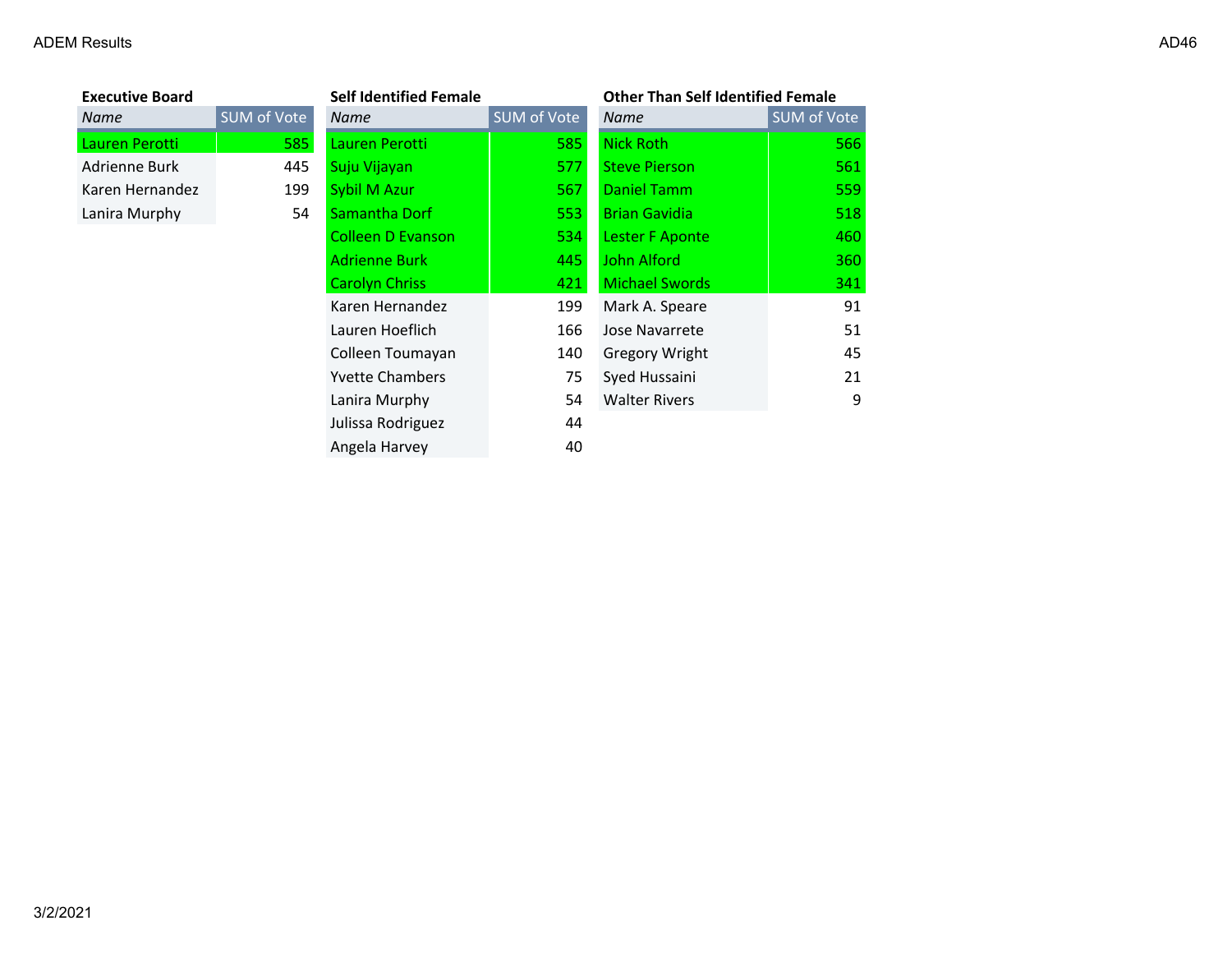ADEM Results

AD46

**Executive Board**

| Name | SUM of Vote |
|---|---|
| Lauren Perotti | 585 |
| Adrienne Burk | 445 |
| Karen Hernandez | 199 |
| Lanira Murphy | 54 |

**Self Identified Female**

| Name | SUM of Vote |
|---|---|
| Lauren Perotti | 585 |
| Suju Vijayan | 577 |
| Sybil M Azur | 567 |
| Samantha Dorf | 553 |
| Colleen D Evanson | 534 |
| Adrienne Burk | 445 |
| Carolyn Chriss | 421 |
| Karen Hernandez | 199 |
| Lauren Hoeflich | 166 |
| Colleen Toumayan | 140 |
| Yvette Chambers | 75 |
| Lanira Murphy | 54 |
| Julissa Rodriguez | 44 |
| Angela Harvey | 40 |

**Other Than Self Identified Female**

| Name | SUM of Vote |
|---|---|
| Nick Roth | 566 |
| Steve Pierson | 561 |
| Daniel Tamm | 559 |
| Brian Gavidia | 518 |
| Lester F Aponte | 460 |
| John Alford | 360 |
| Michael Swords | 341 |
| Mark A. Speare | 91 |
| Jose Navarrete | 51 |
| Gregory Wright | 45 |
| Syed Hussaini | 21 |
| Walter Rivers | 9 |

3/2/2021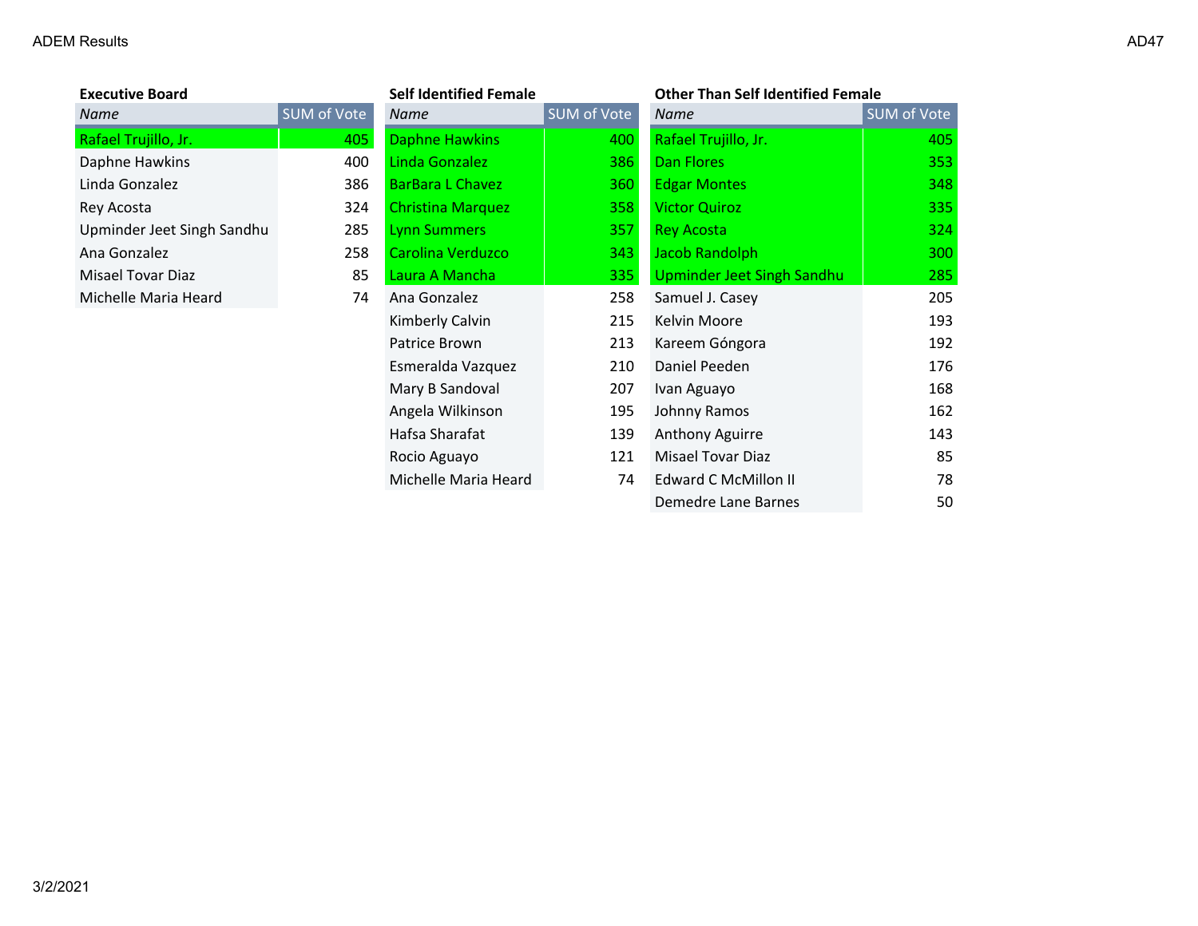### Executive Board

| Name | SUM of Vote |
| --- | --- |
| Rafael Trujillo, Jr. | 405 |
| Daphne Hawkins | 400 |
| Linda Gonzalez | 386 |
| Rey Acosta | 324 |
| Upminder Jeet Singh Sandhu | 285 |
| Ana Gonzalez | 258 |
| Misael Tovar Diaz | 85 |
| Michelle Maria Heard | 74 |

### Self Identified Female

| Name | SUM of Vote |
| --- | --- |
| Daphne Hawkins | 400 |
| Linda Gonzalez | 386 |
| BarBara L Chavez | 360 |
| Christina Marquez | 358 |
| Lynn Summers | 357 |
| Carolina Verduzco | 343 |
| Laura A Mancha | 335 |
| Ana Gonzalez | 258 |
| Kimberly Calvin | 215 |
| Patrice Brown | 213 |
| Esmeralda Vazquez | 210 |
| Mary B Sandoval | 207 |
| Angela Wilkinson | 195 |
| Hafsa Sharafat | 139 |
| Rocio Aguayo | 121 |
| Michelle Maria Heard | 74 |

### Other Than Self Identified Female

| Name | SUM of Vote |
| --- | --- |
| Rafael Trujillo, Jr. | 405 |
| Dan Flores | 353 |
| Edgar Montes | 348 |
| Victor Quiroz | 335 |
| Rey Acosta | 324 |
| Jacob Randolph | 300 |
| Upminder Jeet Singh Sandhu | 285 |
| Samuel J. Casey | 205 |
| Kelvin Moore | 193 |
| Kareem Góngora | 192 |
| Daniel Peeden | 176 |
| Ivan Aguayo | 168 |
| Johnny Ramos | 162 |
| Anthony Aguirre | 143 |
| Misael Tovar Diaz | 85 |
| Edward C McMillon II | 78 |
| Demedre Lane Barnes | 50 |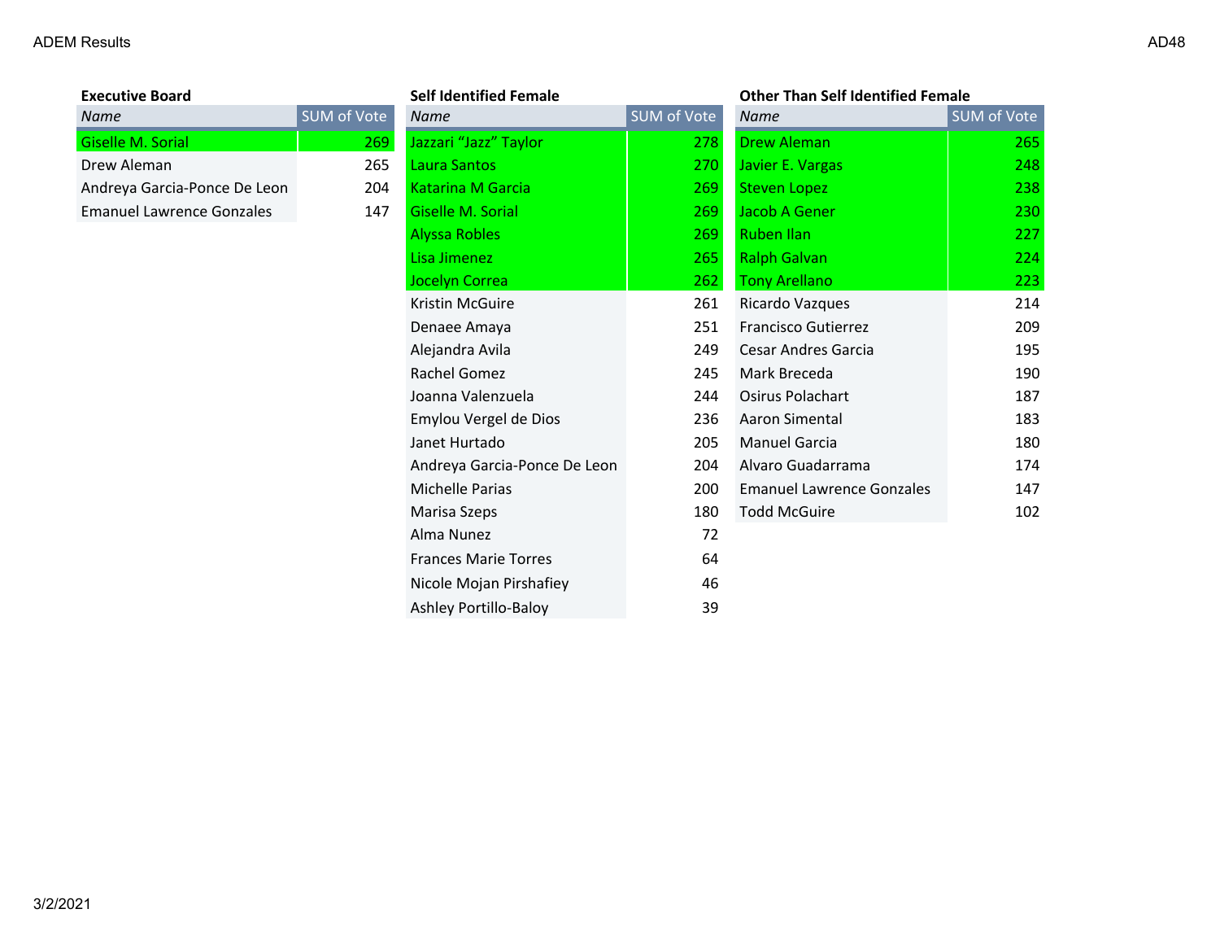### Executive Board

| Name | SUM of Vote |
|---|---|
| Giselle M. Sorial | 269 |
| Drew Aleman | 265 |
| Andreya Garcia-Ponce De Leon | 204 |
| Emanuel Lawrence Gonzales | 147 |

### Self Identified Female

| Name | SUM of Vote |
|---|---|
| Jazzari "Jazz" Taylor | 278 |
| Laura Santos | 270 |
| Katarina M Garcia | 269 |
| Giselle M. Sorial | 269 |
| Alyssa Robles | 269 |
| Lisa Jimenez | 265 |
| Jocelyn Correa | 262 |
| Kristin McGuire | 261 |
| Denaee Amaya | 251 |
| Alejandra Avila | 249 |
| Rachel Gomez | 245 |
| Joanna Valenzuela | 244 |
| Emylou Vergel de Dios | 236 |
| Janet Hurtado | 205 |
| Andreya Garcia-Ponce De Leon | 204 |
| Michelle Parias | 200 |
| Marisa Szeps | 180 |
| Alma Nunez | 72 |
| Frances Marie Torres | 64 |
| Nicole Mojan Pirshafiey | 46 |
| Ashley Portillo-Baloy | 39 |

### Other Than Self Identified Female

| Name | SUM of Vote |
|---|---|
| Drew Aleman | 265 |
| Javier E. Vargas | 248 |
| Steven Lopez | 238 |
| Jacob A Gener | 230 |
| Ruben Ilan | 227 |
| Ralph Galvan | 224 |
| Tony Arellano | 223 |
| Ricardo Vazques | 214 |
| Francisco Gutierrez | 209 |
| Cesar Andres Garcia | 195 |
| Mark Breceda | 190 |
| Osirus Polachart | 187 |
| Aaron Simental | 183 |
| Manuel Garcia | 180 |
| Alvaro Guadarrama | 174 |
| Emanuel Lawrence Gonzales | 147 |
| Todd McGuire | 102 |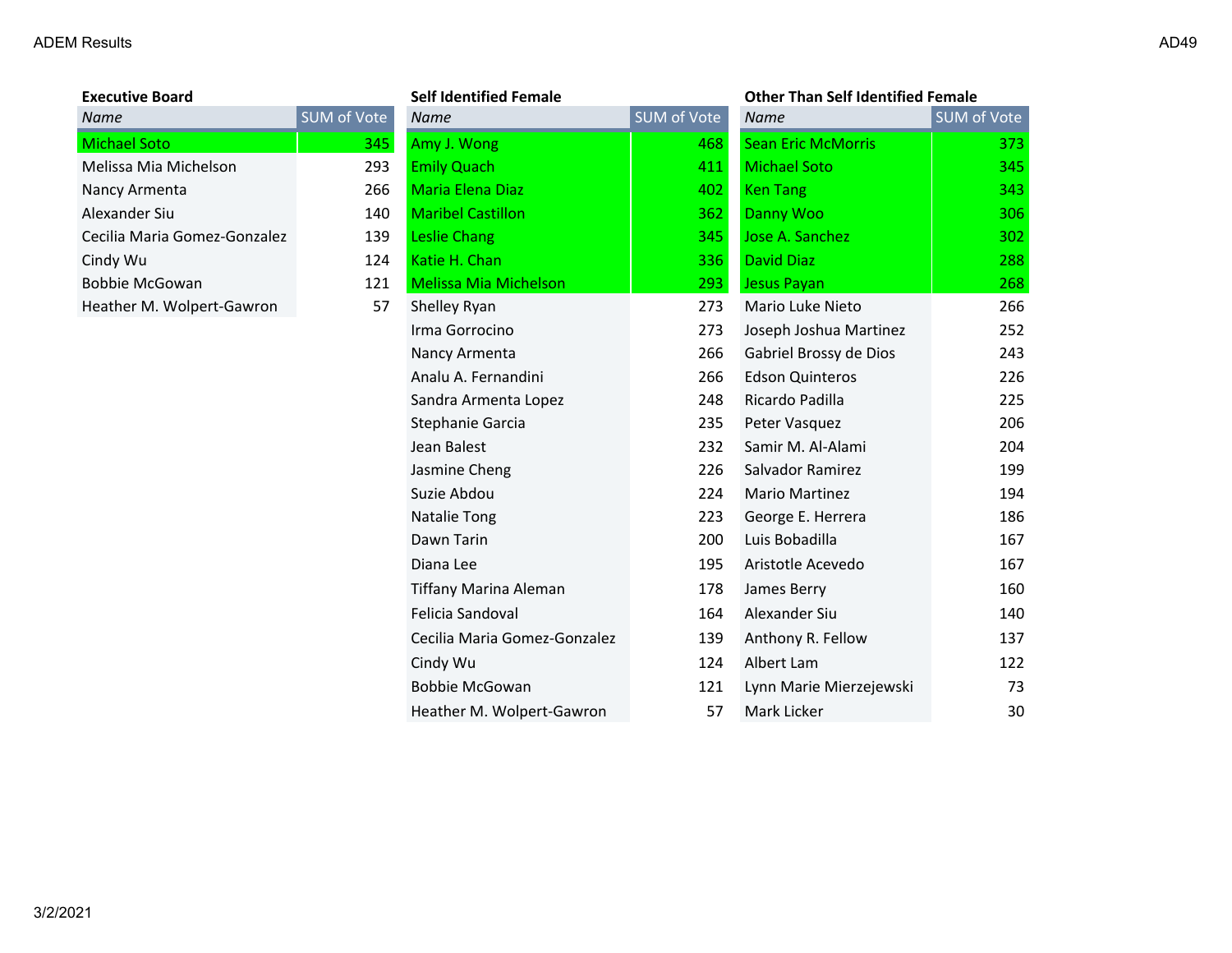ADEM Results

AD49

### Executive Board

| Name | SUM of Vote |
|---|---|
| Michael Soto | 345 |
| Melissa Mia Michelson | 293 |
| Nancy Armenta | 266 |
| Alexander Siu | 140 |
| Cecilia Maria Gomez-Gonzalez | 139 |
| Cindy Wu | 124 |
| Bobbie McGowan | 121 |
| Heather M. Wolpert-Gawron | 57 |

### Self Identified Female

| Name | SUM of Vote |
|---|---|
| Amy J. Wong | 468 |
| Emily Quach | 411 |
| Maria Elena Diaz | 402 |
| Maribel Castillon | 362 |
| Leslie Chang | 345 |
| Katie H. Chan | 336 |
| Melissa Mia Michelson | 293 |
| Shelley Ryan | 273 |
| Irma Gorrocino | 273 |
| Nancy Armenta | 266 |
| Analu A. Fernandini | 266 |
| Sandra Armenta Lopez | 248 |
| Stephanie Garcia | 235 |
| Jean Balest | 232 |
| Jasmine Cheng | 226 |
| Suzie Abdou | 224 |
| Natalie Tong | 223 |
| Dawn Tarin | 200 |
| Diana Lee | 195 |
| Tiffany Marina Aleman | 178 |
| Felicia Sandoval | 164 |
| Cecilia Maria Gomez-Gonzalez | 139 |
| Cindy Wu | 124 |
| Bobbie McGowan | 121 |
| Heather M. Wolpert-Gawron | 57 |

### Other Than Self Identified Female

| Name | SUM of Vote |
|---|---|
| Sean Eric McMorris | 373 |
| Michael Soto | 345 |
| Ken Tang | 343 |
| Danny Woo | 306 |
| Jose A. Sanchez | 302 |
| David Diaz | 288 |
| Jesus Payan | 268 |
| Mario Luke Nieto | 266 |
| Joseph Joshua Martinez | 252 |
| Gabriel Brossy de Dios | 243 |
| Edson Quinteros | 226 |
| Ricardo Padilla | 225 |
| Peter Vasquez | 206 |
| Samir M. Al-Alami | 204 |
| Salvador Ramirez | 199 |
| Mario Martinez | 194 |
| George E. Herrera | 186 |
| Luis Bobadilla | 167 |
| Aristotle Acevedo | 167 |
| James Berry | 160 |
| Alexander Siu | 140 |
| Anthony R. Fellow | 137 |
| Albert Lam | 122 |
| Lynn Marie Mierzejewski | 73 |
| Mark Licker | 30 |

3/2/2021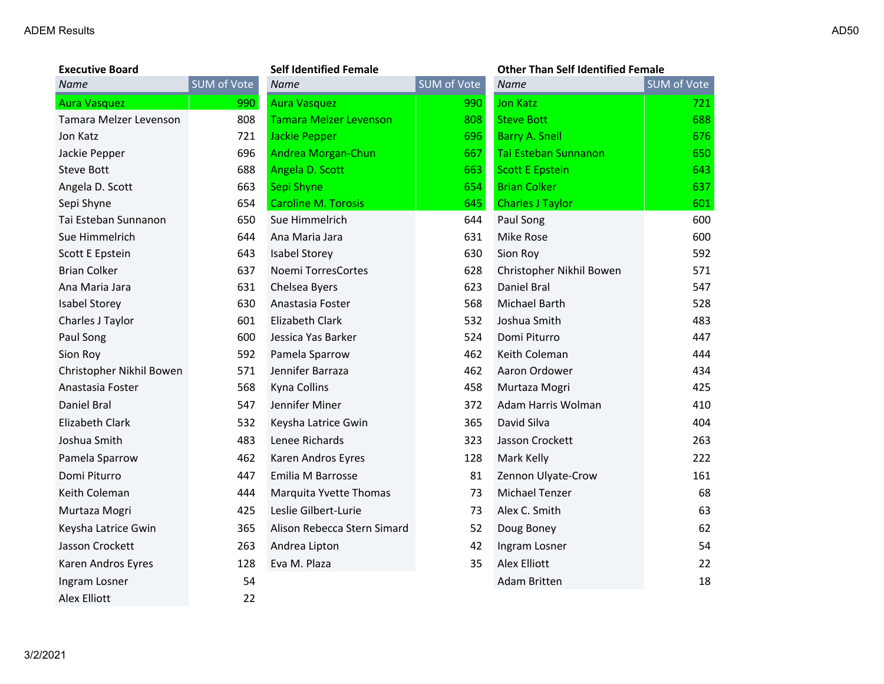ADEM Results

AD50

### Executive Board

| Name | SUM of Vote |
|---|---|
| Aura Vasquez | 990 |
| Tamara Melzer Levenson | 808 |
| Jon Katz | 721 |
| Jackie Pepper | 696 |
| Steve Bott | 688 |
| Angela D. Scott | 663 |
| Sepi Shyne | 654 |
| Tai Esteban Sunnanon | 650 |
| Sue Himmelrich | 644 |
| Scott E Epstein | 643 |
| Brian Colker | 637 |
| Ana Maria Jara | 631 |
| Isabel Storey | 630 |
| Charles J Taylor | 601 |
| Paul Song | 600 |
| Sion Roy | 592 |
| Christopher Nikhil Bowen | 571 |
| Anastasia Foster | 568 |
| Daniel Bral | 547 |
| Elizabeth Clark | 532 |
| Joshua Smith | 483 |
| Pamela Sparrow | 462 |
| Domi Piturro | 447 |
| Keith Coleman | 444 |
| Murtaza Mogri | 425 |
| Keysha Latrice Gwin | 365 |
| Jasson Crockett | 263 |
| Karen Andros Eyres | 128 |
| Ingram Losner | 54 |
| Alex Elliott | 22 |

### Self Identified Female

| Name | SUM of Vote |
|---|---|
| Aura Vasquez | 990 |
| Tamara Melzer Levenson | 808 |
| Jackie Pepper | 696 |
| Andrea Morgan-Chun | 667 |
| Angela D. Scott | 663 |
| Sepi Shyne | 654 |
| Caroline M. Torosis | 645 |
| Sue Himmelrich | 644 |
| Ana Maria Jara | 631 |
| Isabel Storey | 630 |
| Noemi TorresCortes | 628 |
| Chelsea Byers | 623 |
| Anastasia Foster | 568 |
| Elizabeth Clark | 532 |
| Jessica Yas Barker | 524 |
| Pamela Sparrow | 462 |
| Jennifer Barraza | 462 |
| Kyna Collins | 458 |
| Jennifer Miner | 372 |
| Keysha Latrice Gwin | 365 |
| Lenee Richards | 323 |
| Karen Andros Eyres | 128 |
| Emilia M Barrosse | 81 |
| Marquita Yvette Thomas | 73 |
| Leslie Gilbert-Lurie | 73 |
| Alison Rebecca Stern Simard | 52 |
| Andrea Lipton | 42 |
| Eva M. Plaza | 35 |

### Other Than Self Identified Female

| Name | SUM of Vote |
|---|---|
| Jon Katz | 721 |
| Steve Bott | 688 |
| Barry A. Snell | 676 |
| Tai Esteban Sunnanon | 650 |
| Scott E Epstein | 643 |
| Brian Colker | 637 |
| Charles J Taylor | 601 |
| Paul Song | 600 |
| Mike Rose | 600 |
| Sion Roy | 592 |
| Christopher Nikhil Bowen | 571 |
| Daniel Bral | 547 |
| Michael Barth | 528 |
| Joshua Smith | 483 |
| Domi Piturro | 447 |
| Keith Coleman | 444 |
| Aaron Ordower | 434 |
| Murtaza Mogri | 425 |
| Adam Harris Wolman | 410 |
| David Silva | 404 |
| Jasson Crockett | 263 |
| Mark Kelly | 222 |
| Zennon Ulyate-Crow | 161 |
| Michael Tenzer | 68 |
| Alex C. Smith | 63 |
| Doug Boney | 62 |
| Ingram Losner | 54 |
| Alex Elliott | 22 |
| Adam Britten | 18 |

3/2/2021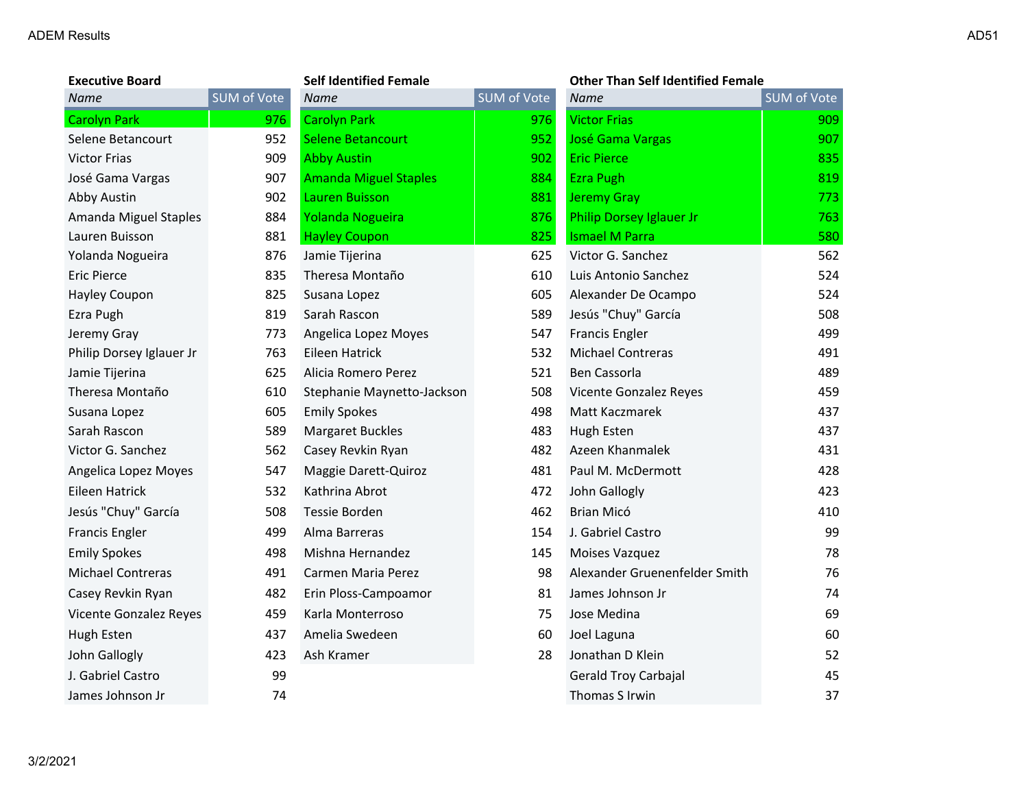ADEM Results

AD51

**Executive Board**

| Name | SUM of Vote |
|---|---|
| Carolyn Park | 976 |
| Selene Betancourt | 952 |
| Victor Frias | 909 |
| José Gama Vargas | 907 |
| Abby Austin | 902 |
| Amanda Miguel Staples | 884 |
| Lauren Buisson | 881 |
| Yolanda Nogueira | 876 |
| Eric Pierce | 835 |
| Hayley Coupon | 825 |
| Ezra Pugh | 819 |
| Jeremy Gray | 773 |
| Philip Dorsey Iglauer Jr | 763 |
| Jamie Tijerina | 625 |
| Theresa Montaño | 610 |
| Susana Lopez | 605 |
| Sarah Rascon | 589 |
| Victor G. Sanchez | 562 |
| Angelica Lopez Moyes | 547 |
| Eileen Hatrick | 532 |
| Jesús "Chuy" García | 508 |
| Francis Engler | 499 |
| Emily Spokes | 498 |
| Michael Contreras | 491 |
| Casey Revkin Ryan | 482 |
| Vicente Gonzalez Reyes | 459 |
| Hugh Esten | 437 |
| John Gallogly | 423 |
| J. Gabriel Castro | 99 |
| James Johnson Jr | 74 |

**Self Identified Female**

| Name | SUM of Vote |
|---|---|
| Carolyn Park | 976 |
| Selene Betancourt | 952 |
| Abby Austin | 902 |
| Amanda Miguel Staples | 884 |
| Lauren Buisson | 881 |
| Yolanda Nogueira | 876 |
| Hayley Coupon | 825 |
| Jamie Tijerina | 625 |
| Theresa Montaño | 610 |
| Susana Lopez | 605 |
| Sarah Rascon | 589 |
| Angelica Lopez Moyes | 547 |
| Eileen Hatrick | 532 |
| Alicia Romero Perez | 521 |
| Stephanie Maynetto-Jackson | 508 |
| Emily Spokes | 498 |
| Margaret Buckles | 483 |
| Casey Revkin Ryan | 482 |
| Maggie Darett-Quiroz | 481 |
| Kathrina Abrot | 472 |
| Tessie Borden | 462 |
| Alma Barreras | 154 |
| Mishna Hernandez | 145 |
| Carmen Maria Perez | 98 |
| Erin Ploss-Campoamor | 81 |
| Karla Monterroso | 75 |
| Amelia Swedeen | 60 |
| Ash Kramer | 28 |

**Other Than Self Identified Female**

| Name | SUM of Vote |
|---|---|
| Victor Frias | 909 |
| José Gama Vargas | 907 |
| Eric Pierce | 835 |
| Ezra Pugh | 819 |
| Jeremy Gray | 773 |
| Philip Dorsey Iglauer Jr | 763 |
| Ismael M Parra | 580 |
| Victor G. Sanchez | 562 |
| Luis Antonio Sanchez | 524 |
| Alexander De Ocampo | 524 |
| Jesús "Chuy" García | 508 |
| Francis Engler | 499 |
| Michael Contreras | 491 |
| Ben Cassorla | 489 |
| Vicente Gonzalez Reyes | 459 |
| Matt Kaczmarek | 437 |
| Hugh Esten | 437 |
| Azeen Khanmalek | 431 |
| Paul M. McDermott | 428 |
| John Gallogly | 423 |
| Brian Micó | 410 |
| J. Gabriel Castro | 99 |
| Moises Vazquez | 78 |
| Alexander Gruenenfelder Smith | 76 |
| James Johnson Jr | 74 |
| Jose Medina | 69 |
| Joel Laguna | 60 |
| Jonathan D Klein | 52 |
| Gerald Troy Carbajal | 45 |
| Thomas S Irwin | 37 |

3/2/2021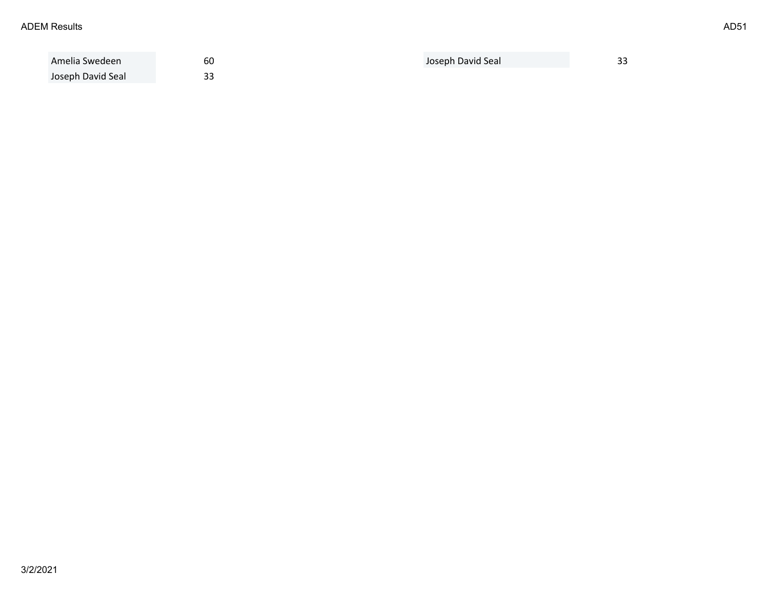| | |
|---|---|
| Amelia Swedeen | 60 |
| Joseph David Seal | 33 |

| | |
|---|---|
| Joseph David Seal | 33 |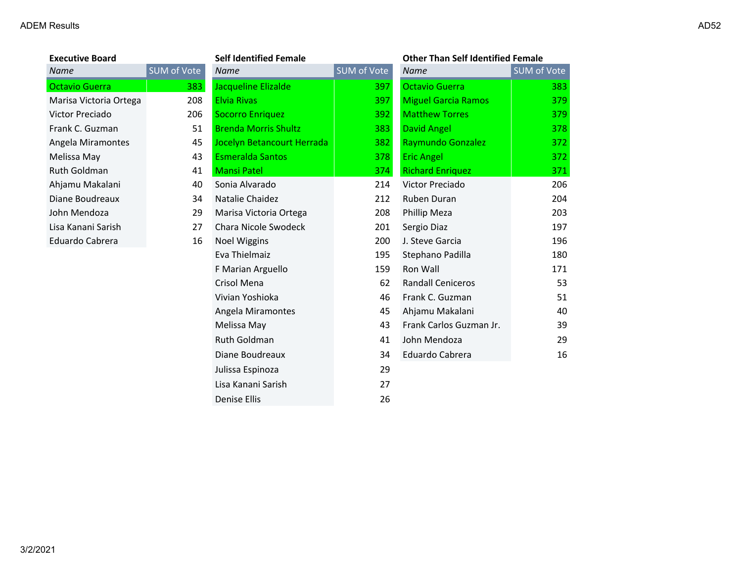ADEM Results

AD52

### Executive Board

| Name | SUM of Vote |
| --- | --- |
| Octavio Guerra | 383 |
| Marisa Victoria Ortega | 208 |
| Victor Preciado | 206 |
| Frank C. Guzman | 51 |
| Angela Miramontes | 45 |
| Melissa May | 43 |
| Ruth Goldman | 41 |
| Ahjamu Makalani | 40 |
| Diane Boudreaux | 34 |
| John Mendoza | 29 |
| Lisa Kanani Sarish | 27 |
| Eduardo Cabrera | 16 |

### Self Identified Female

| Name | SUM of Vote |
| --- | --- |
| Jacqueline Elizalde | 397 |
| Elvia Rivas | 397 |
| Socorro Enriquez | 392 |
| Brenda Morris Shultz | 383 |
| Jocelyn Betancourt Herrada | 382 |
| Esmeralda Santos | 378 |
| Mansi Patel | 374 |
| Sonia Alvarado | 214 |
| Natalie Chaidez | 212 |
| Marisa Victoria Ortega | 208 |
| Chara Nicole Swodeck | 201 |
| Noel Wiggins | 200 |
| Eva Thielmaiz | 195 |
| F Marian Arguello | 159 |
| Crisol Mena | 62 |
| Vivian Yoshioka | 46 |
| Angela Miramontes | 45 |
| Melissa May | 43 |
| Ruth Goldman | 41 |
| Diane Boudreaux | 34 |
| Julissa Espinoza | 29 |
| Lisa Kanani Sarish | 27 |
| Denise Ellis | 26 |

### Other Than Self Identified Female

| Name | SUM of Vote |
| --- | --- |
| Octavio Guerra | 383 |
| Miguel Garcia Ramos | 379 |
| Matthew Torres | 379 |
| David Angel | 378 |
| Raymundo Gonzalez | 372 |
| Eric Angel | 372 |
| Richard Enriquez | 371 |
| Victor Preciado | 206 |
| Ruben Duran | 204 |
| Phillip Meza | 203 |
| Sergio Diaz | 197 |
| J. Steve Garcia | 196 |
| Stephano Padilla | 180 |
| Ron Wall | 171 |
| Randall Ceniceros | 53 |
| Frank C. Guzman | 51 |
| Ahjamu Makalani | 40 |
| Frank Carlos Guzman Jr. | 39 |
| John Mendoza | 29 |
| Eduardo Cabrera | 16 |

3/2/2021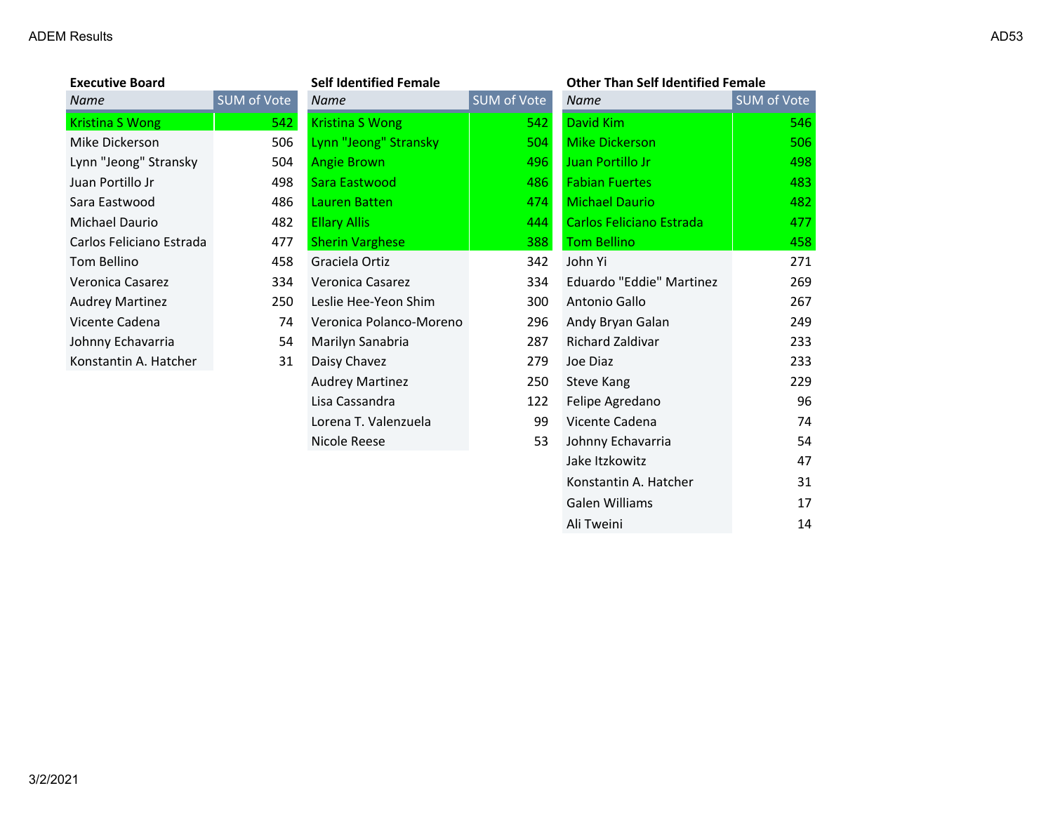ADEM Results

AD53

### Executive Board

| Name | SUM of Vote |
|---|---|
| Kristina S Wong | 542 |
| Mike Dickerson | 506 |
| Lynn "Jeong" Stransky | 504 |
| Juan Portillo Jr | 498 |
| Sara Eastwood | 486 |
| Michael Daurio | 482 |
| Carlos Feliciano Estrada | 477 |
| Tom Bellino | 458 |
| Veronica Casarez | 334 |
| Audrey Martinez | 250 |
| Vicente Cadena | 74 |
| Johnny Echavarria | 54 |
| Konstantin A. Hatcher | 31 |

### Self Identified Female

| Name | SUM of Vote |
|---|---|
| Kristina S Wong | 542 |
| Lynn "Jeong" Stransky | 504 |
| Angie Brown | 496 |
| Sara Eastwood | 486 |
| Lauren Batten | 474 |
| Ellary Allis | 444 |
| Sherin Varghese | 388 |
| Graciela Ortiz | 342 |
| Veronica Casarez | 334 |
| Leslie Hee-Yeon Shim | 300 |
| Veronica Polanco-Moreno | 296 |
| Marilyn Sanabria | 287 |
| Daisy Chavez | 279 |
| Audrey Martinez | 250 |
| Lisa Cassandra | 122 |
| Lorena T. Valenzuela | 99 |
| Nicole Reese | 53 |

### Other Than Self Identified Female

| Name | SUM of Vote |
|---|---|
| David Kim | 546 |
| Mike Dickerson | 506 |
| Juan Portillo Jr | 498 |
| Fabian Fuertes | 483 |
| Michael Daurio | 482 |
| Carlos Feliciano Estrada | 477 |
| Tom Bellino | 458 |
| John Yi | 271 |
| Eduardo "Eddie" Martinez | 269 |
| Antonio Gallo | 267 |
| Andy Bryan Galan | 249 |
| Richard Zaldivar | 233 |
| Joe Diaz | 233 |
| Steve Kang | 229 |
| Felipe Agredano | 96 |
| Vicente Cadena | 74 |
| Johnny Echavarria | 54 |
| Jake Itzkowitz | 47 |
| Konstantin A. Hatcher | 31 |
| Galen Williams | 17 |
| Ali Tweini | 14 |

3/2/2021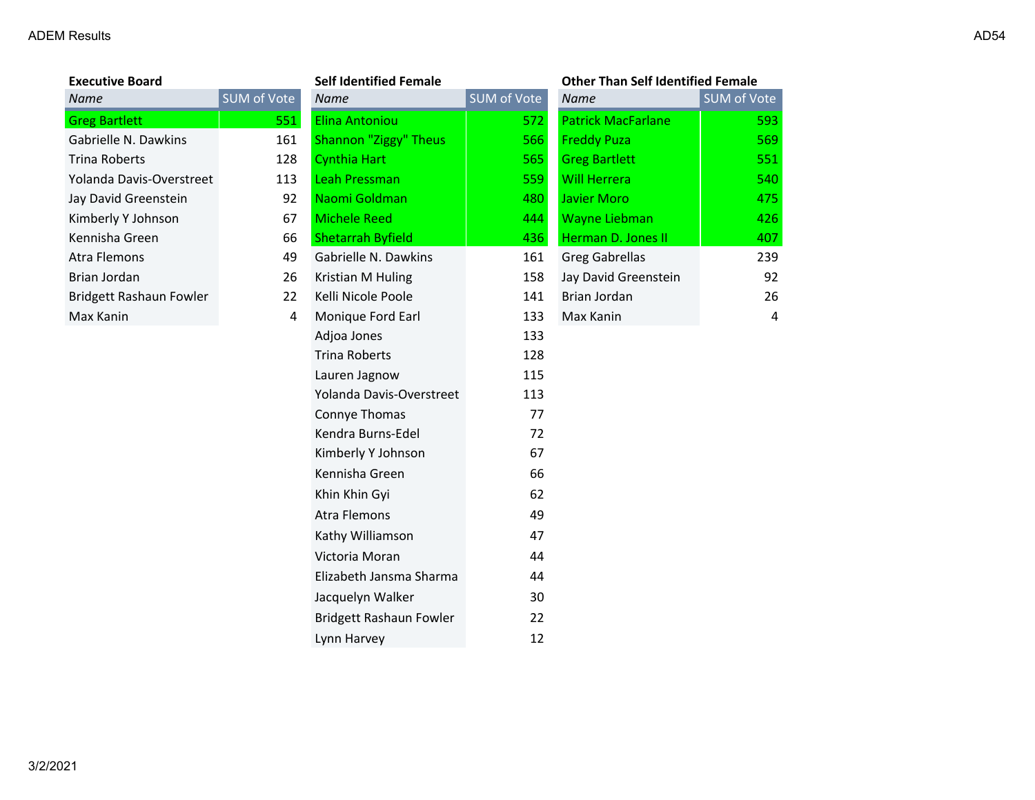ADEM Results

AD54

### Executive Board

| Name | SUM of Vote |
| --- | --- |
| Greg Bartlett | 551 |
| Gabrielle N. Dawkins | 161 |
| Trina Roberts | 128 |
| Yolanda Davis-Overstreet | 113 |
| Jay David Greenstein | 92 |
| Kimberly Y Johnson | 67 |
| Kennisha Green | 66 |
| Atra Flemons | 49 |
| Brian Jordan | 26 |
| Bridgett Rashaun Fowler | 22 |
| Max Kanin | 4 |

### Self Identified Female

| Name | SUM of Vote |
| --- | --- |
| Elina Antoniou | 572 |
| Shannon "Ziggy" Theus | 566 |
| Cynthia Hart | 565 |
| Leah Pressman | 559 |
| Naomi Goldman | 480 |
| Michele Reed | 444 |
| Shetarrah Byfield | 436 |
| Gabrielle N. Dawkins | 161 |
| Kristian M Huling | 158 |
| Kelli Nicole Poole | 141 |
| Monique Ford Earl | 133 |
| Adjoa Jones | 133 |
| Trina Roberts | 128 |
| Lauren Jagnow | 115 |
| Yolanda Davis-Overstreet | 113 |
| Connye Thomas | 77 |
| Kendra Burns-Edel | 72 |
| Kimberly Y Johnson | 67 |
| Kennisha Green | 66 |
| Khin Khin Gyi | 62 |
| Atra Flemons | 49 |
| Kathy Williamson | 47 |
| Victoria Moran | 44 |
| Elizabeth Jansma Sharma | 44 |
| Jacquelyn Walker | 30 |
| Bridgett Rashaun Fowler | 22 |
| Lynn Harvey | 12 |

### Other Than Self Identified Female

| Name | SUM of Vote |
| --- | --- |
| Patrick MacFarlane | 593 |
| Freddy Puza | 569 |
| Greg Bartlett | 551 |
| Will Herrera | 540 |
| Javier Moro | 475 |
| Wayne Liebman | 426 |
| Herman D. Jones II | 407 |
| Greg Gabrellas | 239 |
| Jay David Greenstein | 92 |
| Brian Jordan | 26 |
| Max Kanin | 4 |

3/2/2021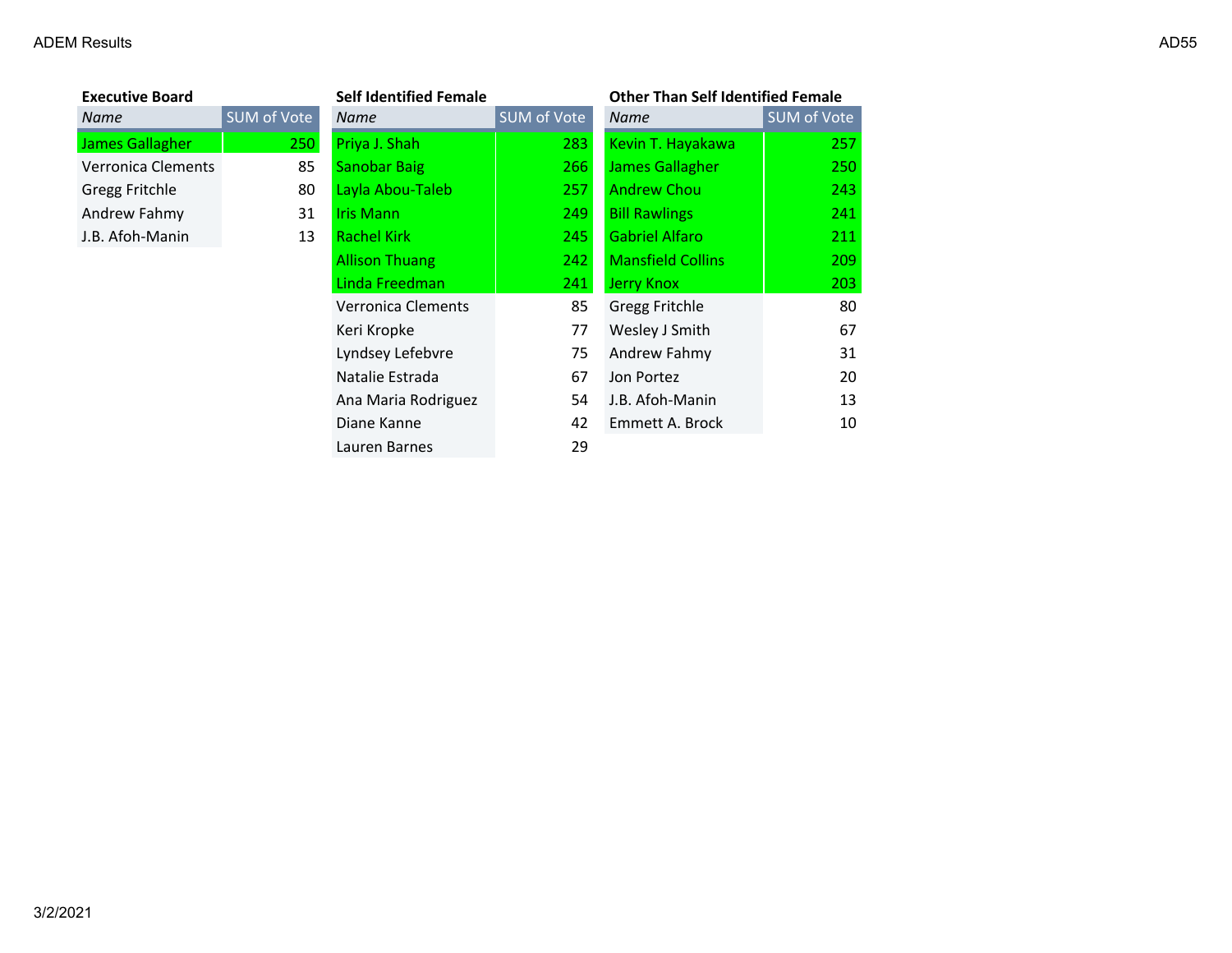ADEM Results

AD55

**Executive Board**

| Name | SUM of Vote |
|---|---|
| James Gallagher | 250 |
| Verronica Clements | 85 |
| Gregg Fritchle | 80 |
| Andrew Fahmy | 31 |
| J.B. Afoh-Manin | 13 |

**Self Identified Female**

| Name | SUM of Vote |
|---|---|
| Priya J. Shah | 283 |
| Sanobar Baig | 266 |
| Layla Abou-Taleb | 257 |
| Iris Mann | 249 |
| Rachel Kirk | 245 |
| Allison Thuang | 242 |
| Linda Freedman | 241 |
| Verronica Clements | 85 |
| Keri Kropke | 77 |
| Lyndsey Lefebvre | 75 |
| Natalie Estrada | 67 |
| Ana Maria Rodriguez | 54 |
| Diane Kanne | 42 |
| Lauren Barnes | 29 |

**Other Than Self Identified Female**

| Name | SUM of Vote |
|---|---|
| Kevin T. Hayakawa | 257 |
| James Gallagher | 250 |
| Andrew Chou | 243 |
| Bill Rawlings | 241 |
| Gabriel Alfaro | 211 |
| Mansfield Collins | 209 |
| Jerry Knox | 203 |
| Gregg Fritchle | 80 |
| Wesley J Smith | 67 |
| Andrew Fahmy | 31 |
| Jon Portez | 20 |
| J.B. Afoh-Manin | 13 |
| Emmett A. Brock | 10 |

3/2/2021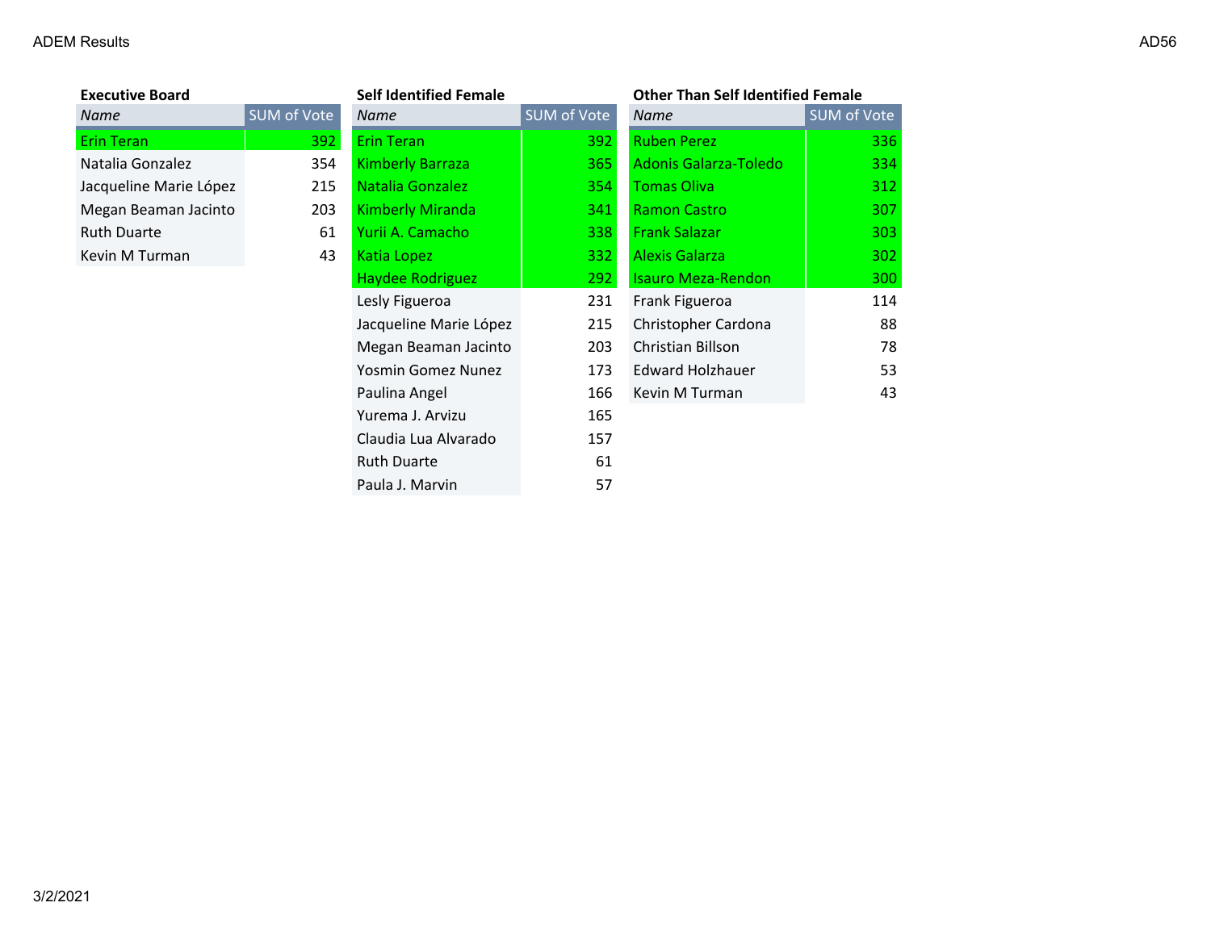### Executive Board

| Name | SUM of Vote |
|---|---|
| Erin Teran | 392 |
| Natalia Gonzalez | 354 |
| Jacqueline Marie López | 215 |
| Megan Beaman Jacinto | 203 |
| Ruth Duarte | 61 |
| Kevin M Turman | 43 |

### Self Identified Female

| Name | SUM of Vote |
|---|---|
| Erin Teran | 392 |
| Kimberly Barraza | 365 |
| Natalia Gonzalez | 354 |
| Kimberly Miranda | 341 |
| Yurii A. Camacho | 338 |
| Katia Lopez | 332 |
| Haydee Rodriguez | 292 |
| Lesly Figueroa | 231 |
| Jacqueline Marie López | 215 |
| Megan Beaman Jacinto | 203 |
| Yosmin Gomez Nunez | 173 |
| Paulina Angel | 166 |
| Yurema J. Arvizu | 165 |
| Claudia Lua Alvarado | 157 |
| Ruth Duarte | 61 |
| Paula J. Marvin | 57 |

### Other Than Self Identified Female

| Name | SUM of Vote |
|---|---|
| Ruben Perez | 336 |
| Adonis Galarza-Toledo | 334 |
| Tomas Oliva | 312 |
| Ramon Castro | 307 |
| Frank Salazar | 303 |
| Alexis Galarza | 302 |
| Isauro Meza-Rendon | 300 |
| Frank Figueroa | 114 |
| Christopher Cardona | 88 |
| Christian Billson | 78 |
| Edward Holzhauer | 53 |
| Kevin M Turman | 43 |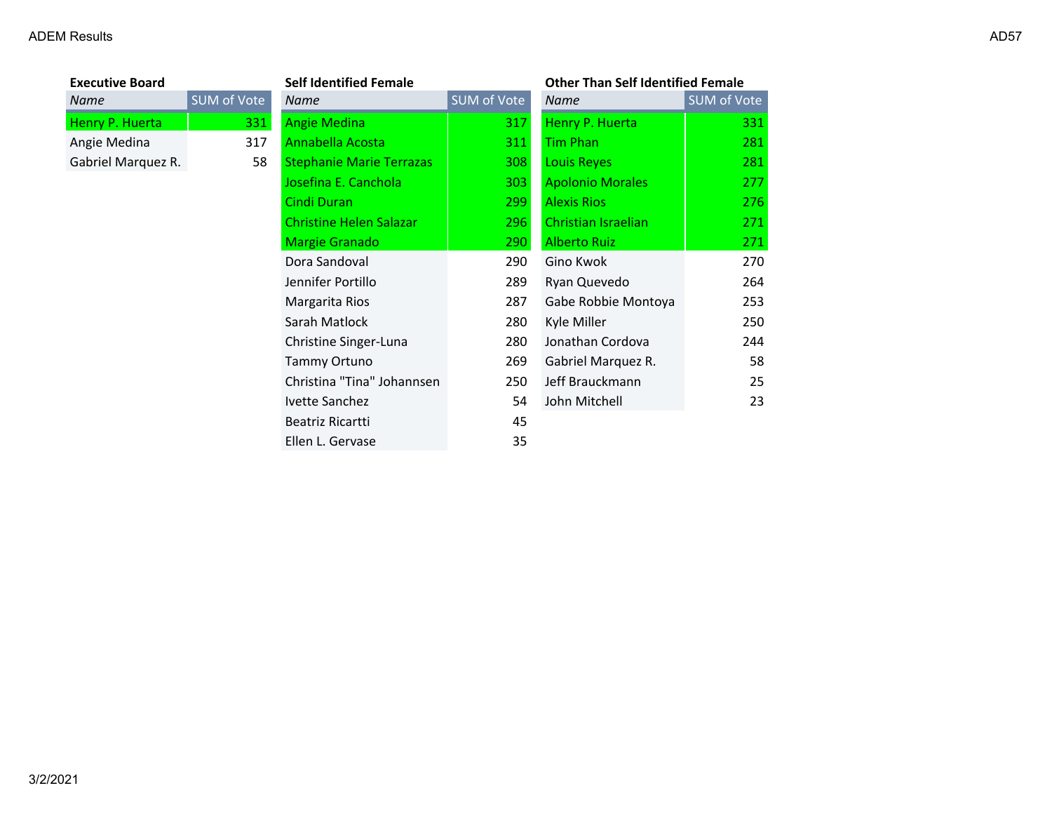### Executive Board

| Name | SUM of Vote |
|---|---|
| Henry P. Huerta | 331 |
| Angie Medina | 317 |
| Gabriel Marquez R. | 58 |

### Self Identified Female

| Name | SUM of Vote |
|---|---|
| Angie Medina | 317 |
| Annabella Acosta | 311 |
| Stephanie Marie Terrazas | 308 |
| Josefina E. Canchola | 303 |
| Cindi Duran | 299 |
| Christine Helen Salazar | 296 |
| Margie Granado | 290 |
| Dora Sandoval | 290 |
| Jennifer Portillo | 289 |
| Margarita Rios | 287 |
| Sarah Matlock | 280 |
| Christine Singer-Luna | 280 |
| Tammy Ortuno | 269 |
| Christina "Tina" Johannsen | 250 |
| Ivette Sanchez | 54 |
| Beatriz Ricartti | 45 |
| Ellen L. Gervase | 35 |

### Other Than Self Identified Female

| Name | SUM of Vote |
|---|---|
| Henry P. Huerta | 331 |
| Tim Phan | 281 |
| Louis Reyes | 281 |
| Apolonio Morales | 277 |
| Alexis Rios | 276 |
| Christian Israelian | 271 |
| Alberto Ruiz | 271 |
| Gino Kwok | 270 |
| Ryan Quevedo | 264 |
| Gabe Robbie Montoya | 253 |
| Kyle Miller | 250 |
| Jonathan Cordova | 244 |
| Gabriel Marquez R. | 58 |
| Jeff Brauckmann | 25 |
| John Mitchell | 23 |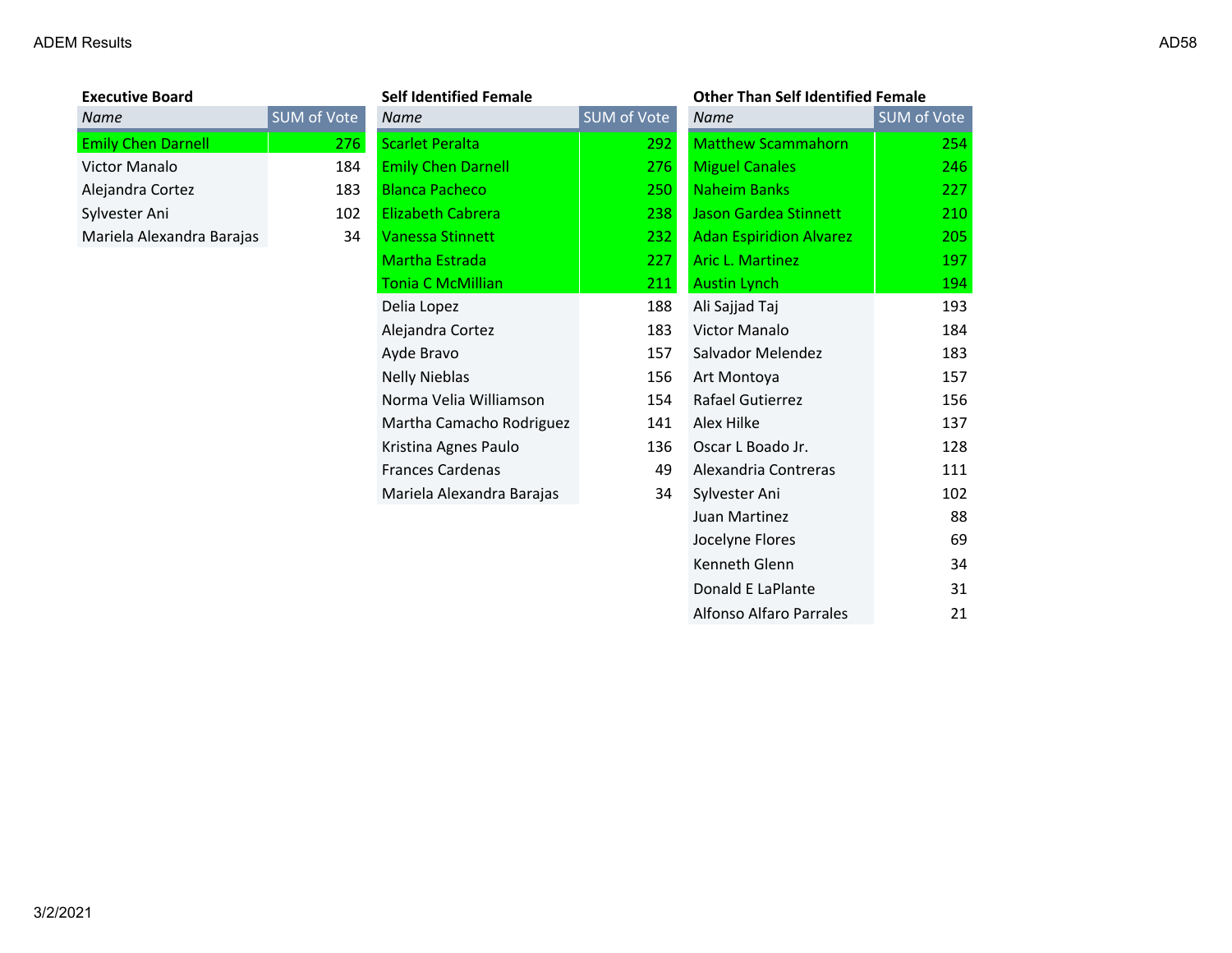ADEM Results

AD58

**Executive Board**

| Name | SUM of Vote |
|---|---|
| Emily Chen Darnell | 276 |
| Victor Manalo | 184 |
| Alejandra Cortez | 183 |
| Sylvester Ani | 102 |
| Mariela Alexandra Barajas | 34 |

**Self Identified Female**

| Name | SUM of Vote |
|---|---|
| Scarlet Peralta | 292 |
| Emily Chen Darnell | 276 |
| Blanca Pacheco | 250 |
| Elizabeth Cabrera | 238 |
| Vanessa Stinnett | 232 |
| Martha Estrada | 227 |
| Tonia C McMillian | 211 |
| Delia Lopez | 188 |
| Alejandra Cortez | 183 |
| Ayde Bravo | 157 |
| Nelly Nieblas | 156 |
| Norma Velia Williamson | 154 |
| Martha Camacho Rodriguez | 141 |
| Kristina Agnes Paulo | 136 |
| Frances Cardenas | 49 |
| Mariela Alexandra Barajas | 34 |

**Other Than Self Identified Female**

| Name | SUM of Vote |
|---|---|
| Matthew Scammahorn | 254 |
| Miguel Canales | 246 |
| Naheim Banks | 227 |
| Jason Gardea Stinnett | 210 |
| Adan Espiridion Alvarez | 205 |
| Aric L. Martinez | 197 |
| Austin Lynch | 194 |
| Ali Sajjad Taj | 193 |
| Victor Manalo | 184 |
| Salvador Melendez | 183 |
| Art Montoya | 157 |
| Rafael Gutierrez | 156 |
| Alex Hilke | 137 |
| Oscar L Boado Jr. | 128 |
| Alexandria Contreras | 111 |
| Sylvester Ani | 102 |
| Juan Martinez | 88 |
| Jocelyne Flores | 69 |
| Kenneth Glenn | 34 |
| Donald E LaPlante | 31 |
| Alfonso Alfaro Parrales | 21 |

3/2/2021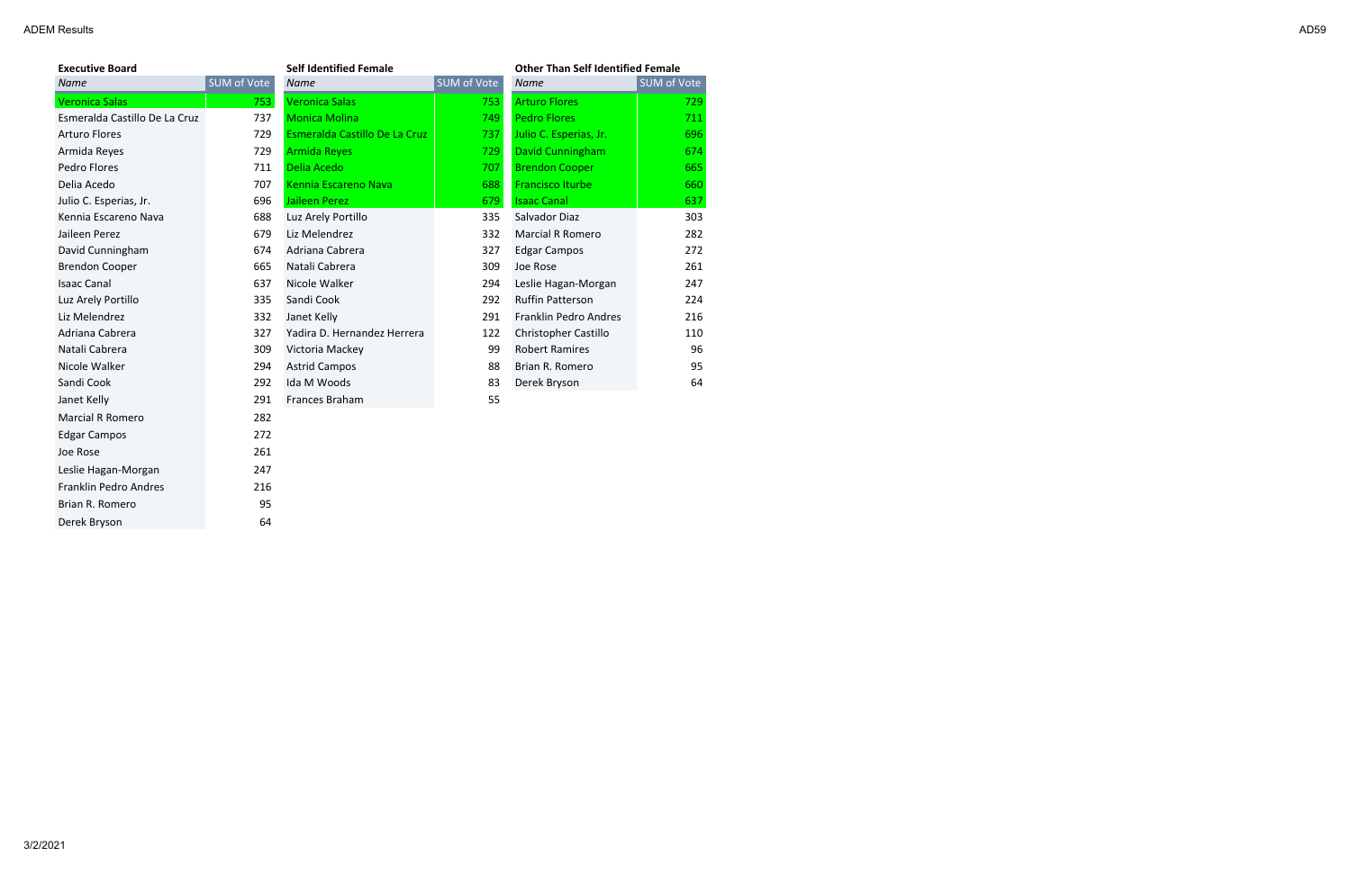ADEM Results

AD59

**Executive Board**

| Name | SUM of Vote |
|---|---|
| Veronica Salas | 753 |
| Esmeralda Castillo De La Cruz | 737 |
| Arturo Flores | 729 |
| Armida Reyes | 729 |
| Pedro Flores | 711 |
| Delia Acedo | 707 |
| Julio C. Esperias, Jr. | 696 |
| Kennia Escareno Nava | 688 |
| Jaileen Perez | 679 |
| David Cunningham | 674 |
| Brendon Cooper | 665 |
| Isaac Canal | 637 |
| Luz Arely Portillo | 335 |
| Liz Melendrez | 332 |
| Adriana Cabrera | 327 |
| Natali Cabrera | 309 |
| Nicole Walker | 294 |
| Sandi Cook | 292 |
| Janet Kelly | 291 |
| Marcial R Romero | 282 |
| Edgar Campos | 272 |
| Joe Rose | 261 |
| Leslie Hagan-Morgan | 247 |
| Franklin Pedro Andres | 216 |
| Brian R. Romero | 95 |
| Derek Bryson | 64 |

**Self Identified Female**

| Name | SUM of Vote |
|---|---|
| Veronica Salas | 753 |
| Monica Molina | 749 |
| Esmeralda Castillo De La Cruz | 737 |
| Armida Reyes | 729 |
| Delia Acedo | 707 |
| Kennia Escareno Nava | 688 |
| Jaileen Perez | 679 |
| Luz Arely Portillo | 335 |
| Liz Melendrez | 332 |
| Adriana Cabrera | 327 |
| Natali Cabrera | 309 |
| Nicole Walker | 294 |
| Sandi Cook | 292 |
| Janet Kelly | 291 |
| Yadira D. Hernandez Herrera | 122 |
| Victoria Mackey | 99 |
| Astrid Campos | 88 |
| Ida M Woods | 83 |
| Frances Braham | 55 |

**Other Than Self Identified Female**

| Name | SUM of Vote |
|---|---|
| Arturo Flores | 729 |
| Pedro Flores | 711 |
| Julio C. Esperias, Jr. | 696 |
| David Cunningham | 674 |
| Brendon Cooper | 665 |
| Francisco Iturbe | 660 |
| Isaac Canal | 637 |
| Salvador Diaz | 303 |
| Marcial R Romero | 282 |
| Edgar Campos | 272 |
| Joe Rose | 261 |
| Leslie Hagan-Morgan | 247 |
| Ruffin Patterson | 224 |
| Franklin Pedro Andres | 216 |
| Christopher Castillo | 110 |
| Robert Ramires | 96 |
| Brian R. Romero | 95 |
| Derek Bryson | 64 |

3/2/2021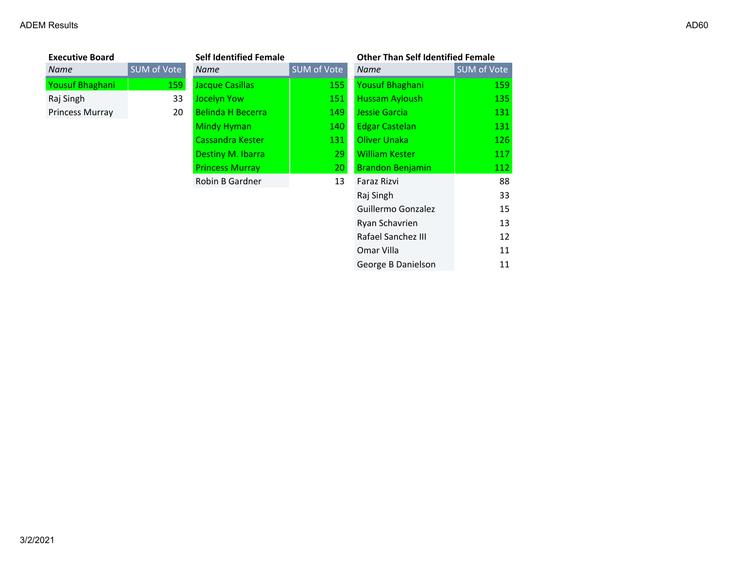### Executive Board

| Name | SUM of Vote |
|---|---|
| Yousuf Bhaghani | 159 |
| Raj Singh | 33 |
| Princess Murray | 20 |

### Self Identified Female

| Name | SUM of Vote |
|---|---|
| Jacque Casillas | 155 |
| Jocelyn Yow | 151 |
| Belinda H Becerra | 149 |
| Mindy Hyman | 140 |
| Cassandra Kester | 131 |
| Destiny M. Ibarra | 29 |
| Princess Murray | 20 |
| Robin B Gardner | 13 |

### Other Than Self Identified Female

| Name | SUM of Vote |
|---|---|
| Yousuf Bhaghani | 159 |
| Hussam Ayloush | 135 |
| Jessie Garcia | 131 |
| Edgar Castelan | 131 |
| Oliver Unaka | 126 |
| William Kester | 117 |
| Brandon Benjamin | 112 |
| Faraz Rizvi | 88 |
| Raj Singh | 33 |
| Guillermo Gonzalez | 15 |
| Ryan Schavrien | 13 |
| Rafael Sanchez III | 12 |
| Omar Villa | 11 |
| George B Danielson | 11 |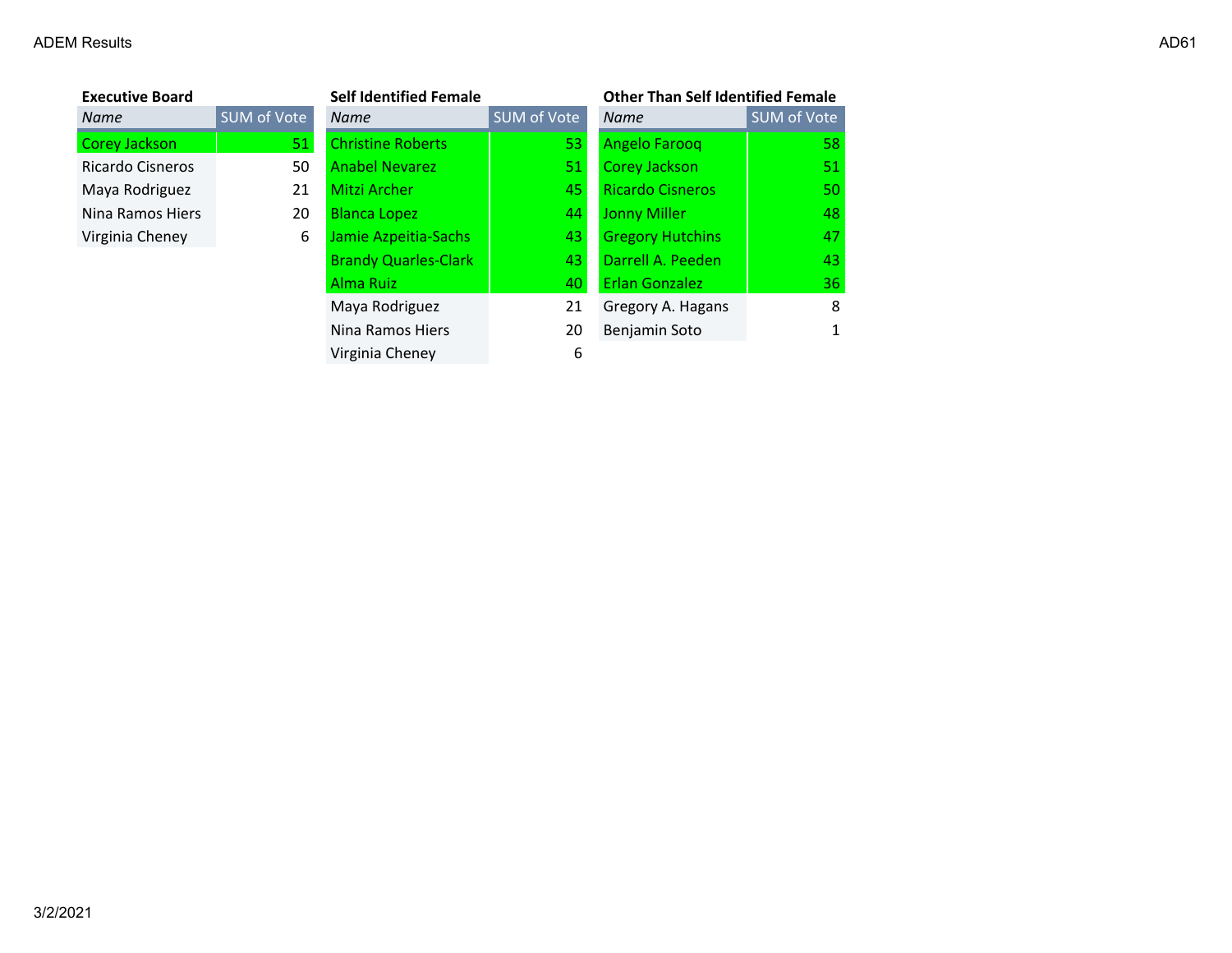### Executive Board

| Name | SUM of Vote |
|---|---|
| Corey Jackson | 51 |
| Ricardo Cisneros | 50 |
| Maya Rodriguez | 21 |
| Nina Ramos Hiers | 20 |
| Virginia Cheney | 6 |

### Self Identified Female

| Name | SUM of Vote |
|---|---|
| Christine Roberts | 53 |
| Anabel Nevarez | 51 |
| Mitzi Archer | 45 |
| Blanca Lopez | 44 |
| Jamie Azpeitia-Sachs | 43 |
| Brandy Quarles-Clark | 43 |
| Alma Ruiz | 40 |
| Maya Rodriguez | 21 |
| Nina Ramos Hiers | 20 |
| Virginia Cheney | 6 |

### Other Than Self Identified Female

| Name | SUM of Vote |
|---|---|
| Angelo Farooq | 58 |
| Corey Jackson | 51 |
| Ricardo Cisneros | 50 |
| Jonny Miller | 48 |
| Gregory Hutchins | 47 |
| Darrell A. Peeden | 43 |
| Erlan Gonzalez | 36 |
| Gregory A. Hagans | 8 |
| Benjamin Soto | 1 |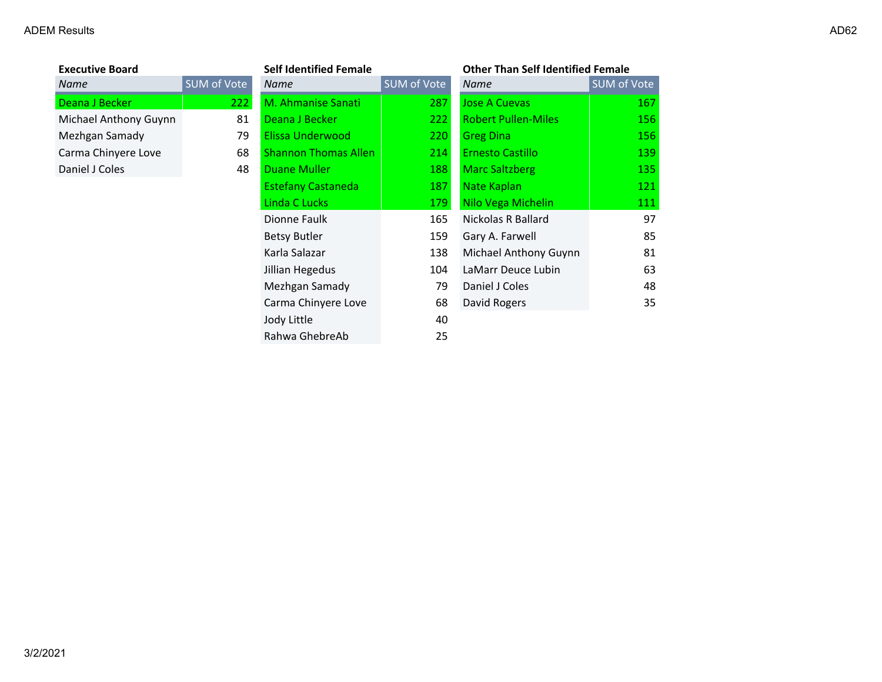ADEM Results

AD62

### Executive Board

| Name | SUM of Vote |
| --- | --- |
| Deana J Becker | 222 |
| Michael Anthony Guynn | 81 |
| Mezhgan Samady | 79 |
| Carma Chinyere Love | 68 |
| Daniel J Coles | 48 |

### Self Identified Female

| Name | SUM of Vote |
| --- | --- |
| M. Ahmanise Sanati | 287 |
| Deana J Becker | 222 |
| Elissa Underwood | 220 |
| Shannon Thomas Allen | 214 |
| Duane Muller | 188 |
| Estefany Castaneda | 187 |
| Linda C Lucks | 179 |
| Dionne Faulk | 165 |
| Betsy Butler | 159 |
| Karla Salazar | 138 |
| Jillian Hegedus | 104 |
| Mezhgan Samady | 79 |
| Carma Chinyere Love | 68 |
| Jody Little | 40 |
| Rahwa GhebreAb | 25 |

### Other Than Self Identified Female

| Name | SUM of Vote |
| --- | --- |
| Jose A Cuevas | 167 |
| Robert Pullen-Miles | 156 |
| Greg Dina | 156 |
| Ernesto Castillo | 139 |
| Marc Saltzberg | 135 |
| Nate Kaplan | 121 |
| Nilo Vega Michelin | 111 |
| Nickolas R Ballard | 97 |
| Gary A. Farwell | 85 |
| Michael Anthony Guynn | 81 |
| LaMarr Deuce Lubin | 63 |
| Daniel J Coles | 48 |
| David Rogers | 35 |

3/2/2021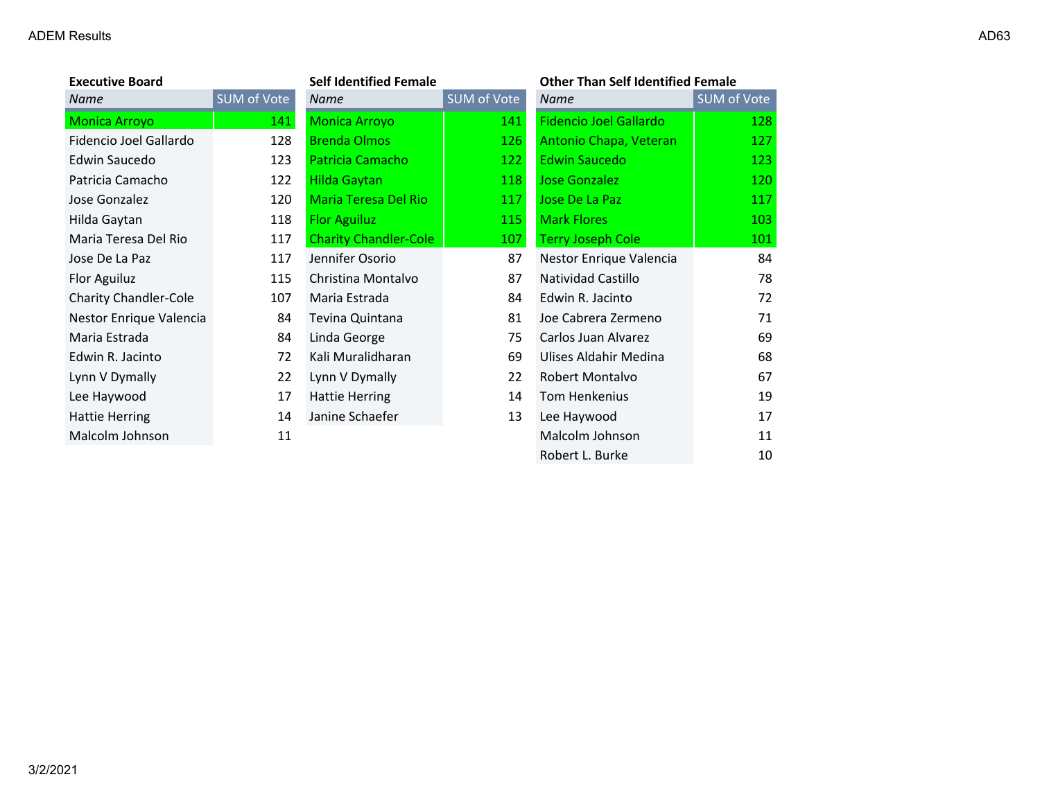ADEM Results

AD63

### Executive Board

| Name | SUM of Vote |
|---|---|
| Monica Arroyo | 141 |
| Fidencio Joel Gallardo | 128 |
| Edwin Saucedo | 123 |
| Patricia Camacho | 122 |
| Jose Gonzalez | 120 |
| Hilda Gaytan | 118 |
| Maria Teresa Del Rio | 117 |
| Jose De La Paz | 117 |
| Flor Aguiluz | 115 |
| Charity Chandler-Cole | 107 |
| Nestor Enrique Valencia | 84 |
| Maria Estrada | 84 |
| Edwin R. Jacinto | 72 |
| Lynn V Dymally | 22 |
| Lee Haywood | 17 |
| Hattie Herring | 14 |
| Malcolm Johnson | 11 |

### Self Identified Female

| Name | SUM of Vote |
|---|---|
| Monica Arroyo | 141 |
| Brenda Olmos | 126 |
| Patricia Camacho | 122 |
| Hilda Gaytan | 118 |
| Maria Teresa Del Rio | 117 |
| Flor Aguiluz | 115 |
| Charity Chandler-Cole | 107 |
| Jennifer Osorio | 87 |
| Christina Montalvo | 87 |
| Maria Estrada | 84 |
| Tevina Quintana | 81 |
| Linda George | 75 |
| Kali Muralidharan | 69 |
| Lynn V Dymally | 22 |
| Hattie Herring | 14 |
| Janine Schaefer | 13 |

### Other Than Self Identified Female

| Name | SUM of Vote |
|---|---|
| Fidencio Joel Gallardo | 128 |
| Antonio Chapa, Veteran | 127 |
| Edwin Saucedo | 123 |
| Jose Gonzalez | 120 |
| Jose De La Paz | 117 |
| Mark Flores | 103 |
| Terry Joseph Cole | 101 |
| Nestor Enrique Valencia | 84 |
| Natividad Castillo | 78 |
| Edwin R. Jacinto | 72 |
| Joe Cabrera Zermeno | 71 |
| Carlos Juan Alvarez | 69 |
| Ulises Aldahir Medina | 68 |
| Robert Montalvo | 67 |
| Tom Henkenius | 19 |
| Lee Haywood | 17 |
| Malcolm Johnson | 11 |
| Robert L. Burke | 10 |

3/2/2021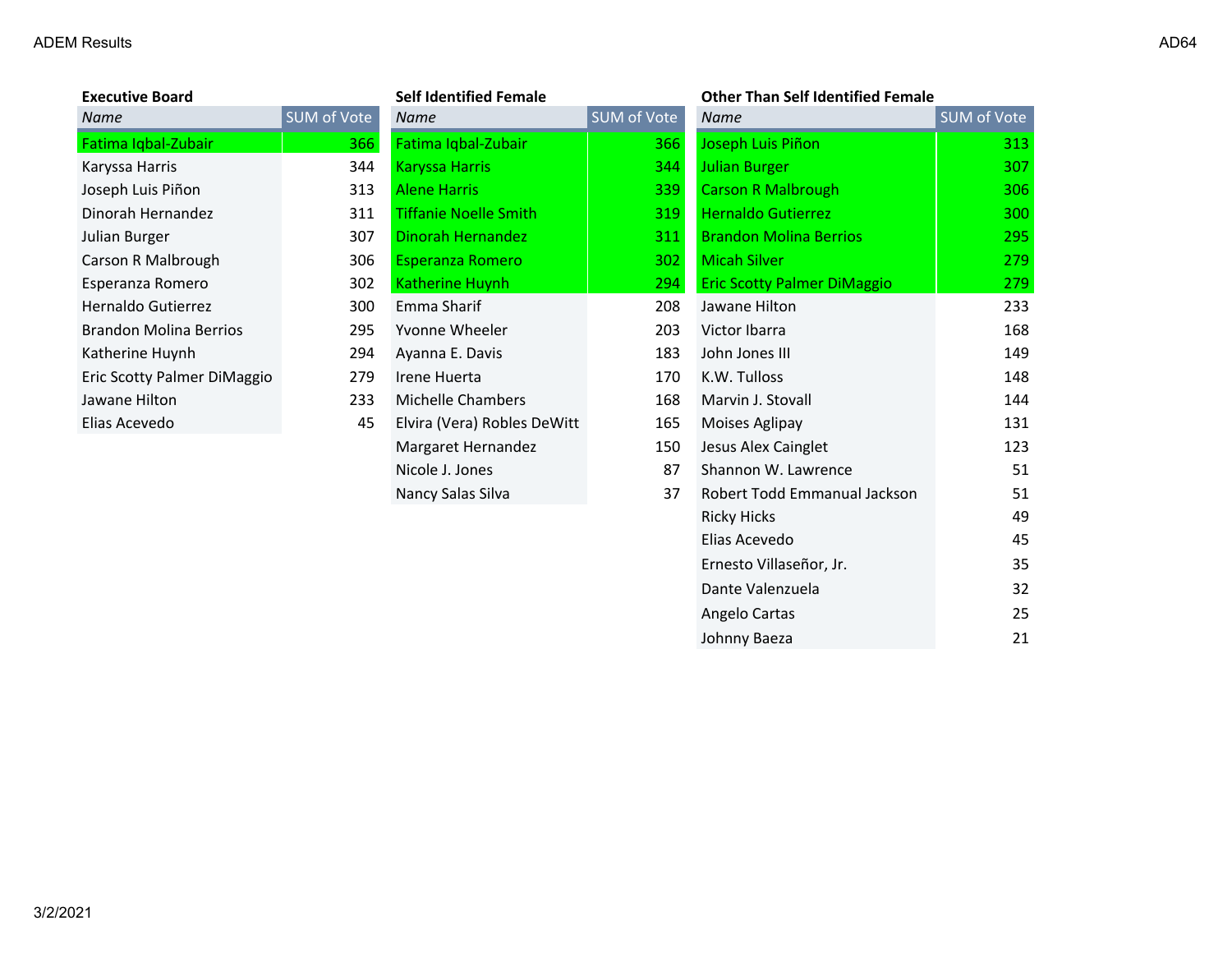ADEM Results

AD64

### Executive Board

| Name | SUM of Vote |
|---|---|
| Fatima Iqbal-Zubair | 366 |
| Karyssa Harris | 344 |
| Joseph Luis Piñon | 313 |
| Dinorah Hernandez | 311 |
| Julian Burger | 307 |
| Carson R Malbrough | 306 |
| Esperanza Romero | 302 |
| Hernaldo Gutierrez | 300 |
| Brandon Molina Berrios | 295 |
| Katherine Huynh | 294 |
| Eric Scotty Palmer DiMaggio | 279 |
| Jawane Hilton | 233 |
| Elias Acevedo | 45 |

### Self Identified Female

| Name | SUM of Vote |
|---|---|
| Fatima Iqbal-Zubair | 366 |
| Karyssa Harris | 344 |
| Alene Harris | 339 |
| Tiffanie Noelle Smith | 319 |
| Dinorah Hernandez | 311 |
| Esperanza Romero | 302 |
| Katherine Huynh | 294 |
| Emma Sharif | 208 |
| Yvonne Wheeler | 203 |
| Ayanna E. Davis | 183 |
| Irene Huerta | 170 |
| Michelle Chambers | 168 |
| Elvira (Vera) Robles DeWitt | 165 |
| Margaret Hernandez | 150 |
| Nicole J. Jones | 87 |
| Nancy Salas Silva | 37 |

### Other Than Self Identified Female

| Name | SUM of Vote |
|---|---|
| Joseph Luis Piñon | 313 |
| Julian Burger | 307 |
| Carson R Malbrough | 306 |
| Hernaldo Gutierrez | 300 |
| Brandon Molina Berrios | 295 |
| Micah Silver | 279 |
| Eric Scotty Palmer DiMaggio | 279 |
| Jawane Hilton | 233 |
| Victor Ibarra | 168 |
| John Jones III | 149 |
| K.W. Tulloss | 148 |
| Marvin J. Stovall | 144 |
| Moises Aglipay | 131 |
| Jesus Alex Cainglet | 123 |
| Shannon W. Lawrence | 51 |
| Robert Todd Emmanual Jackson | 51 |
| Ricky Hicks | 49 |
| Elias Acevedo | 45 |
| Ernesto Villaseñor, Jr. | 35 |
| Dante Valenzuela | 32 |
| Angelo Cartas | 25 |
| Johnny Baeza | 21 |

3/2/2021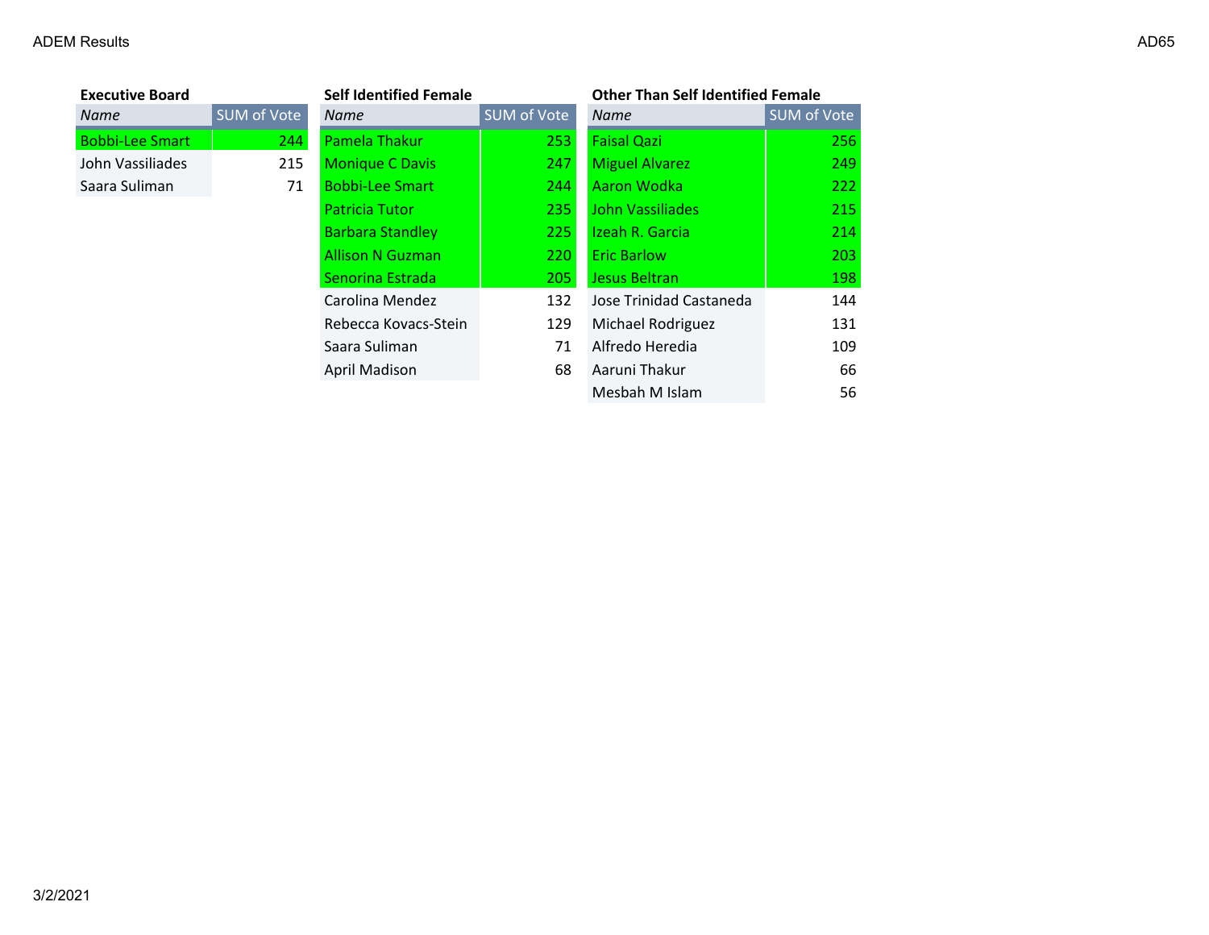ADEM Results

AD65

**Executive Board**

| Name | SUM of Vote |
|---|---|
| Bobbi-Lee Smart | 244 |
| John Vassiliades | 215 |
| Saara Suliman | 71 |

**Self Identified Female**

| Name | SUM of Vote |
|---|---|
| Pamela Thakur | 253 |
| Monique C Davis | 247 |
| Bobbi-Lee Smart | 244 |
| Patricia Tutor | 235 |
| Barbara Standley | 225 |
| Allison N Guzman | 220 |
| Senorina Estrada | 205 |
| Carolina Mendez | 132 |
| Rebecca Kovacs-Stein | 129 |
| Saara Suliman | 71 |
| April Madison | 68 |

**Other Than Self Identified Female**

| Name | SUM of Vote |
|---|---|
| Faisal Qazi | 256 |
| Miguel Alvarez | 249 |
| Aaron Wodka | 222 |
| John Vassiliades | 215 |
| Izeah R. Garcia | 214 |
| Eric Barlow | 203 |
| Jesus Beltran | 198 |
| Jose Trinidad Castaneda | 144 |
| Michael Rodriguez | 131 |
| Alfredo Heredia | 109 |
| Aaruni Thakur | 66 |
| Mesbah M Islam | 56 |

3/2/2021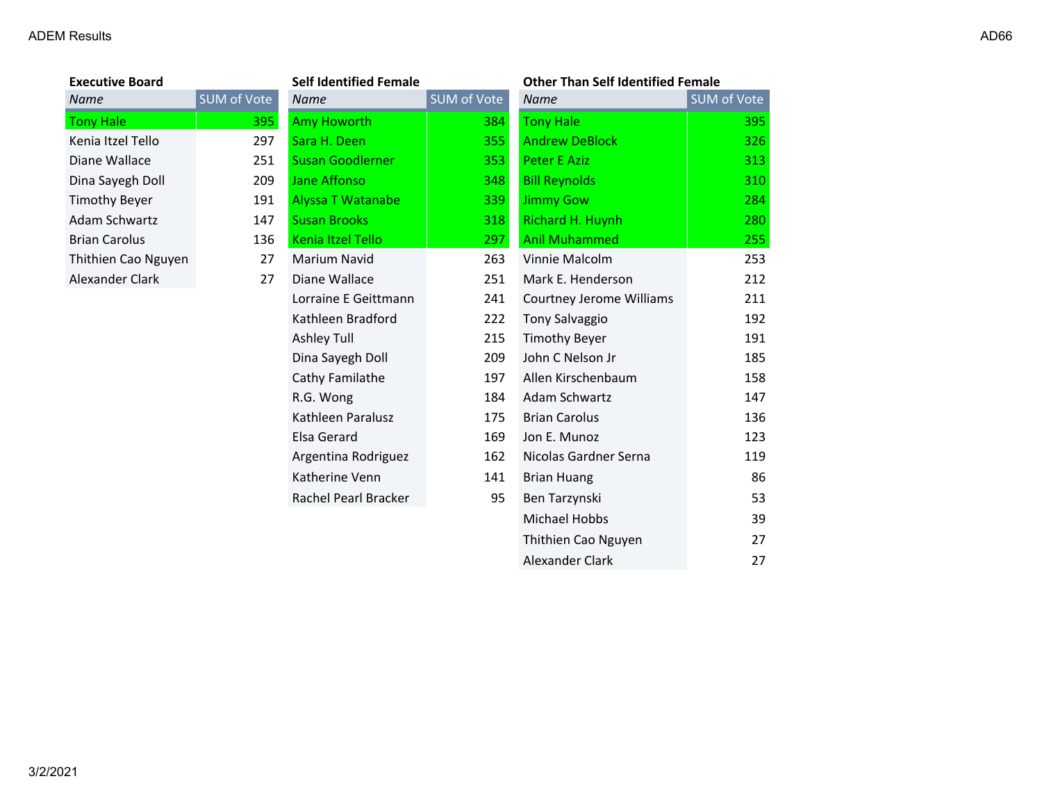### Executive Board

| Name | SUM of Vote |
|---|---|
| Tony Hale | 395 |
| Kenia Itzel Tello | 297 |
| Diane Wallace | 251 |
| Dina Sayegh Doll | 209 |
| Timothy Beyer | 191 |
| Adam Schwartz | 147 |
| Brian Carolus | 136 |
| Thithien Cao Nguyen | 27 |
| Alexander Clark | 27 |

### Self Identified Female

| Name | SUM of Vote |
|---|---|
| Amy Howorth | 384 |
| Sara H. Deen | 355 |
| Susan Goodlerner | 353 |
| Jane Affonso | 348 |
| Alyssa T Watanabe | 339 |
| Susan Brooks | 318 |
| Kenia Itzel Tello | 297 |
| Marium Navid | 263 |
| Diane Wallace | 251 |
| Lorraine E Geittmann | 241 |
| Kathleen Bradford | 222 |
| Ashley Tull | 215 |
| Dina Sayegh Doll | 209 |
| Cathy Familathe | 197 |
| R.G. Wong | 184 |
| Kathleen Paralusz | 175 |
| Elsa Gerard | 169 |
| Argentina Rodriguez | 162 |
| Katherine Venn | 141 |
| Rachel Pearl Bracker | 95 |

### Other Than Self Identified Female

| Name | SUM of Vote |
|---|---|
| Tony Hale | 395 |
| Andrew DeBlock | 326 |
| Peter E Aziz | 313 |
| Bill Reynolds | 310 |
| Jimmy Gow | 284 |
| Richard H. Huynh | 280 |
| Anil Muhammed | 255 |
| Vinnie Malcolm | 253 |
| Mark E. Henderson | 212 |
| Courtney Jerome Williams | 211 |
| Tony Salvaggio | 192 |
| Timothy Beyer | 191 |
| John C Nelson Jr | 185 |
| Allen Kirschenbaum | 158 |
| Adam Schwartz | 147 |
| Brian Carolus | 136 |
| Jon E. Munoz | 123 |
| Nicolas Gardner Serna | 119 |
| Brian Huang | 86 |
| Ben Tarzynski | 53 |
| Michael Hobbs | 39 |
| Thithien Cao Nguyen | 27 |
| Alexander Clark | 27 |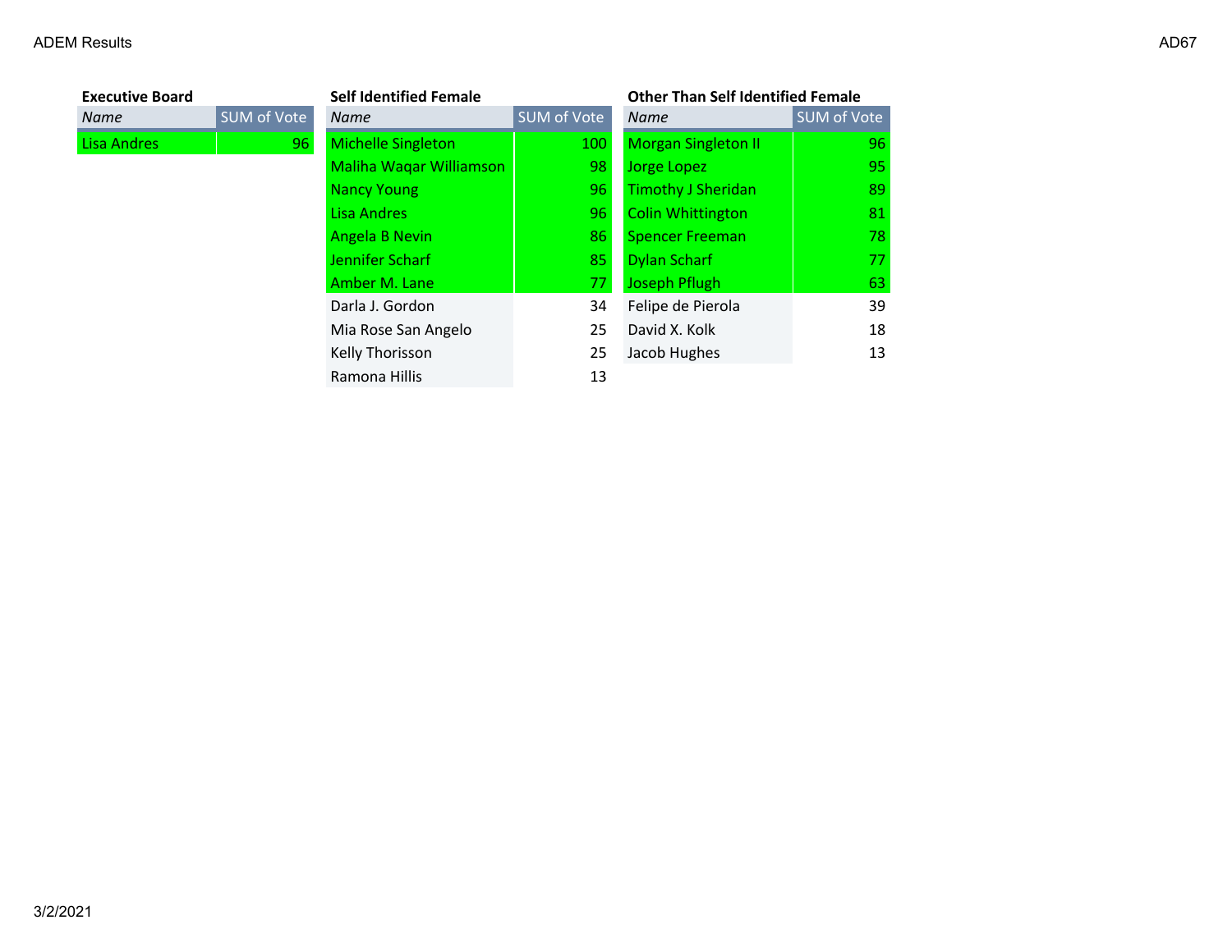ADEM Results

AD67

**Executive Board**

| Name | SUM of Vote |
|---|---|
| Lisa Andres | 96 |

**Self Identified Female**

| Name | SUM of Vote |
|---|---|
| Michelle Singleton | 100 |
| Maliha Waqar Williamson | 98 |
| Nancy Young | 96 |
| Lisa Andres | 96 |
| Angela B Nevin | 86 |
| Jennifer Scharf | 85 |
| Amber M. Lane | 77 |
| Darla J. Gordon | 34 |
| Mia Rose San Angelo | 25 |
| Kelly Thorisson | 25 |
| Ramona Hillis | 13 |

**Other Than Self Identified Female**

| Name | SUM of Vote |
|---|---|
| Morgan Singleton II | 96 |
| Jorge Lopez | 95 |
| Timothy J Sheridan | 89 |
| Colin Whittington | 81 |
| Spencer Freeman | 78 |
| Dylan Scharf | 77 |
| Joseph Pflugh | 63 |
| Felipe de Pierola | 39 |
| David X. Kolk | 18 |
| Jacob Hughes | 13 |

3/2/2021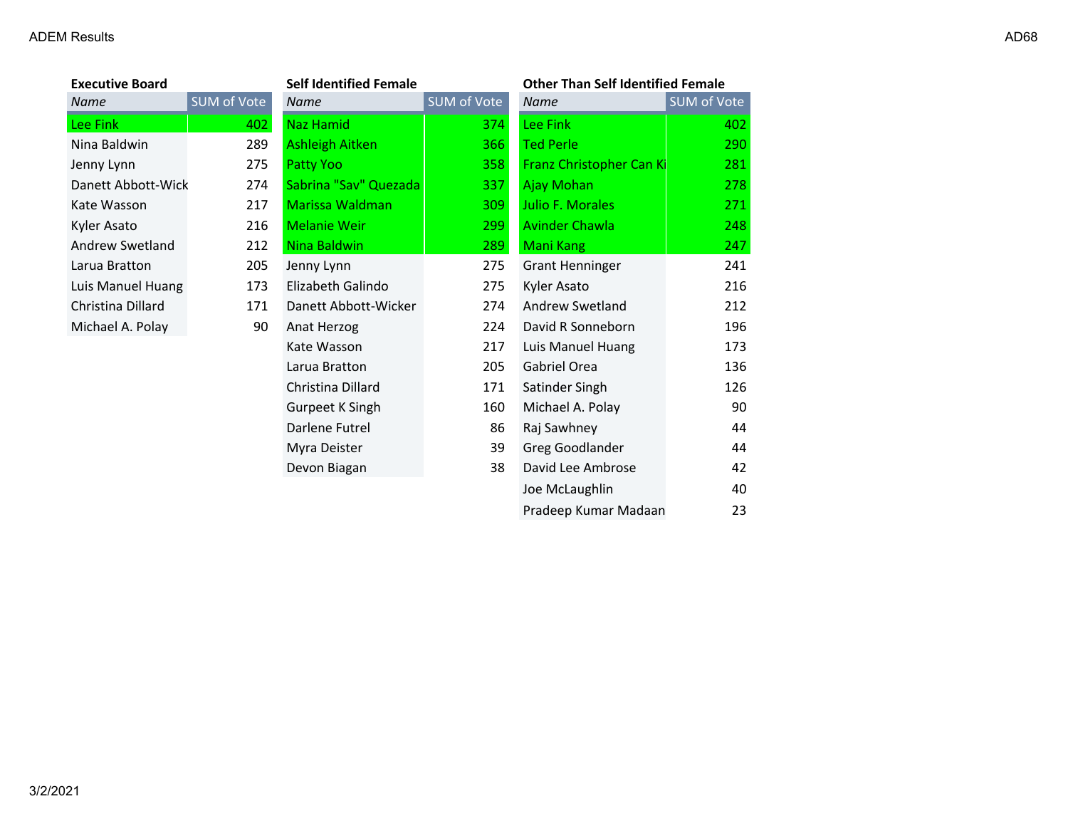ADEM Results

AD68

### Executive Board

| Name | SUM of Vote |
|---|---|
| Lee Fink | 402 |
| Nina Baldwin | 289 |
| Jenny Lynn | 275 |
| Danett Abbott-Wick | 274 |
| Kate Wasson | 217 |
| Kyler Asato | 216 |
| Andrew Swetland | 212 |
| Larua Bratton | 205 |
| Luis Manuel Huang | 173 |
| Christina Dillard | 171 |
| Michael A. Polay | 90 |

### Self Identified Female

| Name | SUM of Vote |
|---|---|
| Naz Hamid | 374 |
| Ashleigh Aitken | 366 |
| Patty Yoo | 358 |
| Sabrina "Sav" Quezada | 337 |
| Marissa Waldman | 309 |
| Melanie Weir | 299 |
| Nina Baldwin | 289 |
| Jenny Lynn | 275 |
| Elizabeth Galindo | 275 |
| Danett Abbott-Wicker | 274 |
| Anat Herzog | 224 |
| Kate Wasson | 217 |
| Larua Bratton | 205 |
| Christina Dillard | 171 |
| Gurpeet K Singh | 160 |
| Darlene Futrel | 86 |
| Myra Deister | 39 |
| Devon Biagan | 38 |

### Other Than Self Identified Female

| Name | SUM of Vote |
|---|---|
| Lee Fink | 402 |
| Ted Perle | 290 |
| Franz Christopher Can Ki | 281 |
| Ajay Mohan | 278 |
| Julio F. Morales | 271 |
| Avinder Chawla | 248 |
| Mani Kang | 247 |
| Grant Henninger | 241 |
| Kyler Asato | 216 |
| Andrew Swetland | 212 |
| David R Sonneborn | 196 |
| Luis Manuel Huang | 173 |
| Gabriel Orea | 136 |
| Satinder Singh | 126 |
| Michael A. Polay | 90 |
| Raj Sawhney | 44 |
| Greg Goodlander | 44 |
| David Lee Ambrose | 42 |
| Joe McLaughlin | 40 |
| Pradeep Kumar Madaan | 23 |

3/2/2021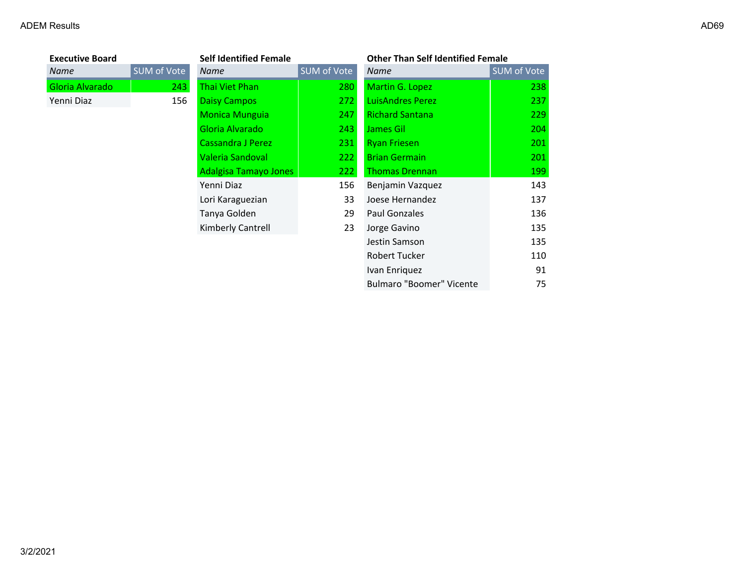ADEM Results

AD69

**Executive Board**

| Name | SUM of Vote |
|---|---|
| Gloria Alvarado | 243 |
| Yenni Diaz | 156 |

**Self Identified Female**

| Name | SUM of Vote |
|---|---|
| Thai Viet Phan | 280 |
| Daisy Campos | 272 |
| Monica Munguia | 247 |
| Gloria Alvarado | 243 |
| Cassandra J Perez | 231 |
| Valeria Sandoval | 222 |
| Adalgisa Tamayo Jones | 222 |
| Yenni Diaz | 156 |
| Lori Karaguezian | 33 |
| Tanya Golden | 29 |
| Kimberly Cantrell | 23 |

**Other Than Self Identified Female**

| Name | SUM of Vote |
|---|---|
| Martin G. Lopez | 238 |
| LuisAndres Perez | 237 |
| Richard Santana | 229 |
| James Gil | 204 |
| Ryan Friesen | 201 |
| Brian Germain | 201 |
| Thomas Drennan | 199 |
| Benjamin Vazquez | 143 |
| Joese Hernandez | 137 |
| Paul Gonzales | 136 |
| Jorge Gavino | 135 |
| Jestin Samson | 135 |
| Robert Tucker | 110 |
| Ivan Enriquez | 91 |
| Bulmaro "Boomer" Vicente | 75 |

3/2/2021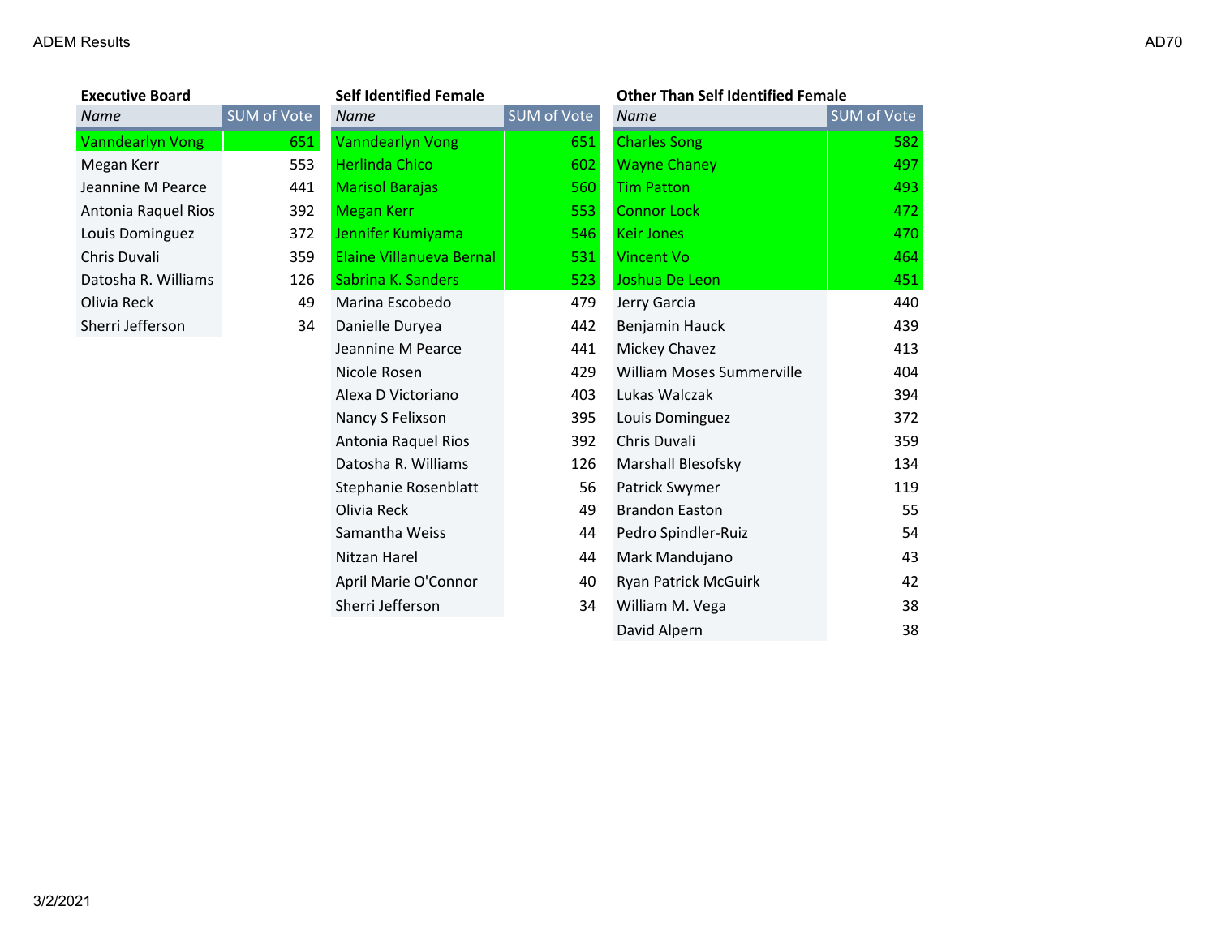ADEM Results

AD70

### Executive Board

| Name | SUM of Vote |
|---|---|
| Vanndearlyn Vong | 651 |
| Megan Kerr | 553 |
| Jeannine M Pearce | 441 |
| Antonia Raquel Rios | 392 |
| Louis Dominguez | 372 |
| Chris Duvali | 359 |
| Datosha R. Williams | 126 |
| Olivia Reck | 49 |
| Sherri Jefferson | 34 |

### Self Identified Female

| Name | SUM of Vote |
|---|---|
| Vanndearlyn Vong | 651 |
| Herlinda Chico | 602 |
| Marisol Barajas | 560 |
| Megan Kerr | 553 |
| Jennifer Kumiyama | 546 |
| Elaine Villanueva Bernal | 531 |
| Sabrina K. Sanders | 523 |
| Marina Escobedo | 479 |
| Danielle Duryea | 442 |
| Jeannine M Pearce | 441 |
| Nicole Rosen | 429 |
| Alexa D Victoriano | 403 |
| Nancy S Felixson | 395 |
| Antonia Raquel Rios | 392 |
| Datosha R. Williams | 126 |
| Stephanie Rosenblatt | 56 |
| Olivia Reck | 49 |
| Samantha Weiss | 44 |
| Nitzan Harel | 44 |
| April Marie O'Connor | 40 |
| Sherri Jefferson | 34 |

### Other Than Self Identified Female

| Name | SUM of Vote |
|---|---|
| Charles Song | 582 |
| Wayne Chaney | 497 |
| Tim Patton | 493 |
| Connor Lock | 472 |
| Keir Jones | 470 |
| Vincent Vo | 464 |
| Joshua De Leon | 451 |
| Jerry Garcia | 440 |
| Benjamin Hauck | 439 |
| Mickey Chavez | 413 |
| William Moses Summerville | 404 |
| Lukas Walczak | 394 |
| Louis Dominguez | 372 |
| Chris Duvali | 359 |
| Marshall Blesofsky | 134 |
| Patrick Swymer | 119 |
| Brandon Easton | 55 |
| Pedro Spindler-Ruiz | 54 |
| Mark Mandujano | 43 |
| Ryan Patrick McGuirk | 42 |
| William M. Vega | 38 |
| David Alpern | 38 |

3/2/2021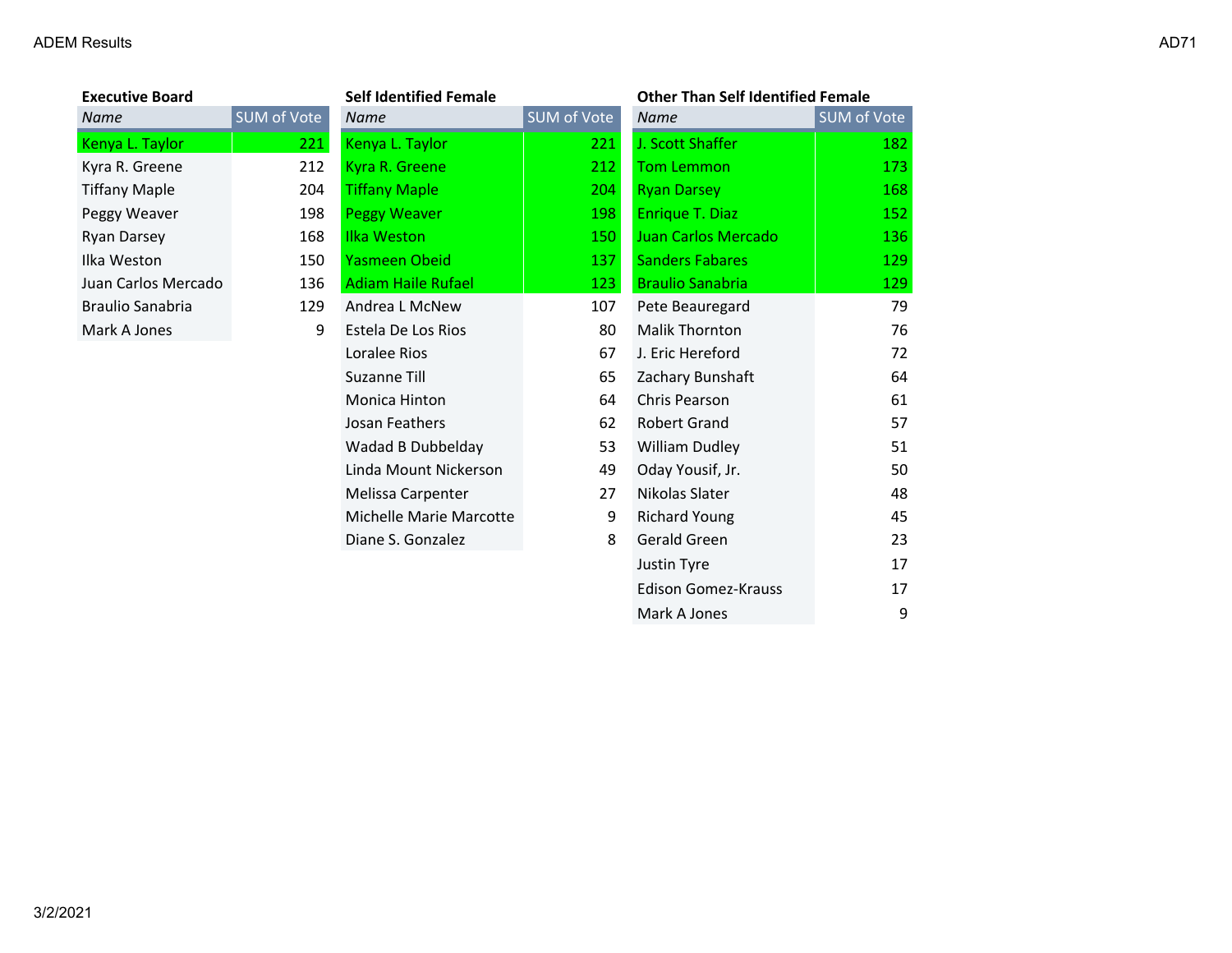ADEM Results

AD71

### Executive Board

| Name | SUM of Vote |
|---|---|
| Kenya L. Taylor | 221 |
| Kyra R. Greene | 212 |
| Tiffany Maple | 204 |
| Peggy Weaver | 198 |
| Ryan Darsey | 168 |
| Ilka Weston | 150 |
| Juan Carlos Mercado | 136 |
| Braulio Sanabria | 129 |
| Mark A Jones | 9 |

### Self Identified Female

| Name | SUM of Vote |
|---|---|
| Kenya L. Taylor | 221 |
| Kyra R. Greene | 212 |
| Tiffany Maple | 204 |
| Peggy Weaver | 198 |
| Ilka Weston | 150 |
| Yasmeen Obeid | 137 |
| Adiam Haile Rufael | 123 |
| Andrea L McNew | 107 |
| Estela De Los Rios | 80 |
| Loralee Rios | 67 |
| Suzanne Till | 65 |
| Monica Hinton | 64 |
| Josan Feathers | 62 |
| Wadad B Dubbelday | 53 |
| Linda Mount Nickerson | 49 |
| Melissa Carpenter | 27 |
| Michelle Marie Marcotte | 9 |
| Diane S. Gonzalez | 8 |

### Other Than Self Identified Female

| Name | SUM of Vote |
|---|---|
| J. Scott Shaffer | 182 |
| Tom Lemmon | 173 |
| Ryan Darsey | 168 |
| Enrique T. Diaz | 152 |
| Juan Carlos Mercado | 136 |
| Sanders Fabares | 129 |
| Braulio Sanabria | 129 |
| Pete Beauregard | 79 |
| Malik Thornton | 76 |
| J. Eric Hereford | 72 |
| Zachary Bunshaft | 64 |
| Chris Pearson | 61 |
| Robert Grand | 57 |
| William Dudley | 51 |
| Oday Yousif, Jr. | 50 |
| Nikolas Slater | 48 |
| Richard Young | 45 |
| Gerald Green | 23 |
| Justin Tyre | 17 |
| Edison Gomez-Krauss | 17 |
| Mark A Jones | 9 |

3/2/2021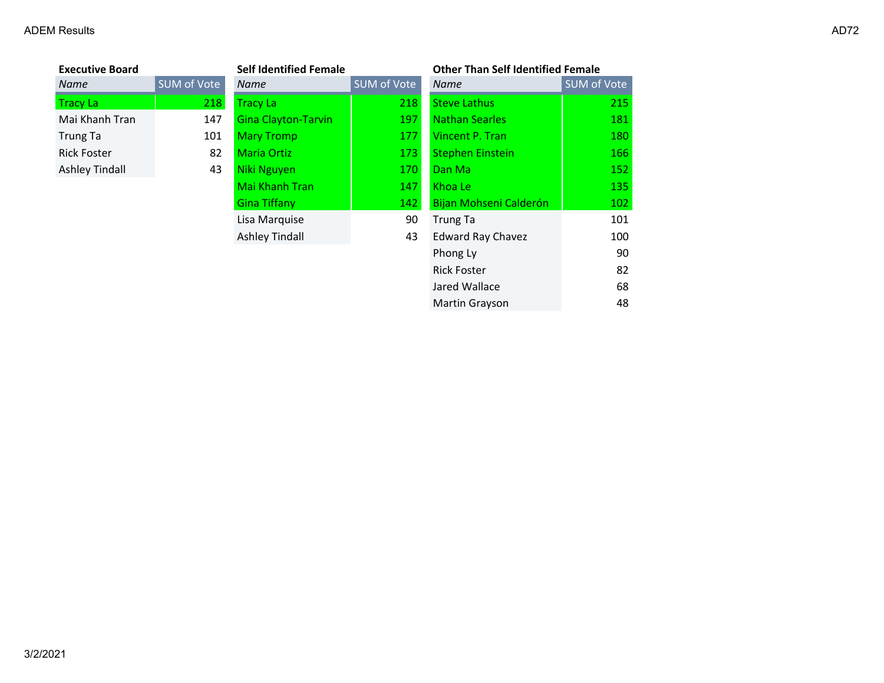ADEM Results

AD72

**Executive Board**

| *Name* | SUM of Vote |
|---|---|
| Tracy La | 218 |
| Mai Khanh Tran | 147 |
| Trung Ta | 101 |
| Rick Foster | 82 |
| Ashley Tindall | 43 |

**Self Identified Female**

| *Name* | SUM of Vote |
|---|---|
| Tracy La | 218 |
| Gina Clayton-Tarvin | 197 |
| Mary Tromp | 177 |
| Maria Ortiz | 173 |
| Niki Nguyen | 170 |
| Mai Khanh Tran | 147 |
| Gina Tiffany | 142 |
| Lisa Marquise | 90 |
| Ashley Tindall | 43 |

**Other Than Self Identified Female**

| *Name* | SUM of Vote |
|---|---|
| Steve Lathus | 215 |
| Nathan Searles | 181 |
| Vincent P. Tran | 180 |
| Stephen Einstein | 166 |
| Dan Ma | 152 |
| Khoa Le | 135 |
| Bijan Mohseni Calderón | 102 |
| Trung Ta | 101 |
| Edward Ray Chavez | 100 |
| Phong Ly | 90 |
| Rick Foster | 82 |
| Jared Wallace | 68 |
| Martin Grayson | 48 |

3/2/2021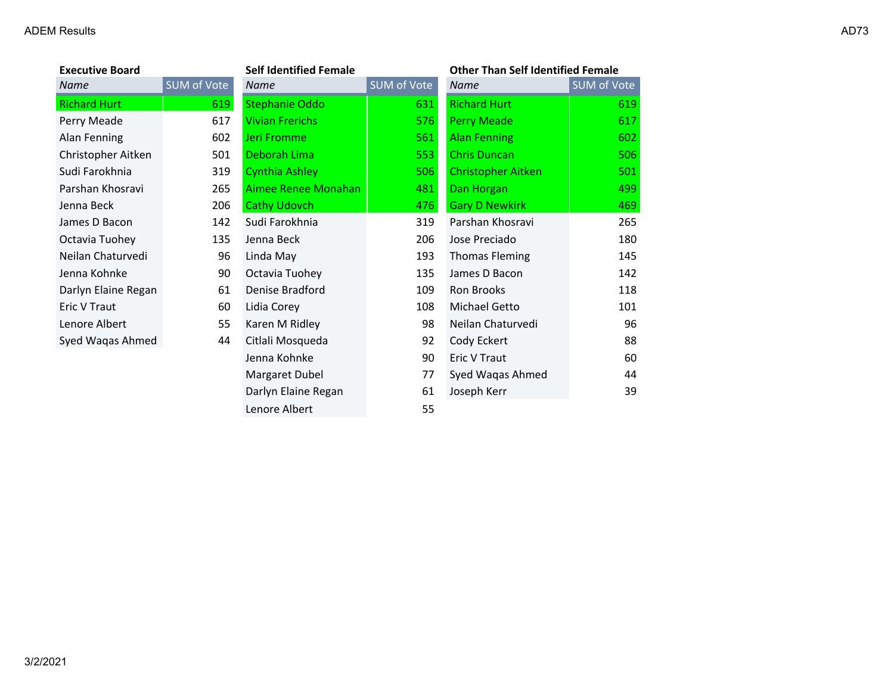### Executive Board

| Name | SUM of Vote |
|---|---|
| Richard Hurt | 619 |
| Perry Meade | 617 |
| Alan Fenning | 602 |
| Christopher Aitken | 501 |
| Sudi Farokhnia | 319 |
| Parshan Khosravi | 265 |
| Jenna Beck | 206 |
| James D Bacon | 142 |
| Octavia Tuohey | 135 |
| Neilan Chaturvedi | 96 |
| Jenna Kohnke | 90 |
| Darlyn Elaine Regan | 61 |
| Eric V Traut | 60 |
| Lenore Albert | 55 |
| Syed Waqas Ahmed | 44 |

### Self Identified Female

| Name | SUM of Vote |
|---|---|
| Stephanie Oddo | 631 |
| Vivian Frerichs | 576 |
| Jeri Fromme | 561 |
| Deborah Lima | 553 |
| Cynthia Ashley | 506 |
| Aimee Renee Monahan | 481 |
| Cathy Udovch | 476 |
| Sudi Farokhnia | 319 |
| Jenna Beck | 206 |
| Linda May | 193 |
| Octavia Tuohey | 135 |
| Denise Bradford | 109 |
| Lidia Corey | 108 |
| Karen M Ridley | 98 |
| Citlali Mosqueda | 92 |
| Jenna Kohnke | 90 |
| Margaret Dubel | 77 |
| Darlyn Elaine Regan | 61 |
| Lenore Albert | 55 |

### Other Than Self Identified Female

| Name | SUM of Vote |
|---|---|
| Richard Hurt | 619 |
| Perry Meade | 617 |
| Alan Fenning | 602 |
| Chris Duncan | 506 |
| Christopher Aitken | 501 |
| Dan Horgan | 499 |
| Gary D Newkirk | 469 |
| Parshan Khosravi | 265 |
| Jose Preciado | 180 |
| Thomas Fleming | 145 |
| James D Bacon | 142 |
| Ron Brooks | 118 |
| Michael Getto | 101 |
| Neilan Chaturvedi | 96 |
| Cody Eckert | 88 |
| Eric V Traut | 60 |
| Syed Waqas Ahmed | 44 |
| Joseph Kerr | 39 |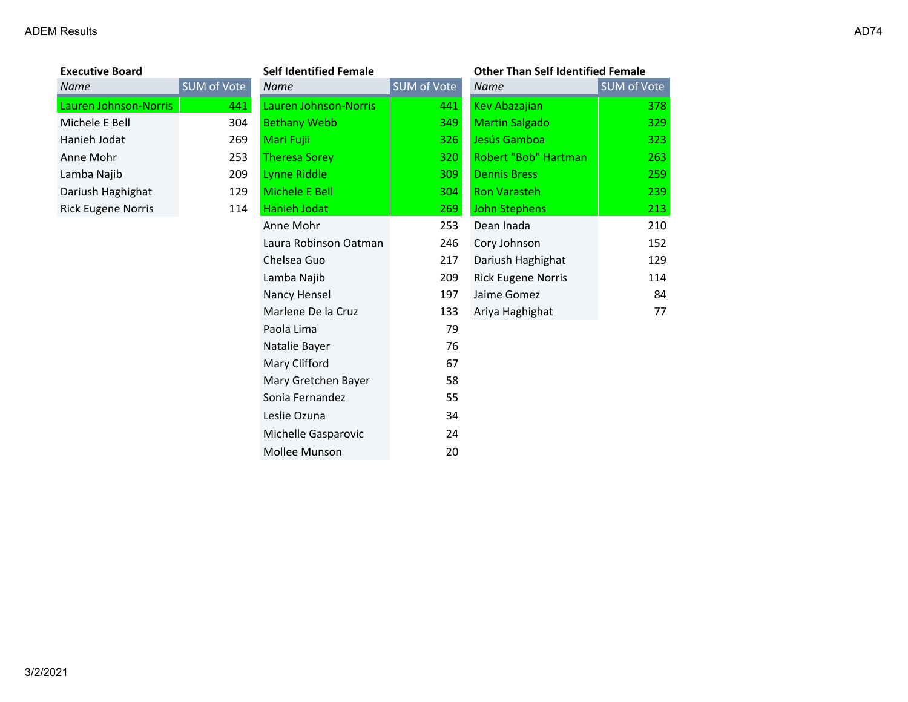ADEM Results

AD74

**Executive Board**

| Name | SUM of Vote |
| --- | --- |
| Lauren Johnson-Norris | 441 |
| Michele E Bell | 304 |
| Hanieh Jodat | 269 |
| Anne Mohr | 253 |
| Lamba Najib | 209 |
| Dariush Haghighat | 129 |
| Rick Eugene Norris | 114 |

**Self Identified Female**

| Name | SUM of Vote |
| --- | --- |
| Lauren Johnson-Norris | 441 |
| Bethany Webb | 349 |
| Mari Fujii | 326 |
| Theresa Sorey | 320 |
| Lynne Riddle | 309 |
| Michele E Bell | 304 |
| Hanieh Jodat | 269 |
| Anne Mohr | 253 |
| Laura Robinson Oatman | 246 |
| Chelsea Guo | 217 |
| Lamba Najib | 209 |
| Nancy Hensel | 197 |
| Marlene De la Cruz | 133 |
| Paola Lima | 79 |
| Natalie Bayer | 76 |
| Mary Clifford | 67 |
| Mary Gretchen Bayer | 58 |
| Sonia Fernandez | 55 |
| Leslie Ozuna | 34 |
| Michelle Gasparovic | 24 |
| Mollee Munson | 20 |

**Other Than Self Identified Female**

| Name | SUM of Vote |
| --- | --- |
| Kev Abazajian | 378 |
| Martin Salgado | 329 |
| Jesús Gamboa | 323 |
| Robert "Bob" Hartman | 263 |
| Dennis Bress | 259 |
| Ron Varasteh | 239 |
| John Stephens | 213 |
| Dean Inada | 210 |
| Cory Johnson | 152 |
| Dariush Haghighat | 129 |
| Rick Eugene Norris | 114 |
| Jaime Gomez | 84 |
| Ariya Haghighat | 77 |

3/2/2021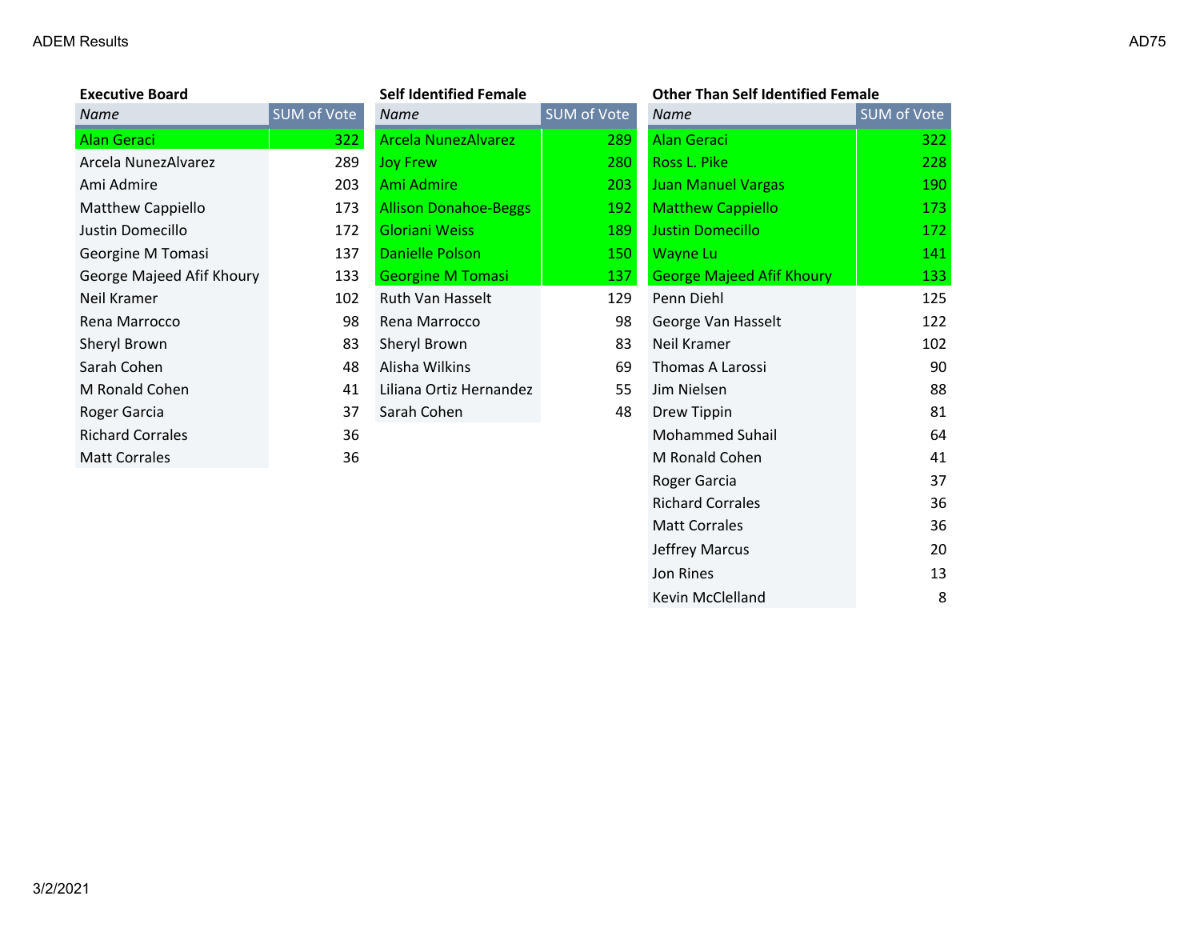ADEM Results

AD75

### Executive Board

| Name | SUM of Vote |
|---|---|
| Alan Geraci | 322 |
| Arcela NunezAlvarez | 289 |
| Ami Admire | 203 |
| Matthew Cappiello | 173 |
| Justin Domecillo | 172 |
| Georgine M Tomasi | 137 |
| George Majeed Afif Khoury | 133 |
| Neil Kramer | 102 |
| Rena Marrocco | 98 |
| Sheryl Brown | 83 |
| Sarah Cohen | 48 |
| M Ronald Cohen | 41 |
| Roger Garcia | 37 |
| Richard Corrales | 36 |
| Matt Corrales | 36 |

### Self Identified Female

| Name | SUM of Vote |
|---|---|
| Arcela NunezAlvarez | 289 |
| Joy Frew | 280 |
| Ami Admire | 203 |
| Allison Donahoe-Beggs | 192 |
| Gloriani Weiss | 189 |
| Danielle Polson | 150 |
| Georgine M Tomasi | 137 |
| Ruth Van Hasselt | 129 |
| Rena Marrocco | 98 |
| Sheryl Brown | 83 |
| Alisha Wilkins | 69 |
| Liliana Ortiz Hernandez | 55 |
| Sarah Cohen | 48 |

### Other Than Self Identified Female

| Name | SUM of Vote |
|---|---|
| Alan Geraci | 322 |
| Ross L. Pike | 228 |
| Juan Manuel Vargas | 190 |
| Matthew Cappiello | 173 |
| Justin Domecillo | 172 |
| Wayne Lu | 141 |
| George Majeed Afif Khoury | 133 |
| Penn Diehl | 125 |
| George Van Hasselt | 122 |
| Neil Kramer | 102 |
| Thomas A Larossi | 90 |
| Jim Nielsen | 88 |
| Drew Tippin | 81 |
| Mohammed Suhail | 64 |
| M Ronald Cohen | 41 |
| Roger Garcia | 37 |
| Richard Corrales | 36 |
| Matt Corrales | 36 |
| Jeffrey Marcus | 20 |
| Jon Rines | 13 |
| Kevin McClelland | 8 |

3/2/2021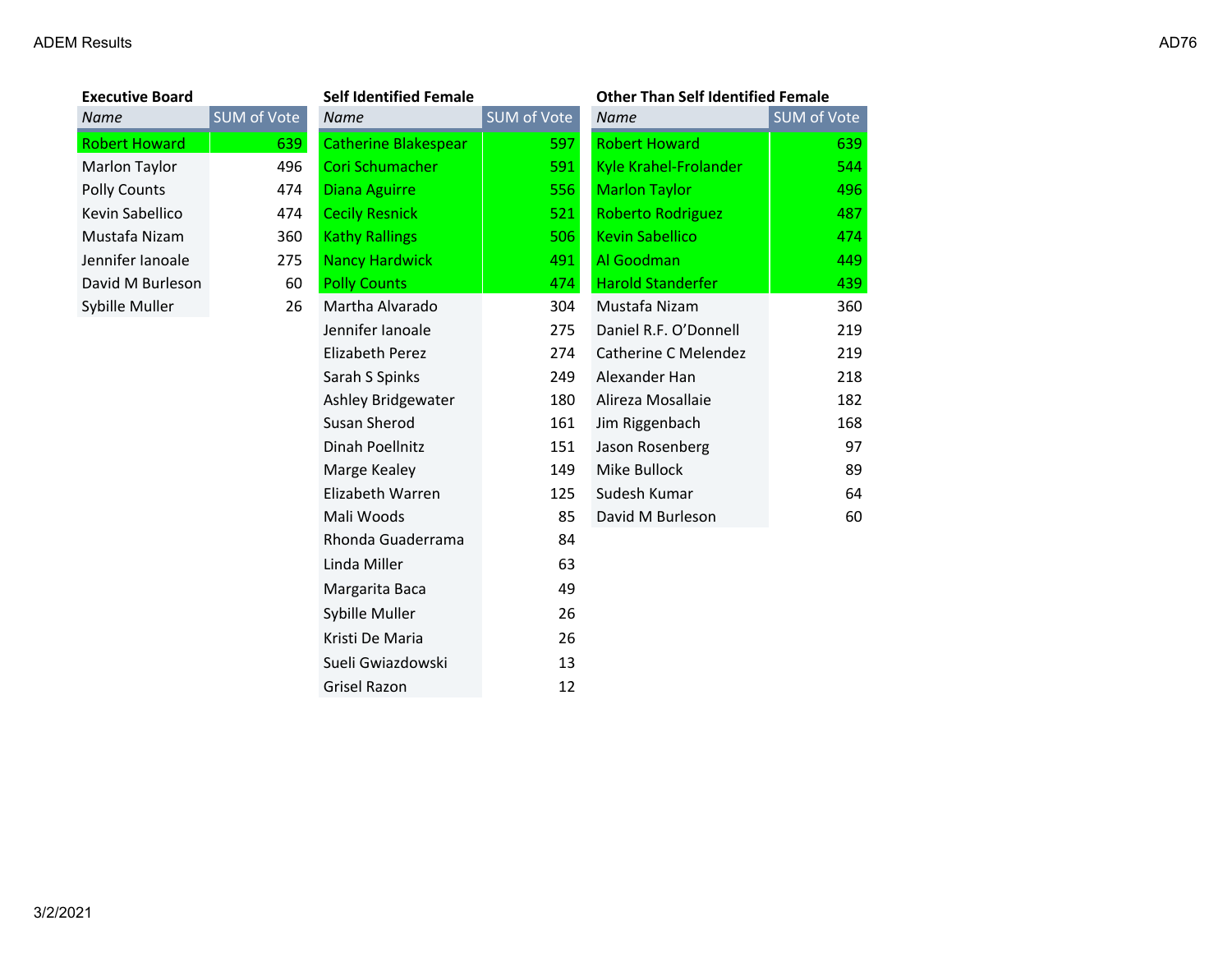ADEM Results

AD76

### Executive Board

| Name | SUM of Vote |
|---|---|
| Robert Howard | 639 |
| Marlon Taylor | 496 |
| Polly Counts | 474 |
| Kevin Sabellico | 474 |
| Mustafa Nizam | 360 |
| Jennifer Ianoale | 275 |
| David M Burleson | 60 |
| Sybille Muller | 26 |

### Self Identified Female

| Name | SUM of Vote |
|---|---|
| Catherine Blakespear | 597 |
| Cori Schumacher | 591 |
| Diana Aguirre | 556 |
| Cecily Resnick | 521 |
| Kathy Rallings | 506 |
| Nancy Hardwick | 491 |
| Polly Counts | 474 |
| Martha Alvarado | 304 |
| Jennifer Ianoale | 275 |
| Elizabeth Perez | 274 |
| Sarah S Spinks | 249 |
| Ashley Bridgewater | 180 |
| Susan Sherod | 161 |
| Dinah Poellnitz | 151 |
| Marge Kealey | 149 |
| Elizabeth Warren | 125 |
| Mali Woods | 85 |
| Rhonda Guaderrama | 84 |
| Linda Miller | 63 |
| Margarita Baca | 49 |
| Sybille Muller | 26 |
| Kristi De Maria | 26 |
| Sueli Gwiazdowski | 13 |
| Grisel Razon | 12 |

### Other Than Self Identified Female

| Name | SUM of Vote |
|---|---|
| Robert Howard | 639 |
| Kyle Krahel-Frolander | 544 |
| Marlon Taylor | 496 |
| Roberto Rodriguez | 487 |
| Kevin Sabellico | 474 |
| Al Goodman | 449 |
| Harold Standerfer | 439 |
| Mustafa Nizam | 360 |
| Daniel R.F. O'Donnell | 219 |
| Catherine C Melendez | 219 |
| Alexander Han | 218 |
| Alireza Mosallaie | 182 |
| Jim Riggenbach | 168 |
| Jason Rosenberg | 97 |
| Mike Bullock | 89 |
| Sudesh Kumar | 64 |
| David M Burleson | 60 |

3/2/2021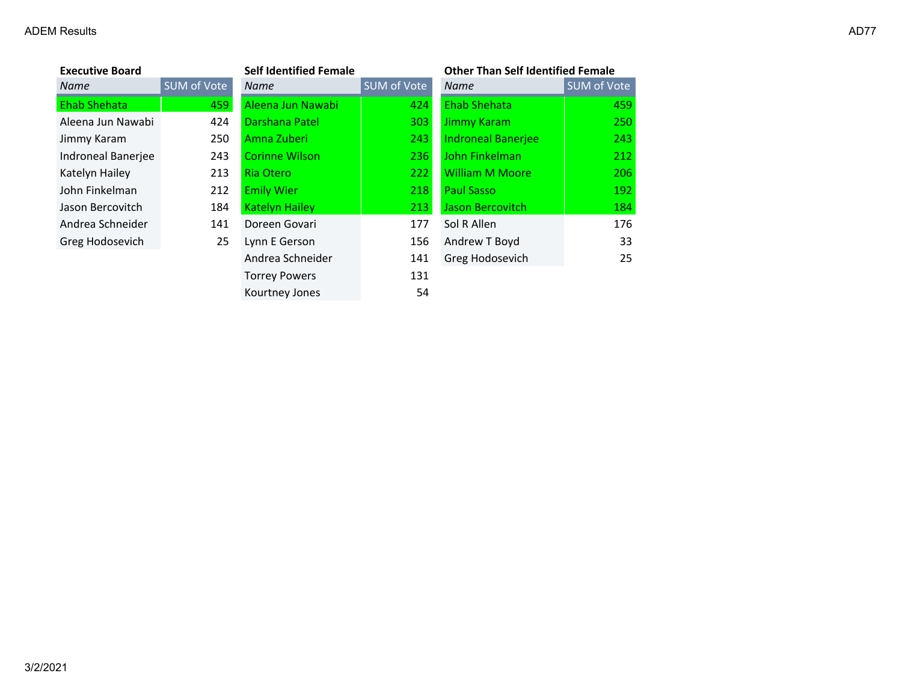### Executive Board

| Name | SUM of Vote |
|---|---|
| Ehab Shehata | 459 |
| Aleena Jun Nawabi | 424 |
| Jimmy Karam | 250 |
| Indroneal Banerjee | 243 |
| Katelyn Hailey | 213 |
| John Finkelman | 212 |
| Jason Bercovitch | 184 |
| Andrea Schneider | 141 |
| Greg Hodosevich | 25 |

### Self Identified Female

| Name | SUM of Vote |
|---|---|
| Aleena Jun Nawabi | 424 |
| Darshana Patel | 303 |
| Amna Zuberi | 243 |
| Corinne Wilson | 236 |
| Ria Otero | 222 |
| Emily Wier | 218 |
| Katelyn Hailey | 213 |
| Doreen Govari | 177 |
| Lynn E Gerson | 156 |
| Andrea Schneider | 141 |
| Torrey Powers | 131 |
| Kourtney Jones | 54 |

### Other Than Self Identified Female

| Name | SUM of Vote |
|---|---|
| Ehab Shehata | 459 |
| Jimmy Karam | 250 |
| Indroneal Banerjee | 243 |
| John Finkelman | 212 |
| William M Moore | 206 |
| Paul Sasso | 192 |
| Jason Bercovitch | 184 |
| Sol R Allen | 176 |
| Andrew T Boyd | 33 |
| Greg Hodosevich | 25 |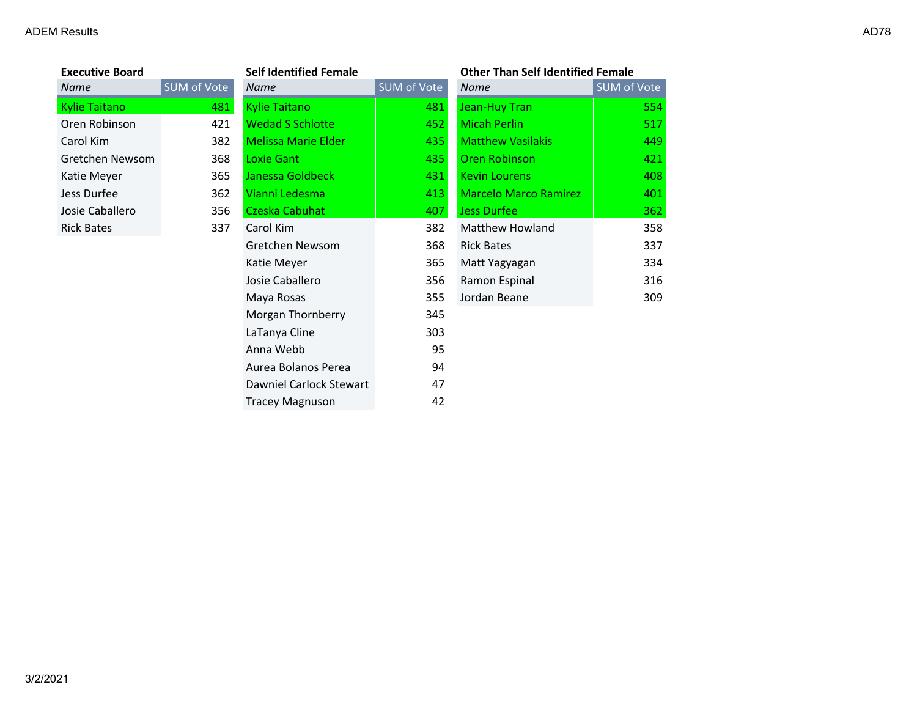ADEM Results

AD78

### Executive Board

| Name | SUM of Vote |
|---|---|
| Kylie Taitano | 481 |
| Oren Robinson | 421 |
| Carol Kim | 382 |
| Gretchen Newsom | 368 |
| Katie Meyer | 365 |
| Jess Durfee | 362 |
| Josie Caballero | 356 |
| Rick Bates | 337 |

### Self Identified Female

| Name | SUM of Vote |
|---|---|
| Kylie Taitano | 481 |
| Wedad S Schlotte | 452 |
| Melissa Marie Elder | 435 |
| Loxie Gant | 435 |
| Janessa Goldbeck | 431 |
| Vianni Ledesma | 413 |
| Czeska Cabuhat | 407 |
| Carol Kim | 382 |
| Gretchen Newsom | 368 |
| Katie Meyer | 365 |
| Josie Caballero | 356 |
| Maya Rosas | 355 |
| Morgan Thornberry | 345 |
| LaTanya Cline | 303 |
| Anna Webb | 95 |
| Aurea Bolanos Perea | 94 |
| Dawniel Carlock Stewart | 47 |
| Tracey Magnuson | 42 |

### Other Than Self Identified Female

| Name | SUM of Vote |
|---|---|
| Jean-Huy Tran | 554 |
| Micah Perlin | 517 |
| Matthew Vasilakis | 449 |
| Oren Robinson | 421 |
| Kevin Lourens | 408 |
| Marcelo Marco Ramirez | 401 |
| Jess Durfee | 362 |
| Matthew Howland | 358 |
| Rick Bates | 337 |
| Matt Yagyagan | 334 |
| Ramon Espinal | 316 |
| Jordan Beane | 309 |

3/2/2021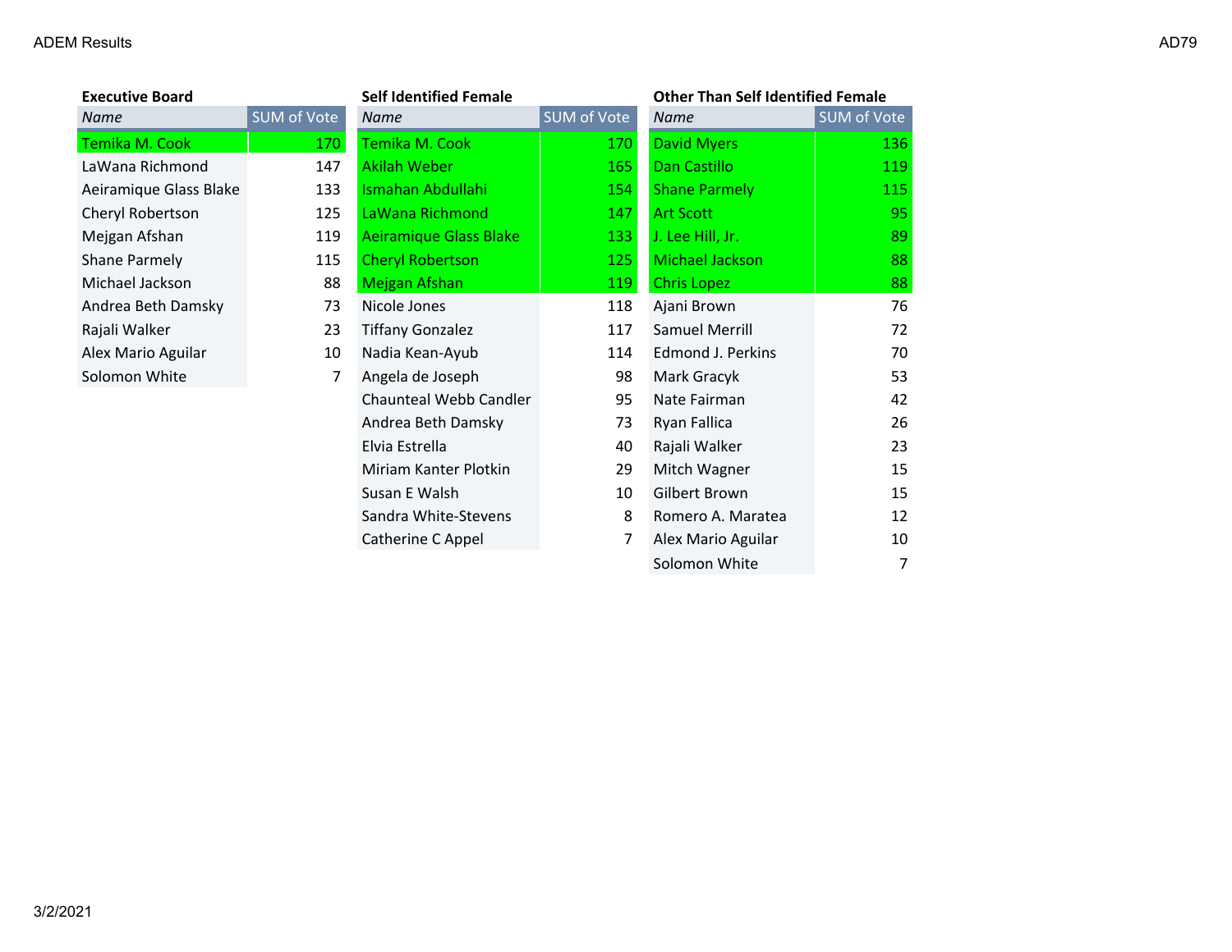ADEM Results

AD79

**Executive Board**

| Name | SUM of Vote |
|---|---|
| Temika M. Cook | 170 |
| LaWana Richmond | 147 |
| Aeiramique Glass Blake | 133 |
| Cheryl Robertson | 125 |
| Mejgan Afshan | 119 |
| Shane Parmely | 115 |
| Michael Jackson | 88 |
| Andrea Beth Damsky | 73 |
| Rajali Walker | 23 |
| Alex Mario Aguilar | 10 |
| Solomon White | 7 |

**Self Identified Female**

| Name | SUM of Vote |
|---|---|
| Temika M. Cook | 170 |
| Akilah Weber | 165 |
| Ismahan Abdullahi | 154 |
| LaWana Richmond | 147 |
| Aeiramique Glass Blake | 133 |
| Cheryl Robertson | 125 |
| Mejgan Afshan | 119 |
| Nicole Jones | 118 |
| Tiffany Gonzalez | 117 |
| Nadia Kean-Ayub | 114 |
| Angela de Joseph | 98 |
| Chaunteal Webb Candler | 95 |
| Andrea Beth Damsky | 73 |
| Elvia Estrella | 40 |
| Miriam Kanter Plotkin | 29 |
| Susan E Walsh | 10 |
| Sandra White-Stevens | 8 |
| Catherine C Appel | 7 |

**Other Than Self Identified Female**

| Name | SUM of Vote |
|---|---|
| David Myers | 136 |
| Dan Castillo | 119 |
| Shane Parmely | 115 |
| Art Scott | 95 |
| J. Lee Hill, Jr. | 89 |
| Michael Jackson | 88 |
| Chris Lopez | 88 |
| Ajani Brown | 76 |
| Samuel Merrill | 72 |
| Edmond J. Perkins | 70 |
| Mark Gracyk | 53 |
| Nate Fairman | 42 |
| Ryan Fallica | 26 |
| Rajali Walker | 23 |
| Mitch Wagner | 15 |
| Gilbert Brown | 15 |
| Romero A. Maratea | 12 |
| Alex Mario Aguilar | 10 |
| Solomon White | 7 |

3/2/2021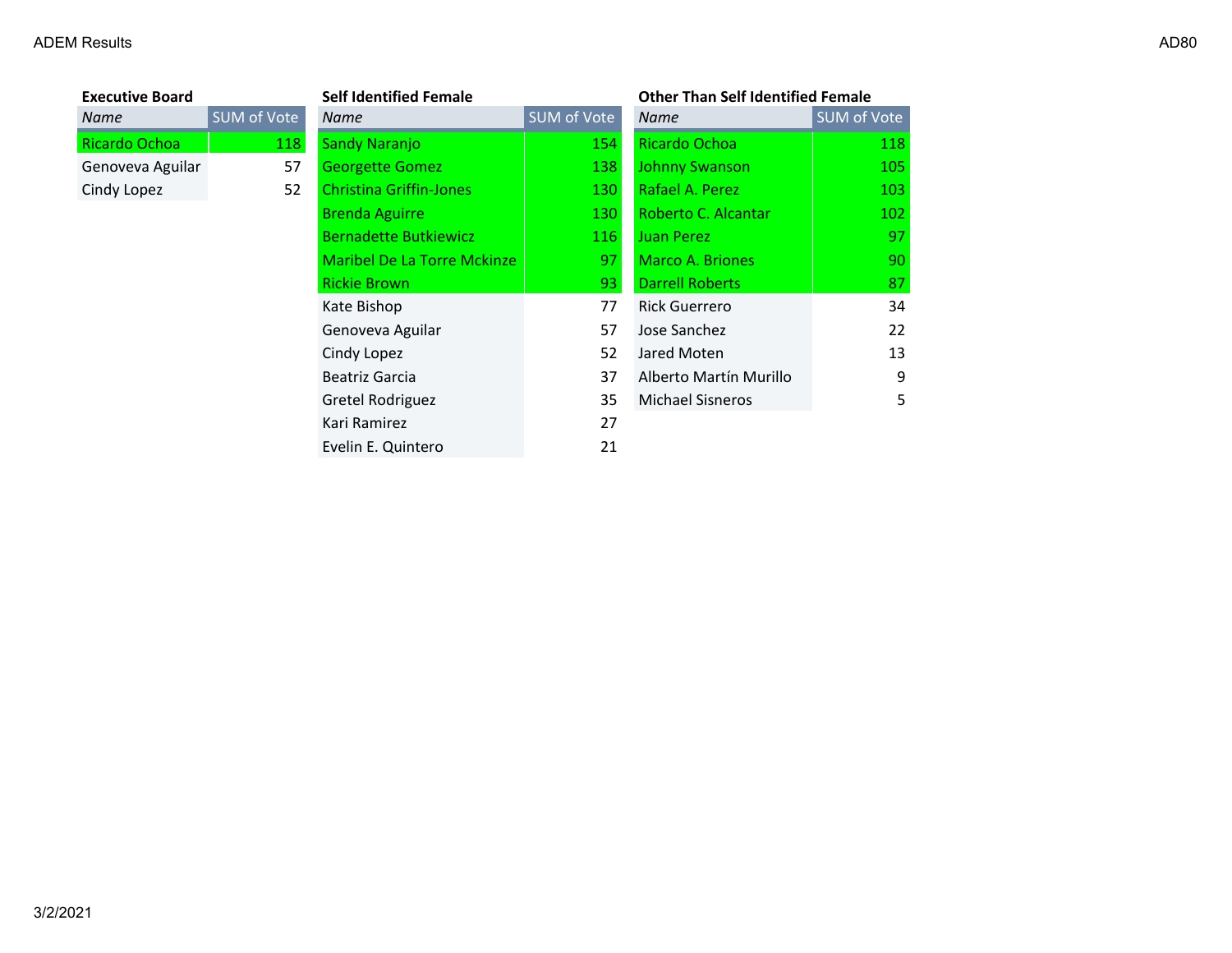ADEM Results

AD80

### Executive Board

| Name | SUM of Vote |
|---|---|
| Ricardo Ochoa | 118 |
| Genoveva Aguilar | 57 |
| Cindy Lopez | 52 |

### Self Identified Female

| Name | SUM of Vote |
|---|---|
| Sandy Naranjo | 154 |
| Georgette Gomez | 138 |
| Christina Griffin-Jones | 130 |
| Brenda Aguirre | 130 |
| Bernadette Butkiewicz | 116 |
| Maribel De La Torre Mckinze | 97 |
| Rickie Brown | 93 |
| Kate Bishop | 77 |
| Genoveva Aguilar | 57 |
| Cindy Lopez | 52 |
| Beatriz Garcia | 37 |
| Gretel Rodriguez | 35 |
| Kari Ramirez | 27 |
| Evelin E. Quintero | 21 |

### Other Than Self Identified Female

| Name | SUM of Vote |
|---|---|
| Ricardo Ochoa | 118 |
| Johnny Swanson | 105 |
| Rafael A. Perez | 103 |
| Roberto C. Alcantar | 102 |
| Juan Perez | 97 |
| Marco A. Briones | 90 |
| Darrell Roberts | 87 |
| Rick Guerrero | 34 |
| Jose Sanchez | 22 |
| Jared Moten | 13 |
| Alberto Martín Murillo | 9 |
| Michael Sisneros | 5 |

3/2/2021